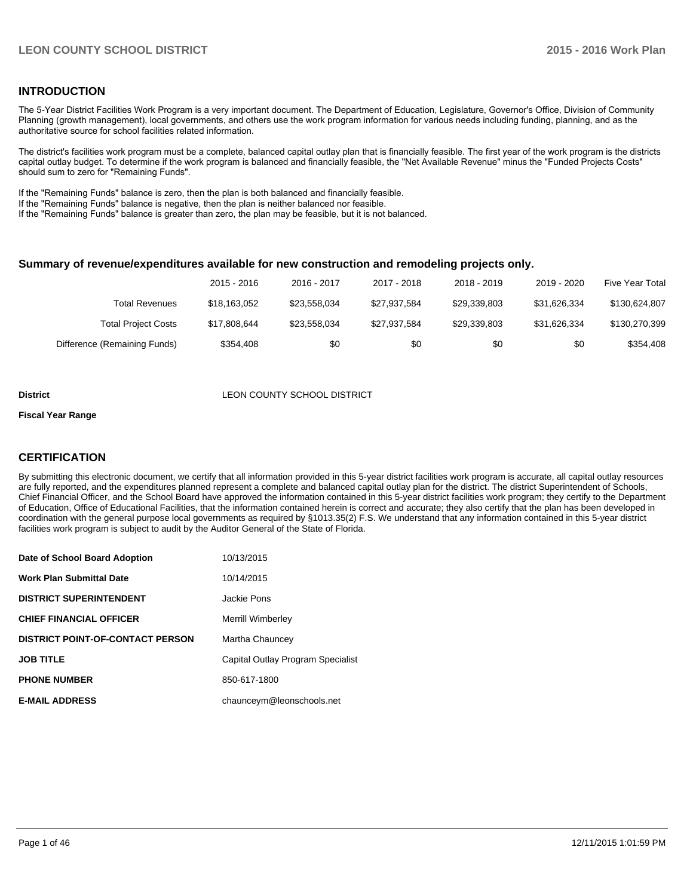## INTRODUCTION

The 5-Year District Facilities Work Program is a very important document. The Department of Education, Legislature, Governor's Office, Division of Community Planning (growth management), local governments, and others use the work program information for various needs including funding, planning, and as the authoritative source for school facilities related information.

The district's facilities work program must be a complete, balanced capital outlay plan that is financially feasible. The first year of the work program is the districts capital outlay budget. To determine if the work program is balanced and financially feasible, the "Net Available Revenue" minus the "Funded Projects Costs" should sum to zero for "Remaining Funds".

If the "Remaining Funds" balance is zero, then the plan is both balanced and financially feasible.
If the "Remaining Funds" balance is negative, then the plan is neither balanced nor feasible.
If the "Remaining Funds" balance is greater than zero, the plan may be feasible, but it is not balanced.

### Summary of revenue/expenditures available for new construction and remodeling projects only.

| | 2015 - 2016 | 2016 - 2017 | 2017 - 2018 | 2018 - 2019 | 2019 - 2020 | Five Year Total |
|---|---|---|---|---|---|---|
| Total Revenues | $18,163,052 | $23,558,034 | $27,937,584 | $29,339,803 | $31,626,334 | $130,624,807 |
| Total Project Costs | $17,808,644 | $23,558,034 | $27,937,584 | $29,339,803 | $31,626,334 | $130,270,399 |
| Difference (Remaining Funds) | $354,408 | $0 | $0 | $0 | $0 | $354,408 |

**District** LEON COUNTY SCHOOL DISTRICT

**Fiscal Year Range**

## CERTIFICATION

By submitting this electronic document, we certify that all information provided in this 5-year district facilities work program is accurate, all capital outlay resources are fully reported, and the expenditures planned represent a complete and balanced capital outlay plan for the district. The district Superintendent of Schools, Chief Financial Officer, and the School Board have approved the information contained in this 5-year district facilities work program; they certify to the Department of Education, Office of Educational Facilities, that the information contained herein is correct and accurate; they also certify that the plan has been developed in coordination with the general purpose local governments as required by §1013.35(2) F.S. We understand that any information contained in this 5-year district facilities work program is subject to audit by the Auditor General of the State of Florida.

| | |
|---|---|
| **Date of School Board Adoption** | 10/13/2015 |
| **Work Plan Submittal Date** | 10/14/2015 |
| **DISTRICT SUPERINTENDENT** | Jackie Pons |
| **CHIEF FINANCIAL OFFICER** | Merrill Wimberley |
| **DISTRICT POINT-OF-CONTACT PERSON** | Martha Chauncey |
| **JOB TITLE** | Capital Outlay Program Specialist |
| **PHONE NUMBER** | 850-617-1800 |
| **E-MAIL ADDRESS** | chaunceym@leonschools.net |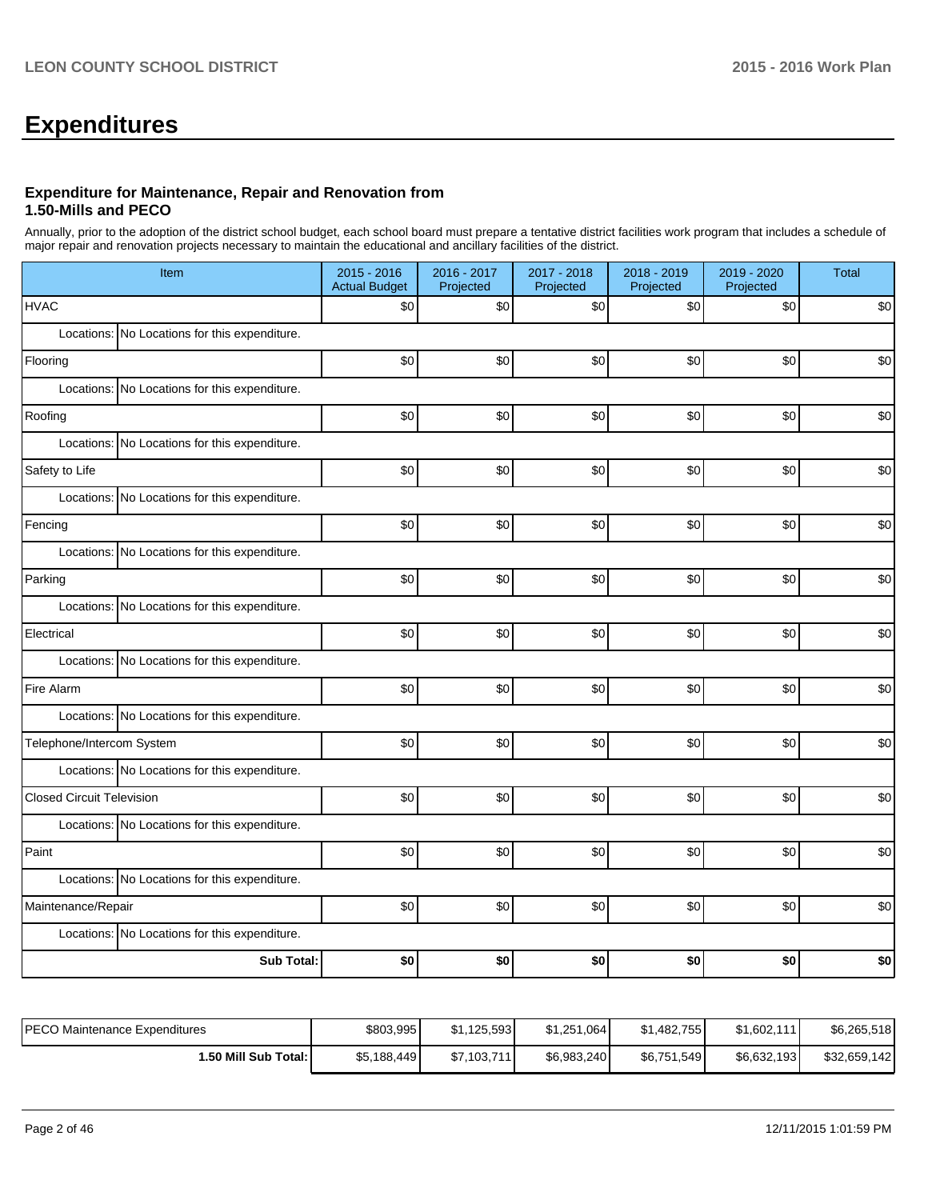# Expenditures

### Expenditure for Maintenance, Repair and Renovation from 1.50-Mills and PECO

Annually, prior to the adoption of the district school budget, each school board must prepare a tentative district facilities work program that includes a schedule of major repair and renovation projects necessary to maintain the educational and ancillary facilities of the district.

| Item | 2015 - 2016 Actual Budget | 2016 - 2017 Projected | 2017 - 2018 Projected | 2018 - 2019 Projected | 2019 - 2020 Projected | Total |
|---|---|---|---|---|---|---|
| HVAC | $0 | $0 | $0 | $0 | $0 | $0 |
| Locations: No Locations for this expenditure. | | | | | | |
| Flooring | $0 | $0 | $0 | $0 | $0 | $0 |
| Locations: No Locations for this expenditure. | | | | | | |
| Roofing | $0 | $0 | $0 | $0 | $0 | $0 |
| Locations: No Locations for this expenditure. | | | | | | |
| Safety to Life | $0 | $0 | $0 | $0 | $0 | $0 |
| Locations: No Locations for this expenditure. | | | | | | |
| Fencing | $0 | $0 | $0 | $0 | $0 | $0 |
| Locations: No Locations for this expenditure. | | | | | | |
| Parking | $0 | $0 | $0 | $0 | $0 | $0 |
| Locations: No Locations for this expenditure. | | | | | | |
| Electrical | $0 | $0 | $0 | $0 | $0 | $0 |
| Locations: No Locations for this expenditure. | | | | | | |
| Fire Alarm | $0 | $0 | $0 | $0 | $0 | $0 |
| Locations: No Locations for this expenditure. | | | | | | |
| Telephone/Intercom System | $0 | $0 | $0 | $0 | $0 | $0 |
| Locations: No Locations for this expenditure. | | | | | | |
| Closed Circuit Television | $0 | $0 | $0 | $0 | $0 | $0 |
| Locations: No Locations for this expenditure. | | | | | | |
| Paint | $0 | $0 | $0 | $0 | $0 | $0 |
| Locations: No Locations for this expenditure. | | | | | | |
| Maintenance/Repair | $0 | $0 | $0 | $0 | $0 | $0 |
| Locations: No Locations for this expenditure. | | | | | | |
| **Sub Total:** | **$0** | **$0** | **$0** | **$0** | **$0** | **$0** |

| | | | | | | |
|---|---|---|---|---|---|---|
| PECO Maintenance Expenditures | $803,995 | $1,125,593 | $1,251,064 | $1,482,755 | $1,602,111 | $6,265,518 |
| **1.50 Mill Sub Total:** | $5,188,449 | $7,103,711 | $6,983,240 | $6,751,549 | $6,632,193 | $32,659,142 |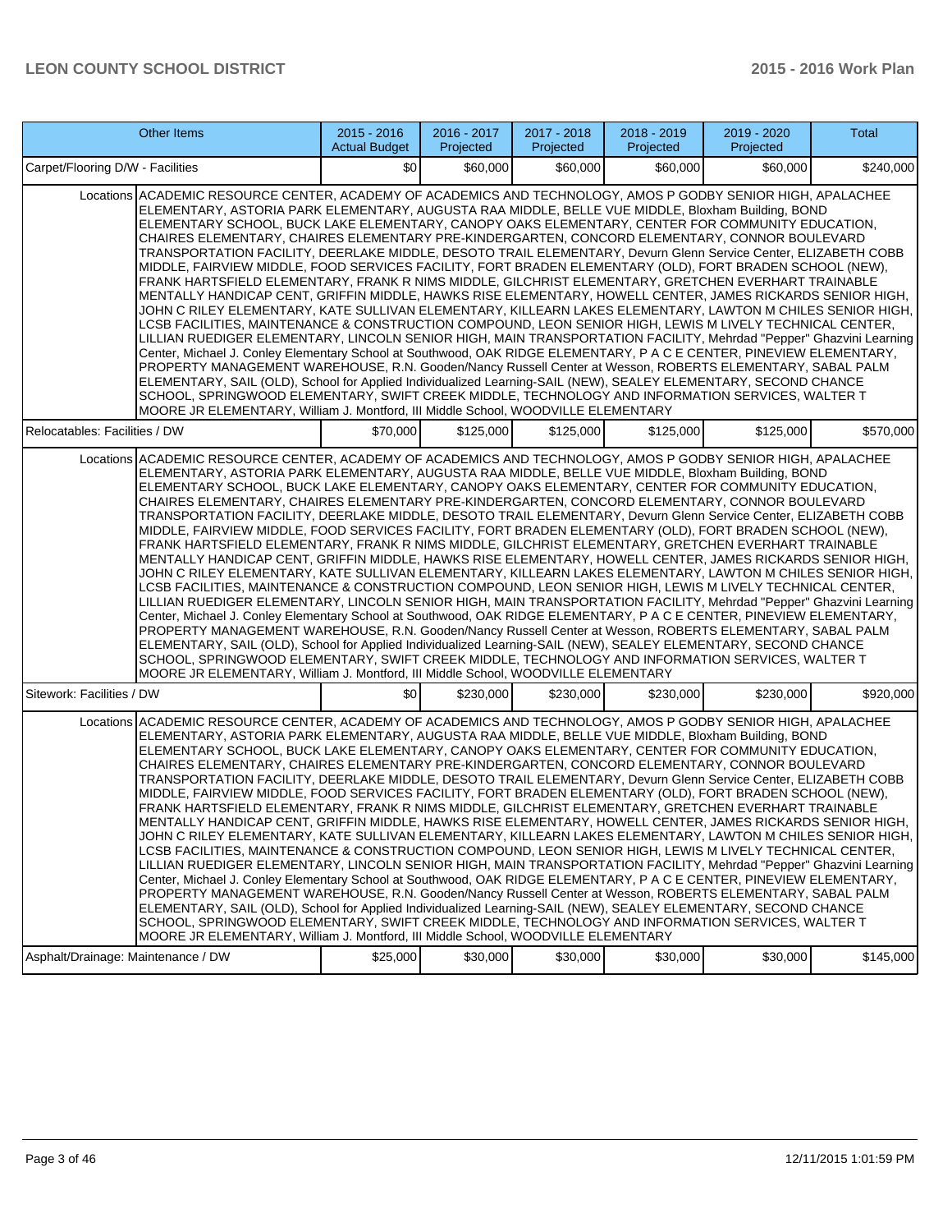| Other Items | 2015 - 2016 Actual Budget | 2016 - 2017 Projected | 2017 - 2018 Projected | 2018 - 2019 Projected | 2019 - 2020 Projected | Total |
|---|---|---|---|---|---|---|
| Carpet/Flooring D/W - Facilities | $0 | $60,000 | $60,000 | $60,000 | $60,000 | $240,000 |
| Locations ACADEMIC RESOURCE CENTER, ACADEMY OF ACADEMICS AND TECHNOLOGY, AMOS P GODBY SENIOR HIGH, APALACHEE ELEMENTARY, ASTORIA PARK ELEMENTARY, AUGUSTA RAA MIDDLE, BELLE VUE MIDDLE, Bloxham Building, BOND ELEMENTARY SCHOOL, BUCK LAKE ELEMENTARY, CANOPY OAKS ELEMENTARY, CENTER FOR COMMUNITY EDUCATION, CHAIRES ELEMENTARY, CHAIRES ELEMENTARY PRE-KINDERGARTEN, CONCORD ELEMENTARY, CONNOR BOULEVARD TRANSPORTATION FACILITY, DEERLAKE MIDDLE, DESOTO TRAIL ELEMENTARY, Devurn Glenn Service Center, ELIZABETH COBB MIDDLE, FAIRVIEW MIDDLE, FOOD SERVICES FACILITY, FORT BRADEN ELEMENTARY (OLD), FORT BRADEN SCHOOL (NEW), FRANK HARTSFIELD ELEMENTARY, FRANK R NIMS MIDDLE, GILCHRIST ELEMENTARY, GRETCHEN EVERHART TRAINABLE MENTALLY HANDICAP CENT, GRIFFIN MIDDLE, HAWKS RISE ELEMENTARY, HOWELL CENTER, JAMES RICKARDS SENIOR HIGH, JOHN C RILEY ELEMENTARY, KATE SULLIVAN ELEMENTARY, KILLEARN LAKES ELEMENTARY, LAWTON M CHILES SENIOR HIGH, LCSB FACILITIES, MAINTENANCE & CONSTRUCTION COMPOUND, LEON SENIOR HIGH, LEWIS M LIVELY TECHNICAL CENTER, LILLIAN RUEDIGER ELEMENTARY, LINCOLN SENIOR HIGH, MAIN TRANSPORTATION FACILITY, Mehrdad "Pepper" Ghazvini Learning Center, Michael J. Conley Elementary School at Southwood, OAK RIDGE ELEMENTARY, P A C E CENTER, PINEVIEW ELEMENTARY, PROPERTY MANAGEMENT WAREHOUSE, R.N. Gooden/Nancy Russell Center at Wesson, ROBERTS ELEMENTARY, SABAL PALM ELEMENTARY, SAIL (OLD), School for Applied Individualized Learning-SAIL (NEW), SEALEY ELEMENTARY, SECOND CHANCE SCHOOL, SPRINGWOOD ELEMENTARY, SWIFT CREEK MIDDLE, TECHNOLOGY AND INFORMATION SERVICES, WALTER T MOORE JR ELEMENTARY, William J. Montford, III Middle School, WOODVILLE ELEMENTARY | | | | | | |
| Relocatables: Facilities / DW | $70,000 | $125,000 | $125,000 | $125,000 | $125,000 | $570,000 |
| Locations ACADEMIC RESOURCE CENTER, ACADEMY OF ACADEMICS AND TECHNOLOGY, AMOS P GODBY SENIOR HIGH, APALACHEE ELEMENTARY, ASTORIA PARK ELEMENTARY, AUGUSTA RAA MIDDLE, BELLE VUE MIDDLE, Bloxham Building, BOND ELEMENTARY SCHOOL, BUCK LAKE ELEMENTARY, CANOPY OAKS ELEMENTARY, CENTER FOR COMMUNITY EDUCATION, CHAIRES ELEMENTARY, CHAIRES ELEMENTARY PRE-KINDERGARTEN, CONCORD ELEMENTARY, CONNOR BOULEVARD TRANSPORTATION FACILITY, DEERLAKE MIDDLE, DESOTO TRAIL ELEMENTARY, Devurn Glenn Service Center, ELIZABETH COBB MIDDLE, FAIRVIEW MIDDLE, FOOD SERVICES FACILITY, FORT BRADEN ELEMENTARY (OLD), FORT BRADEN SCHOOL (NEW), FRANK HARTSFIELD ELEMENTARY, FRANK R NIMS MIDDLE, GILCHRIST ELEMENTARY, GRETCHEN EVERHART TRAINABLE MENTALLY HANDICAP CENT, GRIFFIN MIDDLE, HAWKS RISE ELEMENTARY, HOWELL CENTER, JAMES RICKARDS SENIOR HIGH, JOHN C RILEY ELEMENTARY, KATE SULLIVAN ELEMENTARY, KILLEARN LAKES ELEMENTARY, LAWTON M CHILES SENIOR HIGH, LCSB FACILITIES, MAINTENANCE & CONSTRUCTION COMPOUND, LEON SENIOR HIGH, LEWIS M LIVELY TECHNICAL CENTER, LILLIAN RUEDIGER ELEMENTARY, LINCOLN SENIOR HIGH, MAIN TRANSPORTATION FACILITY, Mehrdad "Pepper" Ghazvini Learning Center, Michael J. Conley Elementary School at Southwood, OAK RIDGE ELEMENTARY, P A C E CENTER, PINEVIEW ELEMENTARY, PROPERTY MANAGEMENT WAREHOUSE, R.N. Gooden/Nancy Russell Center at Wesson, ROBERTS ELEMENTARY, SABAL PALM ELEMENTARY, SAIL (OLD), School for Applied Individualized Learning-SAIL (NEW), SEALEY ELEMENTARY, SECOND CHANCE SCHOOL, SPRINGWOOD ELEMENTARY, SWIFT CREEK MIDDLE, TECHNOLOGY AND INFORMATION SERVICES, WALTER T MOORE JR ELEMENTARY, William J. Montford, III Middle School, WOODVILLE ELEMENTARY | | | | | | |
| Sitework: Facilities / DW | $0 | $230,000 | $230,000 | $230,000 | $230,000 | $920,000 |
| Locations ACADEMIC RESOURCE CENTER, ACADEMY OF ACADEMICS AND TECHNOLOGY, AMOS P GODBY SENIOR HIGH, APALACHEE ELEMENTARY, ASTORIA PARK ELEMENTARY, AUGUSTA RAA MIDDLE, BELLE VUE MIDDLE, Bloxham Building, BOND ELEMENTARY SCHOOL, BUCK LAKE ELEMENTARY, CANOPY OAKS ELEMENTARY, CENTER FOR COMMUNITY EDUCATION, CHAIRES ELEMENTARY, CHAIRES ELEMENTARY PRE-KINDERGARTEN, CONCORD ELEMENTARY, CONNOR BOULEVARD TRANSPORTATION FACILITY, DEERLAKE MIDDLE, DESOTO TRAIL ELEMENTARY, Devurn Glenn Service Center, ELIZABETH COBB MIDDLE, FAIRVIEW MIDDLE, FOOD SERVICES FACILITY, FORT BRADEN ELEMENTARY (OLD), FORT BRADEN SCHOOL (NEW), FRANK HARTSFIELD ELEMENTARY, FRANK R NIMS MIDDLE, GILCHRIST ELEMENTARY, GRETCHEN EVERHART TRAINABLE MENTALLY HANDICAP CENT, GRIFFIN MIDDLE, HAWKS RISE ELEMENTARY, HOWELL CENTER, JAMES RICKARDS SENIOR HIGH, JOHN C RILEY ELEMENTARY, KATE SULLIVAN ELEMENTARY, KILLEARN LAKES ELEMENTARY, LAWTON M CHILES SENIOR HIGH, LCSB FACILITIES, MAINTENANCE & CONSTRUCTION COMPOUND, LEON SENIOR HIGH, LEWIS M LIVELY TECHNICAL CENTER, LILLIAN RUEDIGER ELEMENTARY, LINCOLN SENIOR HIGH, MAIN TRANSPORTATION FACILITY, Mehrdad "Pepper" Ghazvini Learning Center, Michael J. Conley Elementary School at Southwood, OAK RIDGE ELEMENTARY, P A C E CENTER, PINEVIEW ELEMENTARY, PROPERTY MANAGEMENT WAREHOUSE, R.N. Gooden/Nancy Russell Center at Wesson, ROBERTS ELEMENTARY, SABAL PALM ELEMENTARY, SAIL (OLD), School for Applied Individualized Learning-SAIL (NEW), SEALEY ELEMENTARY, SECOND CHANCE SCHOOL, SPRINGWOOD ELEMENTARY, SWIFT CREEK MIDDLE, TECHNOLOGY AND INFORMATION SERVICES, WALTER T MOORE JR ELEMENTARY, William J. Montford, III Middle School, WOODVILLE ELEMENTARY | | | | | | |
| Asphalt/Drainage: Maintenance / DW | $25,000 | $30,000 | $30,000 | $30,000 | $30,000 | $145,000 |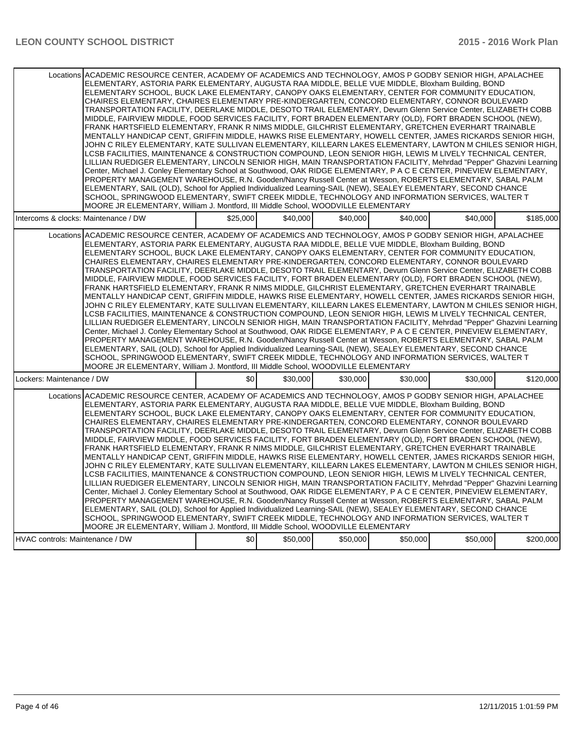| | | | | | | |
|---|---|---|---|---|---|---|
| Locations | ACADEMIC RESOURCE CENTER, ACADEMY OF ACADEMICS AND TECHNOLOGY, AMOS P GODBY SENIOR HIGH, APALACHEE ELEMENTARY, ASTORIA PARK ELEMENTARY, AUGUSTA RAA MIDDLE, BELLE VUE MIDDLE, Bloxham Building, BOND ELEMENTARY SCHOOL, BUCK LAKE ELEMENTARY, CANOPY OAKS ELEMENTARY, CENTER FOR COMMUNITY EDUCATION, CHAIRES ELEMENTARY, CHAIRES ELEMENTARY PRE-KINDERGARTEN, CONCORD ELEMENTARY, CONNOR BOULEVARD TRANSPORTATION FACILITY, DEERLAKE MIDDLE, DESOTO TRAIL ELEMENTARY, Devurn Glenn Service Center, ELIZABETH COBB MIDDLE, FAIRVIEW MIDDLE, FOOD SERVICES FACILITY, FORT BRADEN ELEMENTARY (OLD), FORT BRADEN SCHOOL (NEW), FRANK HARTSFIELD ELEMENTARY, FRANK R NIMS MIDDLE, GILCHRIST ELEMENTARY, GRETCHEN EVERHART TRAINABLE MENTALLY HANDICAP CENT, GRIFFIN MIDDLE, HAWKS RISE ELEMENTARY, HOWELL CENTER, JAMES RICKARDS SENIOR HIGH, JOHN C RILEY ELEMENTARY, KATE SULLIVAN ELEMENTARY, KILLEARN LAKES ELEMENTARY, LAWTON M CHILES SENIOR HIGH, LCSB FACILITIES, MAINTENANCE & CONSTRUCTION COMPOUND, LEON SENIOR HIGH, LEWIS M LIVELY TECHNICAL CENTER, LILLIAN RUEDIGER ELEMENTARY, LINCOLN SENIOR HIGH, MAIN TRANSPORTATION FACILITY, Mehrdad "Pepper" Ghazvini Learning Center, Michael J. Conley Elementary School at Southwood, OAK RIDGE ELEMENTARY, P A C E CENTER, PINEVIEW ELEMENTARY, PROPERTY MANAGEMENT WAREHOUSE, R.N. Gooden/Nancy Russell Center at Wesson, ROBERTS ELEMENTARY, SABAL PALM ELEMENTARY, SAIL (OLD), School for Applied Individualized Learning-SAIL (NEW), SEALEY ELEMENTARY, SECOND CHANCE SCHOOL, SPRINGWOOD ELEMENTARY, SWIFT CREEK MIDDLE, TECHNOLOGY AND INFORMATION SERVICES, WALTER T MOORE JR ELEMENTARY, William J. Montford, III Middle School, WOODVILLE ELEMENTARY | | | | | |
| Intercoms & clocks: Maintenance / DW | | $25,000 | $40,000 | $40,000 | $40,000 | $40,000 | $185,000 |
| Locations | ACADEMIC RESOURCE CENTER, ACADEMY OF ACADEMICS AND TECHNOLOGY, AMOS P GODBY SENIOR HIGH, APALACHEE ELEMENTARY, ASTORIA PARK ELEMENTARY, AUGUSTA RAA MIDDLE, BELLE VUE MIDDLE, Bloxham Building, BOND ELEMENTARY SCHOOL, BUCK LAKE ELEMENTARY, CANOPY OAKS ELEMENTARY, CENTER FOR COMMUNITY EDUCATION, CHAIRES ELEMENTARY, CHAIRES ELEMENTARY PRE-KINDERGARTEN, CONCORD ELEMENTARY, CONNOR BOULEVARD TRANSPORTATION FACILITY, DEERLAKE MIDDLE, DESOTO TRAIL ELEMENTARY, Devurn Glenn Service Center, ELIZABETH COBB MIDDLE, FAIRVIEW MIDDLE, FOOD SERVICES FACILITY, FORT BRADEN ELEMENTARY (OLD), FORT BRADEN SCHOOL (NEW), FRANK HARTSFIELD ELEMENTARY, FRANK R NIMS MIDDLE, GILCHRIST ELEMENTARY, GRETCHEN EVERHART TRAINABLE MENTALLY HANDICAP CENT, GRIFFIN MIDDLE, HAWKS RISE ELEMENTARY, HOWELL CENTER, JAMES RICKARDS SENIOR HIGH, JOHN C RILEY ELEMENTARY, KATE SULLIVAN ELEMENTARY, KILLEARN LAKES ELEMENTARY, LAWTON M CHILES SENIOR HIGH, LCSB FACILITIES, MAINTENANCE & CONSTRUCTION COMPOUND, LEON SENIOR HIGH, LEWIS M LIVELY TECHNICAL CENTER, LILLIAN RUEDIGER ELEMENTARY, LINCOLN SENIOR HIGH, MAIN TRANSPORTATION FACILITY, Mehrdad "Pepper" Ghazvini Learning Center, Michael J. Conley Elementary School at Southwood, OAK RIDGE ELEMENTARY, P A C E CENTER, PINEVIEW ELEMENTARY, PROPERTY MANAGEMENT WAREHOUSE, R.N. Gooden/Nancy Russell Center at Wesson, ROBERTS ELEMENTARY, SABAL PALM ELEMENTARY, SAIL (OLD), School for Applied Individualized Learning-SAIL (NEW), SEALEY ELEMENTARY, SECOND CHANCE SCHOOL, SPRINGWOOD ELEMENTARY, SWIFT CREEK MIDDLE, TECHNOLOGY AND INFORMATION SERVICES, WALTER T MOORE JR ELEMENTARY, William J. Montford, III Middle School, WOODVILLE ELEMENTARY | | | | | |
| Lockers: Maintenance / DW | | $0 | $30,000 | $30,000 | $30,000 | $30,000 | $120,000 |
| Locations | ACADEMIC RESOURCE CENTER, ACADEMY OF ACADEMICS AND TECHNOLOGY, AMOS P GODBY SENIOR HIGH, APALACHEE ELEMENTARY, ASTORIA PARK ELEMENTARY, AUGUSTA RAA MIDDLE, BELLE VUE MIDDLE, Bloxham Building, BOND ELEMENTARY SCHOOL, BUCK LAKE ELEMENTARY, CANOPY OAKS ELEMENTARY, CENTER FOR COMMUNITY EDUCATION, CHAIRES ELEMENTARY, CHAIRES ELEMENTARY PRE-KINDERGARTEN, CONCORD ELEMENTARY, CONNOR BOULEVARD TRANSPORTATION FACILITY, DEERLAKE MIDDLE, DESOTO TRAIL ELEMENTARY, Devurn Glenn Service Center, ELIZABETH COBB MIDDLE, FAIRVIEW MIDDLE, FOOD SERVICES FACILITY, FORT BRADEN ELEMENTARY (OLD), FORT BRADEN SCHOOL (NEW), FRANK HARTSFIELD ELEMENTARY, FRANK R NIMS MIDDLE, GILCHRIST ELEMENTARY, GRETCHEN EVERHART TRAINABLE MENTALLY HANDICAP CENT, GRIFFIN MIDDLE, HAWKS RISE ELEMENTARY, HOWELL CENTER, JAMES RICKARDS SENIOR HIGH, JOHN C RILEY ELEMENTARY, KATE SULLIVAN ELEMENTARY, KILLEARN LAKES ELEMENTARY, LAWTON M CHILES SENIOR HIGH, LCSB FACILITIES, MAINTENANCE & CONSTRUCTION COMPOUND, LEON SENIOR HIGH, LEWIS M LIVELY TECHNICAL CENTER, LILLIAN RUEDIGER ELEMENTARY, LINCOLN SENIOR HIGH, MAIN TRANSPORTATION FACILITY, Mehrdad "Pepper" Ghazvini Learning Center, Michael J. Conley Elementary School at Southwood, OAK RIDGE ELEMENTARY, P A C E CENTER, PINEVIEW ELEMENTARY, PROPERTY MANAGEMENT WAREHOUSE, R.N. Gooden/Nancy Russell Center at Wesson, ROBERTS ELEMENTARY, SABAL PALM ELEMENTARY, SAIL (OLD), School for Applied Individualized Learning-SAIL (NEW), SEALEY ELEMENTARY, SECOND CHANCE SCHOOL, SPRINGWOOD ELEMENTARY, SWIFT CREEK MIDDLE, TECHNOLOGY AND INFORMATION SERVICES, WALTER T MOORE JR ELEMENTARY, William J. Montford, III Middle School, WOODVILLE ELEMENTARY | | | | | |
| HVAC controls: Maintenance / DW | | $0 | $50,000 | $50,000 | $50,000 | $50,000 | $200,000 |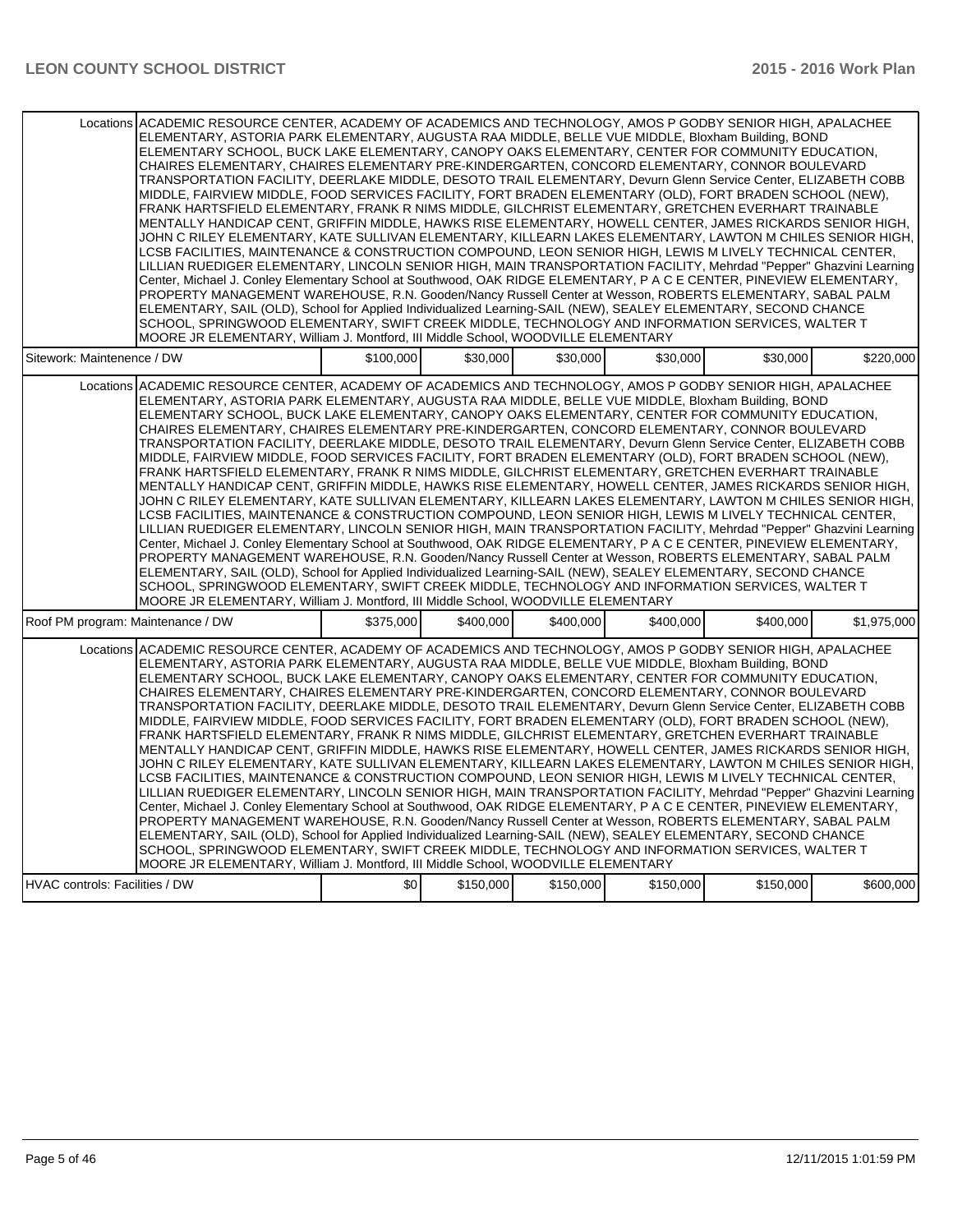| | | | | | | |
|---|---|---|---|---|---|---|
| Locations | ACADEMIC RESOURCE CENTER, ACADEMY OF ACADEMICS AND TECHNOLOGY, AMOS P GODBY SENIOR HIGH, APALACHEE ELEMENTARY, ASTORIA PARK ELEMENTARY, AUGUSTA RAA MIDDLE, BELLE VUE MIDDLE, Bloxham Building, BOND ELEMENTARY SCHOOL, BUCK LAKE ELEMENTARY, CANOPY OAKS ELEMENTARY, CENTER FOR COMMUNITY EDUCATION, CHAIRES ELEMENTARY, CHAIRES ELEMENTARY PRE-KINDERGARTEN, CONCORD ELEMENTARY, CONNOR BOULEVARD TRANSPORTATION FACILITY, DEERLAKE MIDDLE, DESOTO TRAIL ELEMENTARY, Devurn Glenn Service Center, ELIZABETH COBB MIDDLE, FAIRVIEW MIDDLE, FOOD SERVICES FACILITY, FORT BRADEN ELEMENTARY (OLD), FORT BRADEN SCHOOL (NEW), FRANK HARTSFIELD ELEMENTARY, FRANK R NIMS MIDDLE, GILCHRIST ELEMENTARY, GRETCHEN EVERHART TRAINABLE MENTALLY HANDICAP CENT, GRIFFIN MIDDLE, HAWKS RISE ELEMENTARY, HOWELL CENTER, JAMES RICKARDS SENIOR HIGH, JOHN C RILEY ELEMENTARY, KATE SULLIVAN ELEMENTARY, KILLEARN LAKES ELEMENTARY, LAWTON M CHILES SENIOR HIGH, LCSB FACILITIES, MAINTENANCE & CONSTRUCTION COMPOUND, LEON SENIOR HIGH, LEWIS M LIVELY TECHNICAL CENTER, LILLIAN RUEDIGER ELEMENTARY, LINCOLN SENIOR HIGH, MAIN TRANSPORTATION FACILITY, Mehrdad "Pepper" Ghazvini Learning Center, Michael J. Conley Elementary School at Southwood, OAK RIDGE ELEMENTARY, P A C E CENTER, PINEVIEW ELEMENTARY, PROPERTY MANAGEMENT WAREHOUSE, R.N. Gooden/Nancy Russell Center at Wesson, ROBERTS ELEMENTARY, SABAL PALM ELEMENTARY, SAIL (OLD), School for Applied Individualized Learning-SAIL (NEW), SEALEY ELEMENTARY, SECOND CHANCE SCHOOL, SPRINGWOOD ELEMENTARY, SWIFT CREEK MIDDLE, TECHNOLOGY AND INFORMATION SERVICES, WALTER T MOORE JR ELEMENTARY, William J. Montford, III Middle School, WOODVILLE ELEMENTARY | | | | | |
| Sitework: Maintenence / DW | | $100,000 | $30,000 | $30,000 | $30,000 | $30,000 | $220,000 |
| Locations | ACADEMIC RESOURCE CENTER, ACADEMY OF ACADEMICS AND TECHNOLOGY, AMOS P GODBY SENIOR HIGH, APALACHEE ELEMENTARY, ASTORIA PARK ELEMENTARY, AUGUSTA RAA MIDDLE, BELLE VUE MIDDLE, Bloxham Building, BOND ELEMENTARY SCHOOL, BUCK LAKE ELEMENTARY, CANOPY OAKS ELEMENTARY, CENTER FOR COMMUNITY EDUCATION, CHAIRES ELEMENTARY, CHAIRES ELEMENTARY PRE-KINDERGARTEN, CONCORD ELEMENTARY, CONNOR BOULEVARD TRANSPORTATION FACILITY, DEERLAKE MIDDLE, DESOTO TRAIL ELEMENTARY, Devurn Glenn Service Center, ELIZABETH COBB MIDDLE, FAIRVIEW MIDDLE, FOOD SERVICES FACILITY, FORT BRADEN ELEMENTARY (OLD), FORT BRADEN SCHOOL (NEW), FRANK HARTSFIELD ELEMENTARY, FRANK R NIMS MIDDLE, GILCHRIST ELEMENTARY, GRETCHEN EVERHART TRAINABLE MENTALLY HANDICAP CENT, GRIFFIN MIDDLE, HAWKS RISE ELEMENTARY, HOWELL CENTER, JAMES RICKARDS SENIOR HIGH, JOHN C RILEY ELEMENTARY, KATE SULLIVAN ELEMENTARY, KILLEARN LAKES ELEMENTARY, LAWTON M CHILES SENIOR HIGH, LCSB FACILITIES, MAINTENANCE & CONSTRUCTION COMPOUND, LEON SENIOR HIGH, LEWIS M LIVELY TECHNICAL CENTER, LILLIAN RUEDIGER ELEMENTARY, LINCOLN SENIOR HIGH, MAIN TRANSPORTATION FACILITY, Mehrdad "Pepper" Ghazvini Learning Center, Michael J. Conley Elementary School at Southwood, OAK RIDGE ELEMENTARY, P A C E CENTER, PINEVIEW ELEMENTARY, PROPERTY MANAGEMENT WAREHOUSE, R.N. Gooden/Nancy Russell Center at Wesson, ROBERTS ELEMENTARY, SABAL PALM ELEMENTARY, SAIL (OLD), School for Applied Individualized Learning-SAIL (NEW), SEALEY ELEMENTARY, SECOND CHANCE SCHOOL, SPRINGWOOD ELEMENTARY, SWIFT CREEK MIDDLE, TECHNOLOGY AND INFORMATION SERVICES, WALTER T MOORE JR ELEMENTARY, William J. Montford, III Middle School, WOODVILLE ELEMENTARY | | | | | |
| Roof PM program: Maintenance / DW | | $375,000 | $400,000 | $400,000 | $400,000 | $400,000 | $1,975,000 |
| Locations | ACADEMIC RESOURCE CENTER, ACADEMY OF ACADEMICS AND TECHNOLOGY, AMOS P GODBY SENIOR HIGH, APALACHEE ELEMENTARY, ASTORIA PARK ELEMENTARY, AUGUSTA RAA MIDDLE, BELLE VUE MIDDLE, Bloxham Building, BOND ELEMENTARY SCHOOL, BUCK LAKE ELEMENTARY, CANOPY OAKS ELEMENTARY, CENTER FOR COMMUNITY EDUCATION, CHAIRES ELEMENTARY, CHAIRES ELEMENTARY PRE-KINDERGARTEN, CONCORD ELEMENTARY, CONNOR BOULEVARD TRANSPORTATION FACILITY, DEERLAKE MIDDLE, DESOTO TRAIL ELEMENTARY, Devurn Glenn Service Center, ELIZABETH COBB MIDDLE, FAIRVIEW MIDDLE, FOOD SERVICES FACILITY, FORT BRADEN ELEMENTARY (OLD), FORT BRADEN SCHOOL (NEW), FRANK HARTSFIELD ELEMENTARY, FRANK R NIMS MIDDLE, GILCHRIST ELEMENTARY, GRETCHEN EVERHART TRAINABLE MENTALLY HANDICAP CENT, GRIFFIN MIDDLE, HAWKS RISE ELEMENTARY, HOWELL CENTER, JAMES RICKARDS SENIOR HIGH, JOHN C RILEY ELEMENTARY, KATE SULLIVAN ELEMENTARY, KILLEARN LAKES ELEMENTARY, LAWTON M CHILES SENIOR HIGH, LCSB FACILITIES, MAINTENANCE & CONSTRUCTION COMPOUND, LEON SENIOR HIGH, LEWIS M LIVELY TECHNICAL CENTER, LILLIAN RUEDIGER ELEMENTARY, LINCOLN SENIOR HIGH, MAIN TRANSPORTATION FACILITY, Mehrdad "Pepper" Ghazvini Learning Center, Michael J. Conley Elementary School at Southwood, OAK RIDGE ELEMENTARY, P A C E CENTER, PINEVIEW ELEMENTARY, PROPERTY MANAGEMENT WAREHOUSE, R.N. Gooden/Nancy Russell Center at Wesson, ROBERTS ELEMENTARY, SABAL PALM ELEMENTARY, SAIL (OLD), School for Applied Individualized Learning-SAIL (NEW), SEALEY ELEMENTARY, SECOND CHANCE SCHOOL, SPRINGWOOD ELEMENTARY, SWIFT CREEK MIDDLE, TECHNOLOGY AND INFORMATION SERVICES, WALTER T MOORE JR ELEMENTARY, William J. Montford, III Middle School, WOODVILLE ELEMENTARY | | | | | |
| HVAC controls: Facilities / DW | | $0 | $150,000 | $150,000 | $150,000 | $150,000 | $600,000 |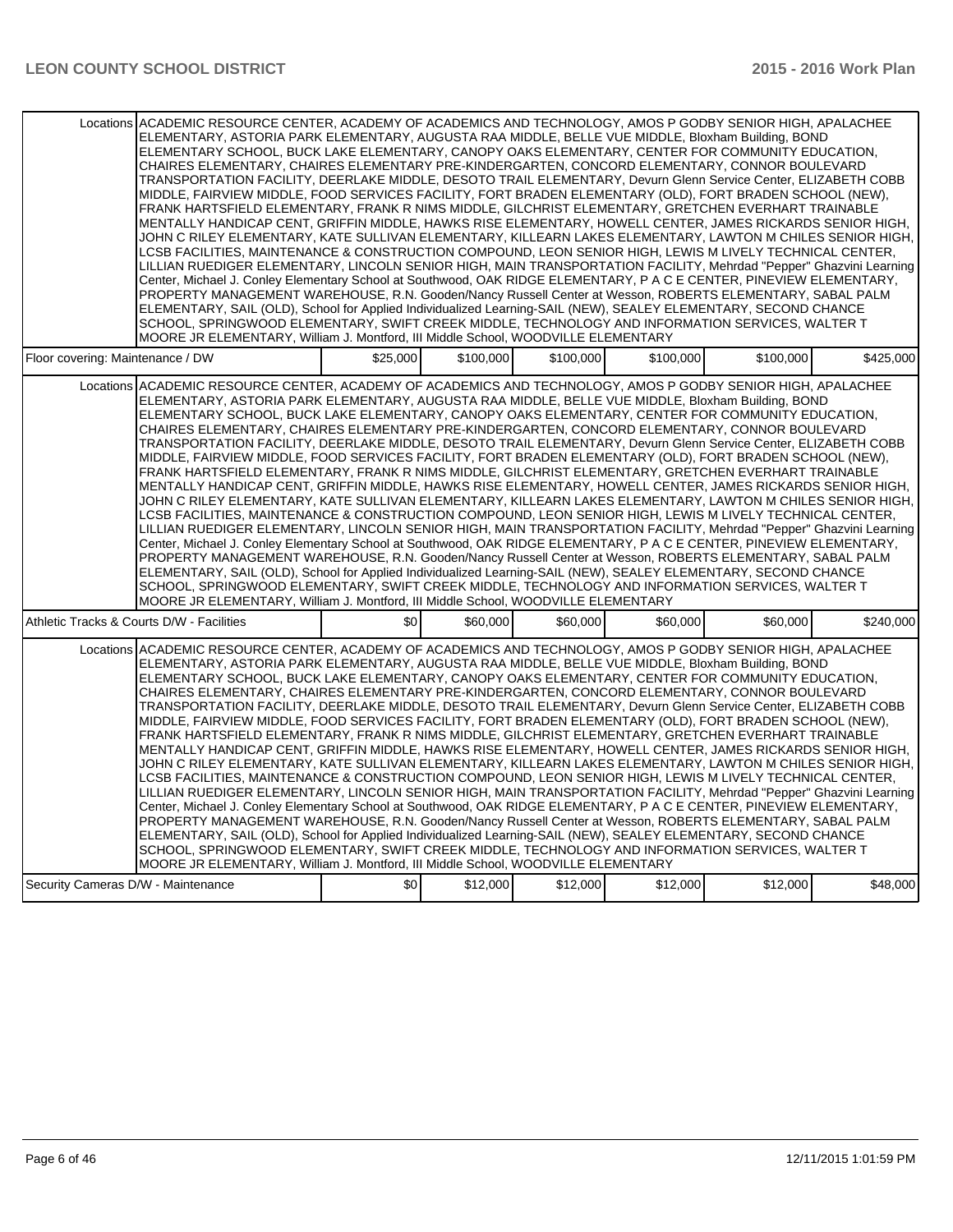| | | | | | | |
|---|---|---|---|---|---|---|
| Locations | ACADEMIC RESOURCE CENTER, ACADEMY OF ACADEMICS AND TECHNOLOGY, AMOS P GODBY SENIOR HIGH, APALACHEE ELEMENTARY, ASTORIA PARK ELEMENTARY, AUGUSTA RAA MIDDLE, BELLE VUE MIDDLE, Bloxham Building, BOND ELEMENTARY SCHOOL, BUCK LAKE ELEMENTARY, CANOPY OAKS ELEMENTARY, CENTER FOR COMMUNITY EDUCATION, CHAIRES ELEMENTARY, CHAIRES ELEMENTARY PRE-KINDERGARTEN, CONCORD ELEMENTARY, CONNOR BOULEVARD TRANSPORTATION FACILITY, DEERLAKE MIDDLE, DESOTO TRAIL ELEMENTARY, Devurn Glenn Service Center, ELIZABETH COBB MIDDLE, FAIRVIEW MIDDLE, FOOD SERVICES FACILITY, FORT BRADEN ELEMENTARY (OLD), FORT BRADEN SCHOOL (NEW), FRANK HARTSFIELD ELEMENTARY, FRANK R NIMS MIDDLE, GILCHRIST ELEMENTARY, GRETCHEN EVERHART TRAINABLE MENTALLY HANDICAP CENT, GRIFFIN MIDDLE, HAWKS RISE ELEMENTARY, HOWELL CENTER, JAMES RICKARDS SENIOR HIGH, JOHN C RILEY ELEMENTARY, KATE SULLIVAN ELEMENTARY, KILLEARN LAKES ELEMENTARY, LAWTON M CHILES SENIOR HIGH, LCSB FACILITIES, MAINTENANCE & CONSTRUCTION COMPOUND, LEON SENIOR HIGH, LEWIS M LIVELY TECHNICAL CENTER, LILLIAN RUEDIGER ELEMENTARY, LINCOLN SENIOR HIGH, MAIN TRANSPORTATION FACILITY, Mehrdad "Pepper" Ghazvini Learning Center, Michael J. Conley Elementary School at Southwood, OAK RIDGE ELEMENTARY, P A C E CENTER, PINEVIEW ELEMENTARY, PROPERTY MANAGEMENT WAREHOUSE, R.N. Gooden/Nancy Russell Center at Wesson, ROBERTS ELEMENTARY, SABAL PALM ELEMENTARY, SAIL (OLD), School for Applied Individualized Learning-SAIL (NEW), SEALEY ELEMENTARY, SECOND CHANCE SCHOOL, SPRINGWOOD ELEMENTARY, SWIFT CREEK MIDDLE, TECHNOLOGY AND INFORMATION SERVICES, WALTER T MOORE JR ELEMENTARY, William J. Montford, III Middle School, WOODVILLE ELEMENTARY | | | | | |
| Floor covering: Maintenance / DW | | $25,000 | $100,000 | $100,000 | $100,000 | $100,000 | $425,000 |
| Locations | ACADEMIC RESOURCE CENTER, ACADEMY OF ACADEMICS AND TECHNOLOGY, AMOS P GODBY SENIOR HIGH, APALACHEE ELEMENTARY, ASTORIA PARK ELEMENTARY, AUGUSTA RAA MIDDLE, BELLE VUE MIDDLE, Bloxham Building, BOND ELEMENTARY SCHOOL, BUCK LAKE ELEMENTARY, CANOPY OAKS ELEMENTARY, CENTER FOR COMMUNITY EDUCATION, CHAIRES ELEMENTARY, CHAIRES ELEMENTARY PRE-KINDERGARTEN, CONCORD ELEMENTARY, CONNOR BOULEVARD TRANSPORTATION FACILITY, DEERLAKE MIDDLE, DESOTO TRAIL ELEMENTARY, Devurn Glenn Service Center, ELIZABETH COBB MIDDLE, FAIRVIEW MIDDLE, FOOD SERVICES FACILITY, FORT BRADEN ELEMENTARY (OLD), FORT BRADEN SCHOOL (NEW), FRANK HARTSFIELD ELEMENTARY, FRANK R NIMS MIDDLE, GILCHRIST ELEMENTARY, GRETCHEN EVERHART TRAINABLE MENTALLY HANDICAP CENT, GRIFFIN MIDDLE, HAWKS RISE ELEMENTARY, HOWELL CENTER, JAMES RICKARDS SENIOR HIGH, JOHN C RILEY ELEMENTARY, KATE SULLIVAN ELEMENTARY, KILLEARN LAKES ELEMENTARY, LAWTON M CHILES SENIOR HIGH, LCSB FACILITIES, MAINTENANCE & CONSTRUCTION COMPOUND, LEON SENIOR HIGH, LEWIS M LIVELY TECHNICAL CENTER, LILLIAN RUEDIGER ELEMENTARY, LINCOLN SENIOR HIGH, MAIN TRANSPORTATION FACILITY, Mehrdad "Pepper" Ghazvini Learning Center, Michael J. Conley Elementary School at Southwood, OAK RIDGE ELEMENTARY, P A C E CENTER, PINEVIEW ELEMENTARY, PROPERTY MANAGEMENT WAREHOUSE, R.N. Gooden/Nancy Russell Center at Wesson, ROBERTS ELEMENTARY, SABAL PALM ELEMENTARY, SAIL (OLD), School for Applied Individualized Learning-SAIL (NEW), SEALEY ELEMENTARY, SECOND CHANCE SCHOOL, SPRINGWOOD ELEMENTARY, SWIFT CREEK MIDDLE, TECHNOLOGY AND INFORMATION SERVICES, WALTER T MOORE JR ELEMENTARY, William J. Montford, III Middle School, WOODVILLE ELEMENTARY | | | | | |
| Athletic Tracks & Courts D/W - Facilities | | $0 | $60,000 | $60,000 | $60,000 | $60,000 | $240,000 |
| Locations | ACADEMIC RESOURCE CENTER, ACADEMY OF ACADEMICS AND TECHNOLOGY, AMOS P GODBY SENIOR HIGH, APALACHEE ELEMENTARY, ASTORIA PARK ELEMENTARY, AUGUSTA RAA MIDDLE, BELLE VUE MIDDLE, Bloxham Building, BOND ELEMENTARY SCHOOL, BUCK LAKE ELEMENTARY, CANOPY OAKS ELEMENTARY, CENTER FOR COMMUNITY EDUCATION, CHAIRES ELEMENTARY, CHAIRES ELEMENTARY PRE-KINDERGARTEN, CONCORD ELEMENTARY, CONNOR BOULEVARD TRANSPORTATION FACILITY, DEERLAKE MIDDLE, DESOTO TRAIL ELEMENTARY, Devurn Glenn Service Center, ELIZABETH COBB MIDDLE, FAIRVIEW MIDDLE, FOOD SERVICES FACILITY, FORT BRADEN ELEMENTARY (OLD), FORT BRADEN SCHOOL (NEW), FRANK HARTSFIELD ELEMENTARY, FRANK R NIMS MIDDLE, GILCHRIST ELEMENTARY, GRETCHEN EVERHART TRAINABLE MENTALLY HANDICAP CENT, GRIFFIN MIDDLE, HAWKS RISE ELEMENTARY, HOWELL CENTER, JAMES RICKARDS SENIOR HIGH, JOHN C RILEY ELEMENTARY, KATE SULLIVAN ELEMENTARY, KILLEARN LAKES ELEMENTARY, LAWTON M CHILES SENIOR HIGH, LCSB FACILITIES, MAINTENANCE & CONSTRUCTION COMPOUND, LEON SENIOR HIGH, LEWIS M LIVELY TECHNICAL CENTER, LILLIAN RUEDIGER ELEMENTARY, LINCOLN SENIOR HIGH, MAIN TRANSPORTATION FACILITY, Mehrdad "Pepper" Ghazvini Learning Center, Michael J. Conley Elementary School at Southwood, OAK RIDGE ELEMENTARY, P A C E CENTER, PINEVIEW ELEMENTARY, PROPERTY MANAGEMENT WAREHOUSE, R.N. Gooden/Nancy Russell Center at Wesson, ROBERTS ELEMENTARY, SABAL PALM ELEMENTARY, SAIL (OLD), School for Applied Individualized Learning-SAIL (NEW), SEALEY ELEMENTARY, SECOND CHANCE SCHOOL, SPRINGWOOD ELEMENTARY, SWIFT CREEK MIDDLE, TECHNOLOGY AND INFORMATION SERVICES, WALTER T MOORE JR ELEMENTARY, William J. Montford, III Middle School, WOODVILLE ELEMENTARY | | | | | |
| Security Cameras D/W - Maintenance | | $0 | $12,000 | $12,000 | $12,000 | $12,000 | $48,000 |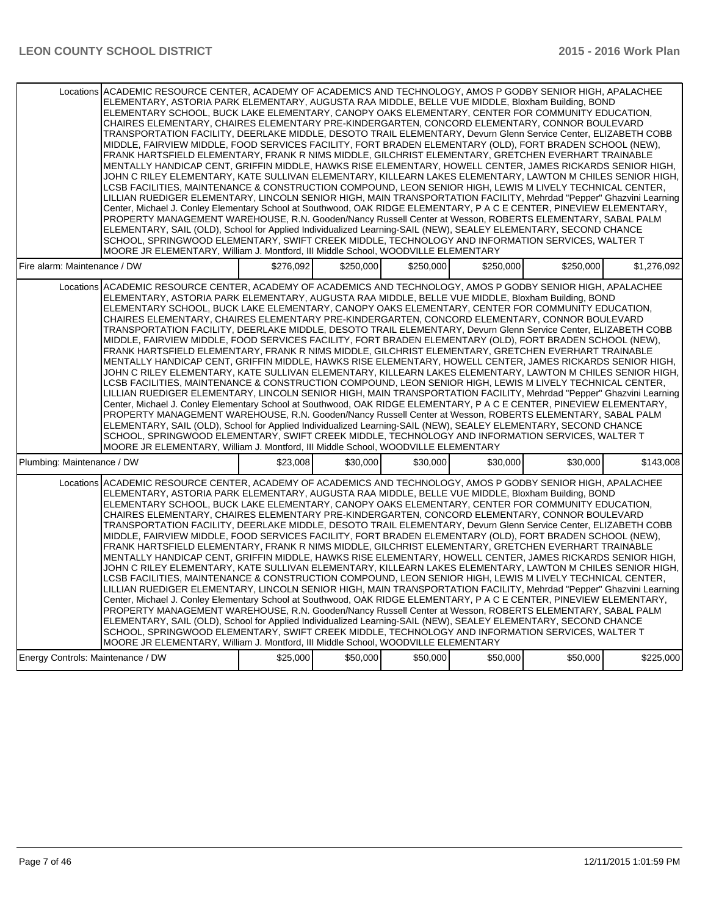| | | | | | | |
|---|---|---|---|---|---|---|
| Locations | ACADEMIC RESOURCE CENTER, ACADEMY OF ACADEMICS AND TECHNOLOGY, AMOS P GODBY SENIOR HIGH, APALACHEE ELEMENTARY, ASTORIA PARK ELEMENTARY, AUGUSTA RAA MIDDLE, BELLE VUE MIDDLE, Bloxham Building, BOND ELEMENTARY SCHOOL, BUCK LAKE ELEMENTARY, CANOPY OAKS ELEMENTARY, CENTER FOR COMMUNITY EDUCATION, CHAIRES ELEMENTARY, CHAIRES ELEMENTARY PRE-KINDERGARTEN, CONCORD ELEMENTARY, CONNOR BOULEVARD TRANSPORTATION FACILITY, DEERLAKE MIDDLE, DESOTO TRAIL ELEMENTARY, Devurn Glenn Service Center, ELIZABETH COBB MIDDLE, FAIRVIEW MIDDLE, FOOD SERVICES FACILITY, FORT BRADEN ELEMENTARY (OLD), FORT BRADEN SCHOOL (NEW), FRANK HARTSFIELD ELEMENTARY, FRANK R NIMS MIDDLE, GILCHRIST ELEMENTARY, GRETCHEN EVERHART TRAINABLE MENTALLY HANDICAP CENT, GRIFFIN MIDDLE, HAWKS RISE ELEMENTARY, HOWELL CENTER, JAMES RICKARDS SENIOR HIGH, JOHN C RILEY ELEMENTARY, KATE SULLIVAN ELEMENTARY, KILLEARN LAKES ELEMENTARY, LAWTON M CHILES SENIOR HIGH, LCSB FACILITIES, MAINTENANCE & CONSTRUCTION COMPOUND, LEON SENIOR HIGH, LEWIS M LIVELY TECHNICAL CENTER, LILLIAN RUEDIGER ELEMENTARY, LINCOLN SENIOR HIGH, MAIN TRANSPORTATION FACILITY, Mehrdad "Pepper" Ghazvini Learning Center, Michael J. Conley Elementary School at Southwood, OAK RIDGE ELEMENTARY, P A C E CENTER, PINEVIEW ELEMENTARY, PROPERTY MANAGEMENT WAREHOUSE, R.N. Gooden/Nancy Russell Center at Wesson, ROBERTS ELEMENTARY, SABAL PALM ELEMENTARY, SAIL (OLD), School for Applied Individualized Learning-SAIL (NEW), SEALEY ELEMENTARY, SECOND CHANCE SCHOOL, SPRINGWOOD ELEMENTARY, SWIFT CREEK MIDDLE, TECHNOLOGY AND INFORMATION SERVICES, WALTER T MOORE JR ELEMENTARY, William J. Montford, III Middle School, WOODVILLE ELEMENTARY | | | | | |
| Fire alarm: Maintenance / DW | | $276,092 | $250,000 | $250,000 | $250,000 | $250,000 | $1,276,092 |
| Locations | ACADEMIC RESOURCE CENTER, ACADEMY OF ACADEMICS AND TECHNOLOGY, AMOS P GODBY SENIOR HIGH, APALACHEE ELEMENTARY, ASTORIA PARK ELEMENTARY, AUGUSTA RAA MIDDLE, BELLE VUE MIDDLE, Bloxham Building, BOND ELEMENTARY SCHOOL, BUCK LAKE ELEMENTARY, CANOPY OAKS ELEMENTARY, CENTER FOR COMMUNITY EDUCATION, CHAIRES ELEMENTARY, CHAIRES ELEMENTARY PRE-KINDERGARTEN, CONCORD ELEMENTARY, CONNOR BOULEVARD TRANSPORTATION FACILITY, DEERLAKE MIDDLE, DESOTO TRAIL ELEMENTARY, Devurn Glenn Service Center, ELIZABETH COBB MIDDLE, FAIRVIEW MIDDLE, FOOD SERVICES FACILITY, FORT BRADEN ELEMENTARY (OLD), FORT BRADEN SCHOOL (NEW), FRANK HARTSFIELD ELEMENTARY, FRANK R NIMS MIDDLE, GILCHRIST ELEMENTARY, GRETCHEN EVERHART TRAINABLE MENTALLY HANDICAP CENT, GRIFFIN MIDDLE, HAWKS RISE ELEMENTARY, HOWELL CENTER, JAMES RICKARDS SENIOR HIGH, JOHN C RILEY ELEMENTARY, KATE SULLIVAN ELEMENTARY, KILLEARN LAKES ELEMENTARY, LAWTON M CHILES SENIOR HIGH, LCSB FACILITIES, MAINTENANCE & CONSTRUCTION COMPOUND, LEON SENIOR HIGH, LEWIS M LIVELY TECHNICAL CENTER, LILLIAN RUEDIGER ELEMENTARY, LINCOLN SENIOR HIGH, MAIN TRANSPORTATION FACILITY, Mehrdad "Pepper" Ghazvini Learning Center, Michael J. Conley Elementary School at Southwood, OAK RIDGE ELEMENTARY, P A C E CENTER, PINEVIEW ELEMENTARY, PROPERTY MANAGEMENT WAREHOUSE, R.N. Gooden/Nancy Russell Center at Wesson, ROBERTS ELEMENTARY, SABAL PALM ELEMENTARY, SAIL (OLD), School for Applied Individualized Learning-SAIL (NEW), SEALEY ELEMENTARY, SECOND CHANCE SCHOOL, SPRINGWOOD ELEMENTARY, SWIFT CREEK MIDDLE, TECHNOLOGY AND INFORMATION SERVICES, WALTER T MOORE JR ELEMENTARY, William J. Montford, III Middle School, WOODVILLE ELEMENTARY | | | | | |
| Plumbing: Maintenance / DW | | $23,008 | $30,000 | $30,000 | $30,000 | $30,000 | $143,008 |
| Locations | ACADEMIC RESOURCE CENTER, ACADEMY OF ACADEMICS AND TECHNOLOGY, AMOS P GODBY SENIOR HIGH, APALACHEE ELEMENTARY, ASTORIA PARK ELEMENTARY, AUGUSTA RAA MIDDLE, BELLE VUE MIDDLE, Bloxham Building, BOND ELEMENTARY SCHOOL, BUCK LAKE ELEMENTARY, CANOPY OAKS ELEMENTARY, CENTER FOR COMMUNITY EDUCATION, CHAIRES ELEMENTARY, CHAIRES ELEMENTARY PRE-KINDERGARTEN, CONCORD ELEMENTARY, CONNOR BOULEVARD TRANSPORTATION FACILITY, DEERLAKE MIDDLE, DESOTO TRAIL ELEMENTARY, Devurn Glenn Service Center, ELIZABETH COBB MIDDLE, FAIRVIEW MIDDLE, FOOD SERVICES FACILITY, FORT BRADEN ELEMENTARY (OLD), FORT BRADEN SCHOOL (NEW), FRANK HARTSFIELD ELEMENTARY, FRANK R NIMS MIDDLE, GILCHRIST ELEMENTARY, GRETCHEN EVERHART TRAINABLE MENTALLY HANDICAP CENT, GRIFFIN MIDDLE, HAWKS RISE ELEMENTARY, HOWELL CENTER, JAMES RICKARDS SENIOR HIGH, JOHN C RILEY ELEMENTARY, KATE SULLIVAN ELEMENTARY, KILLEARN LAKES ELEMENTARY, LAWTON M CHILES SENIOR HIGH, LCSB FACILITIES, MAINTENANCE & CONSTRUCTION COMPOUND, LEON SENIOR HIGH, LEWIS M LIVELY TECHNICAL CENTER, LILLIAN RUEDIGER ELEMENTARY, LINCOLN SENIOR HIGH, MAIN TRANSPORTATION FACILITY, Mehrdad "Pepper" Ghazvini Learning Center, Michael J. Conley Elementary School at Southwood, OAK RIDGE ELEMENTARY, P A C E CENTER, PINEVIEW ELEMENTARY, PROPERTY MANAGEMENT WAREHOUSE, R.N. Gooden/Nancy Russell Center at Wesson, ROBERTS ELEMENTARY, SABAL PALM ELEMENTARY, SAIL (OLD), School for Applied Individualized Learning-SAIL (NEW), SEALEY ELEMENTARY, SECOND CHANCE SCHOOL, SPRINGWOOD ELEMENTARY, SWIFT CREEK MIDDLE, TECHNOLOGY AND INFORMATION SERVICES, WALTER T MOORE JR ELEMENTARY, William J. Montford, III Middle School, WOODVILLE ELEMENTARY | | | | | |
| Energy Controls: Maintenance / DW | | $25,000 | $50,000 | $50,000 | $50,000 | $50,000 | $225,000 |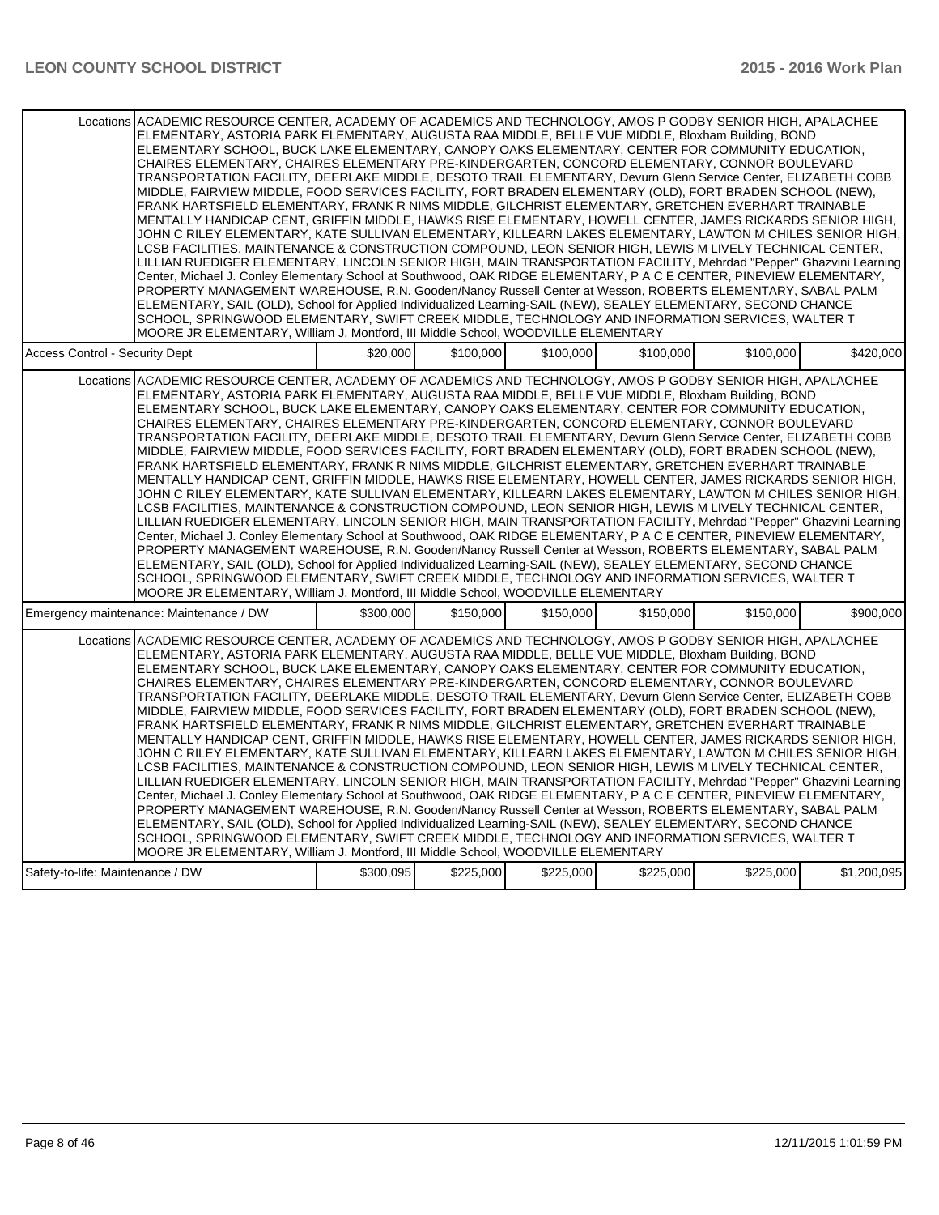| | | | | | | |
|---|---|---|---|---|---|---|
| Locations | ACADEMIC RESOURCE CENTER, ACADEMY OF ACADEMICS AND TECHNOLOGY, AMOS P GODBY SENIOR HIGH, APALACHEE ELEMENTARY, ASTORIA PARK ELEMENTARY, AUGUSTA RAA MIDDLE, BELLE VUE MIDDLE, Bloxham Building, BOND ELEMENTARY SCHOOL, BUCK LAKE ELEMENTARY, CANOPY OAKS ELEMENTARY, CENTER FOR COMMUNITY EDUCATION, CHAIRES ELEMENTARY, CHAIRES ELEMENTARY PRE-KINDERGARTEN, CONCORD ELEMENTARY, CONNOR BOULEVARD TRANSPORTATION FACILITY, DEERLAKE MIDDLE, DESOTO TRAIL ELEMENTARY, Devurn Glenn Service Center, ELIZABETH COBB MIDDLE, FAIRVIEW MIDDLE, FOOD SERVICES FACILITY, FORT BRADEN ELEMENTARY (OLD), FORT BRADEN SCHOOL (NEW), FRANK HARTSFIELD ELEMENTARY, FRANK R NIMS MIDDLE, GILCHRIST ELEMENTARY, GRETCHEN EVERHART TRAINABLE MENTALLY HANDICAP CENT, GRIFFIN MIDDLE, HAWKS RISE ELEMENTARY, HOWELL CENTER, JAMES RICKARDS SENIOR HIGH, JOHN C RILEY ELEMENTARY, KATE SULLIVAN ELEMENTARY, KILLEARN LAKES ELEMENTARY, LAWTON M CHILES SENIOR HIGH, LCSB FACILITIES, MAINTENANCE & CONSTRUCTION COMPOUND, LEON SENIOR HIGH, LEWIS M LIVELY TECHNICAL CENTER, LILLIAN RUEDIGER ELEMENTARY, LINCOLN SENIOR HIGH, MAIN TRANSPORTATION FACILITY, Mehrdad "Pepper" Ghazvini Learning Center, Michael J. Conley Elementary School at Southwood, OAK RIDGE ELEMENTARY, P A C E CENTER, PINEVIEW ELEMENTARY, PROPERTY MANAGEMENT WAREHOUSE, R.N. Gooden/Nancy Russell Center at Wesson, ROBERTS ELEMENTARY, SABAL PALM ELEMENTARY, SAIL (OLD), School for Applied Individualized Learning-SAIL (NEW), SEALEY ELEMENTARY, SECOND CHANCE SCHOOL, SPRINGWOOD ELEMENTARY, SWIFT CREEK MIDDLE, TECHNOLOGY AND INFORMATION SERVICES, WALTER T MOORE JR ELEMENTARY, William J. Montford, III Middle School, WOODVILLE ELEMENTARY | | | | | |
| Access Control - Security Dept | | $20,000 | $100,000 | $100,000 | $100,000 | $100,000 | $420,000 |
| Locations | ACADEMIC RESOURCE CENTER, ACADEMY OF ACADEMICS AND TECHNOLOGY, AMOS P GODBY SENIOR HIGH, APALACHEE ELEMENTARY, ASTORIA PARK ELEMENTARY, AUGUSTA RAA MIDDLE, BELLE VUE MIDDLE, Bloxham Building, BOND ELEMENTARY SCHOOL, BUCK LAKE ELEMENTARY, CANOPY OAKS ELEMENTARY, CENTER FOR COMMUNITY EDUCATION, CHAIRES ELEMENTARY, CHAIRES ELEMENTARY PRE-KINDERGARTEN, CONCORD ELEMENTARY, CONNOR BOULEVARD TRANSPORTATION FACILITY, DEERLAKE MIDDLE, DESOTO TRAIL ELEMENTARY, Devurn Glenn Service Center, ELIZABETH COBB MIDDLE, FAIRVIEW MIDDLE, FOOD SERVICES FACILITY, FORT BRADEN ELEMENTARY (OLD), FORT BRADEN SCHOOL (NEW), FRANK HARTSFIELD ELEMENTARY, FRANK R NIMS MIDDLE, GILCHRIST ELEMENTARY, GRETCHEN EVERHART TRAINABLE MENTALLY HANDICAP CENT, GRIFFIN MIDDLE, HAWKS RISE ELEMENTARY, HOWELL CENTER, JAMES RICKARDS SENIOR HIGH, JOHN C RILEY ELEMENTARY, KATE SULLIVAN ELEMENTARY, KILLEARN LAKES ELEMENTARY, LAWTON M CHILES SENIOR HIGH, LCSB FACILITIES, MAINTENANCE & CONSTRUCTION COMPOUND, LEON SENIOR HIGH, LEWIS M LIVELY TECHNICAL CENTER, LILLIAN RUEDIGER ELEMENTARY, LINCOLN SENIOR HIGH, MAIN TRANSPORTATION FACILITY, Mehrdad "Pepper" Ghazvini Learning Center, Michael J. Conley Elementary School at Southwood, OAK RIDGE ELEMENTARY, P A C E CENTER, PINEVIEW ELEMENTARY, PROPERTY MANAGEMENT WAREHOUSE, R.N. Gooden/Nancy Russell Center at Wesson, ROBERTS ELEMENTARY, SABAL PALM ELEMENTARY, SAIL (OLD), School for Applied Individualized Learning-SAIL (NEW), SEALEY ELEMENTARY, SECOND CHANCE SCHOOL, SPRINGWOOD ELEMENTARY, SWIFT CREEK MIDDLE, TECHNOLOGY AND INFORMATION SERVICES, WALTER T MOORE JR ELEMENTARY, William J. Montford, III Middle School, WOODVILLE ELEMENTARY | | | | | |
| Emergency maintenance: Maintenance / DW | | $300,000 | $150,000 | $150,000 | $150,000 | $150,000 | $900,000 |
| Locations | ACADEMIC RESOURCE CENTER, ACADEMY OF ACADEMICS AND TECHNOLOGY, AMOS P GODBY SENIOR HIGH, APALACHEE ELEMENTARY, ASTORIA PARK ELEMENTARY, AUGUSTA RAA MIDDLE, BELLE VUE MIDDLE, Bloxham Building, BOND ELEMENTARY SCHOOL, BUCK LAKE ELEMENTARY, CANOPY OAKS ELEMENTARY, CENTER FOR COMMUNITY EDUCATION, CHAIRES ELEMENTARY, CHAIRES ELEMENTARY PRE-KINDERGARTEN, CONCORD ELEMENTARY, CONNOR BOULEVARD TRANSPORTATION FACILITY, DEERLAKE MIDDLE, DESOTO TRAIL ELEMENTARY, Devurn Glenn Service Center, ELIZABETH COBB MIDDLE, FAIRVIEW MIDDLE, FOOD SERVICES FACILITY, FORT BRADEN ELEMENTARY (OLD), FORT BRADEN SCHOOL (NEW), FRANK HARTSFIELD ELEMENTARY, FRANK R NIMS MIDDLE, GILCHRIST ELEMENTARY, GRETCHEN EVERHART TRAINABLE MENTALLY HANDICAP CENT, GRIFFIN MIDDLE, HAWKS RISE ELEMENTARY, HOWELL CENTER, JAMES RICKARDS SENIOR HIGH, JOHN C RILEY ELEMENTARY, KATE SULLIVAN ELEMENTARY, KILLEARN LAKES ELEMENTARY, LAWTON M CHILES SENIOR HIGH, LCSB FACILITIES, MAINTENANCE & CONSTRUCTION COMPOUND, LEON SENIOR HIGH, LEWIS M LIVELY TECHNICAL CENTER, LILLIAN RUEDIGER ELEMENTARY, LINCOLN SENIOR HIGH, MAIN TRANSPORTATION FACILITY, Mehrdad "Pepper" Ghazvini Learning Center, Michael J. Conley Elementary School at Southwood, OAK RIDGE ELEMENTARY, P A C E CENTER, PINEVIEW ELEMENTARY, PROPERTY MANAGEMENT WAREHOUSE, R.N. Gooden/Nancy Russell Center at Wesson, ROBERTS ELEMENTARY, SABAL PALM ELEMENTARY, SAIL (OLD), School for Applied Individualized Learning-SAIL (NEW), SEALEY ELEMENTARY, SECOND CHANCE SCHOOL, SPRINGWOOD ELEMENTARY, SWIFT CREEK MIDDLE, TECHNOLOGY AND INFORMATION SERVICES, WALTER T MOORE JR ELEMENTARY, William J. Montford, III Middle School, WOODVILLE ELEMENTARY | | | | | |
| Safety-to-life: Maintenance / DW | | $300,095 | $225,000 | $225,000 | $225,000 | $225,000 | $1,200,095 |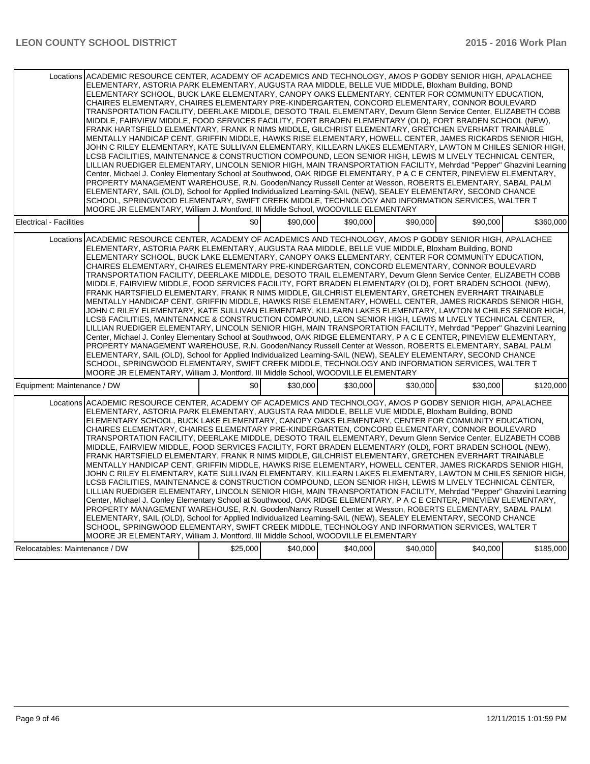| | | | | | | |
|---|---|---|---|---|---|---|
| Locations | ACADEMIC RESOURCE CENTER, ACADEMY OF ACADEMICS AND TECHNOLOGY, AMOS P GODBY SENIOR HIGH, APALACHEE ELEMENTARY, ASTORIA PARK ELEMENTARY, AUGUSTA RAA MIDDLE, BELLE VUE MIDDLE, Bloxham Building, BOND ELEMENTARY SCHOOL, BUCK LAKE ELEMENTARY, CANOPY OAKS ELEMENTARY, CENTER FOR COMMUNITY EDUCATION, CHAIRES ELEMENTARY, CHAIRES ELEMENTARY PRE-KINDERGARTEN, CONCORD ELEMENTARY, CONNOR BOULEVARD TRANSPORTATION FACILITY, DEERLAKE MIDDLE, DESOTO TRAIL ELEMENTARY, Devurn Glenn Service Center, ELIZABETH COBB MIDDLE, FAIRVIEW MIDDLE, FOOD SERVICES FACILITY, FORT BRADEN ELEMENTARY (OLD), FORT BRADEN SCHOOL (NEW), FRANK HARTSFIELD ELEMENTARY, FRANK R NIMS MIDDLE, GILCHRIST ELEMENTARY, GRETCHEN EVERHART TRAINABLE MENTALLY HANDICAP CENT, GRIFFIN MIDDLE, HAWKS RISE ELEMENTARY, HOWELL CENTER, JAMES RICKARDS SENIOR HIGH, JOHN C RILEY ELEMENTARY, KATE SULLIVAN ELEMENTARY, KILLEARN LAKES ELEMENTARY, LAWTON M CHILES SENIOR HIGH, LCSB FACILITIES, MAINTENANCE & CONSTRUCTION COMPOUND, LEON SENIOR HIGH, LEWIS M LIVELY TECHNICAL CENTER, LILLIAN RUEDIGER ELEMENTARY, LINCOLN SENIOR HIGH, MAIN TRANSPORTATION FACILITY, Mehrdad "Pepper" Ghazvini Learning Center, Michael J. Conley Elementary School at Southwood, OAK RIDGE ELEMENTARY, P A C E CENTER, PINEVIEW ELEMENTARY, PROPERTY MANAGEMENT WAREHOUSE, R.N. Gooden/Nancy Russell Center at Wesson, ROBERTS ELEMENTARY, SABAL PALM ELEMENTARY, SAIL (OLD), School for Applied Individualized Learning-SAIL (NEW), SEALEY ELEMENTARY, SECOND CHANCE SCHOOL, SPRINGWOOD ELEMENTARY, SWIFT CREEK MIDDLE, TECHNOLOGY AND INFORMATION SERVICES, WALTER T MOORE JR ELEMENTARY, William J. Montford, III Middle School, WOODVILLE ELEMENTARY | | | | | |
| Electrical - Facilities | | $0 | $90,000 | $90,000 | $90,000 | $90,000 | $360,000 |
| Locations | ACADEMIC RESOURCE CENTER, ACADEMY OF ACADEMICS AND TECHNOLOGY, AMOS P GODBY SENIOR HIGH, APALACHEE ELEMENTARY, ASTORIA PARK ELEMENTARY, AUGUSTA RAA MIDDLE, BELLE VUE MIDDLE, Bloxham Building, BOND ELEMENTARY SCHOOL, BUCK LAKE ELEMENTARY, CANOPY OAKS ELEMENTARY, CENTER FOR COMMUNITY EDUCATION, CHAIRES ELEMENTARY, CHAIRES ELEMENTARY PRE-KINDERGARTEN, CONCORD ELEMENTARY, CONNOR BOULEVARD TRANSPORTATION FACILITY, DEERLAKE MIDDLE, DESOTO TRAIL ELEMENTARY, Devurn Glenn Service Center, ELIZABETH COBB MIDDLE, FAIRVIEW MIDDLE, FOOD SERVICES FACILITY, FORT BRADEN ELEMENTARY (OLD), FORT BRADEN SCHOOL (NEW), FRANK HARTSFIELD ELEMENTARY, FRANK R NIMS MIDDLE, GILCHRIST ELEMENTARY, GRETCHEN EVERHART TRAINABLE MENTALLY HANDICAP CENT, GRIFFIN MIDDLE, HAWKS RISE ELEMENTARY, HOWELL CENTER, JAMES RICKARDS SENIOR HIGH, JOHN C RILEY ELEMENTARY, KATE SULLIVAN ELEMENTARY, KILLEARN LAKES ELEMENTARY, LAWTON M CHILES SENIOR HIGH, LCSB FACILITIES, MAINTENANCE & CONSTRUCTION COMPOUND, LEON SENIOR HIGH, LEWIS M LIVELY TECHNICAL CENTER, LILLIAN RUEDIGER ELEMENTARY, LINCOLN SENIOR HIGH, MAIN TRANSPORTATION FACILITY, Mehrdad "Pepper" Ghazvini Learning Center, Michael J. Conley Elementary School at Southwood, OAK RIDGE ELEMENTARY, P A C E CENTER, PINEVIEW ELEMENTARY, PROPERTY MANAGEMENT WAREHOUSE, R.N. Gooden/Nancy Russell Center at Wesson, ROBERTS ELEMENTARY, SABAL PALM ELEMENTARY, SAIL (OLD), School for Applied Individualized Learning-SAIL (NEW), SEALEY ELEMENTARY, SECOND CHANCE SCHOOL, SPRINGWOOD ELEMENTARY, SWIFT CREEK MIDDLE, TECHNOLOGY AND INFORMATION SERVICES, WALTER T MOORE JR ELEMENTARY, William J. Montford, III Middle School, WOODVILLE ELEMENTARY | | | | | |
| Equipment: Maintenance / DW | | $0 | $30,000 | $30,000 | $30,000 | $30,000 | $120,000 |
| Locations | ACADEMIC RESOURCE CENTER, ACADEMY OF ACADEMICS AND TECHNOLOGY, AMOS P GODBY SENIOR HIGH, APALACHEE ELEMENTARY, ASTORIA PARK ELEMENTARY, AUGUSTA RAA MIDDLE, BELLE VUE MIDDLE, Bloxham Building, BOND ELEMENTARY SCHOOL, BUCK LAKE ELEMENTARY, CANOPY OAKS ELEMENTARY, CENTER FOR COMMUNITY EDUCATION, CHAIRES ELEMENTARY, CHAIRES ELEMENTARY PRE-KINDERGARTEN, CONCORD ELEMENTARY, CONNOR BOULEVARD TRANSPORTATION FACILITY, DEERLAKE MIDDLE, DESOTO TRAIL ELEMENTARY, Devurn Glenn Service Center, ELIZABETH COBB MIDDLE, FAIRVIEW MIDDLE, FOOD SERVICES FACILITY, FORT BRADEN ELEMENTARY (OLD), FORT BRADEN SCHOOL (NEW), FRANK HARTSFIELD ELEMENTARY, FRANK R NIMS MIDDLE, GILCHRIST ELEMENTARY, GRETCHEN EVERHART TRAINABLE MENTALLY HANDICAP CENT, GRIFFIN MIDDLE, HAWKS RISE ELEMENTARY, HOWELL CENTER, JAMES RICKARDS SENIOR HIGH, JOHN C RILEY ELEMENTARY, KATE SULLIVAN ELEMENTARY, KILLEARN LAKES ELEMENTARY, LAWTON M CHILES SENIOR HIGH, LCSB FACILITIES, MAINTENANCE & CONSTRUCTION COMPOUND, LEON SENIOR HIGH, LEWIS M LIVELY TECHNICAL CENTER, LILLIAN RUEDIGER ELEMENTARY, LINCOLN SENIOR HIGH, MAIN TRANSPORTATION FACILITY, Mehrdad "Pepper" Ghazvini Learning Center, Michael J. Conley Elementary School at Southwood, OAK RIDGE ELEMENTARY, P A C E CENTER, PINEVIEW ELEMENTARY, PROPERTY MANAGEMENT WAREHOUSE, R.N. Gooden/Nancy Russell Center at Wesson, ROBERTS ELEMENTARY, SABAL PALM ELEMENTARY, SAIL (OLD), School for Applied Individualized Learning-SAIL (NEW), SEALEY ELEMENTARY, SECOND CHANCE SCHOOL, SPRINGWOOD ELEMENTARY, SWIFT CREEK MIDDLE, TECHNOLOGY AND INFORMATION SERVICES, WALTER T MOORE JR ELEMENTARY, William J. Montford, III Middle School, WOODVILLE ELEMENTARY | | | | | |
| Relocatables: Maintenance / DW | | $25,000 | $40,000 | $40,000 | $40,000 | $40,000 | $185,000 |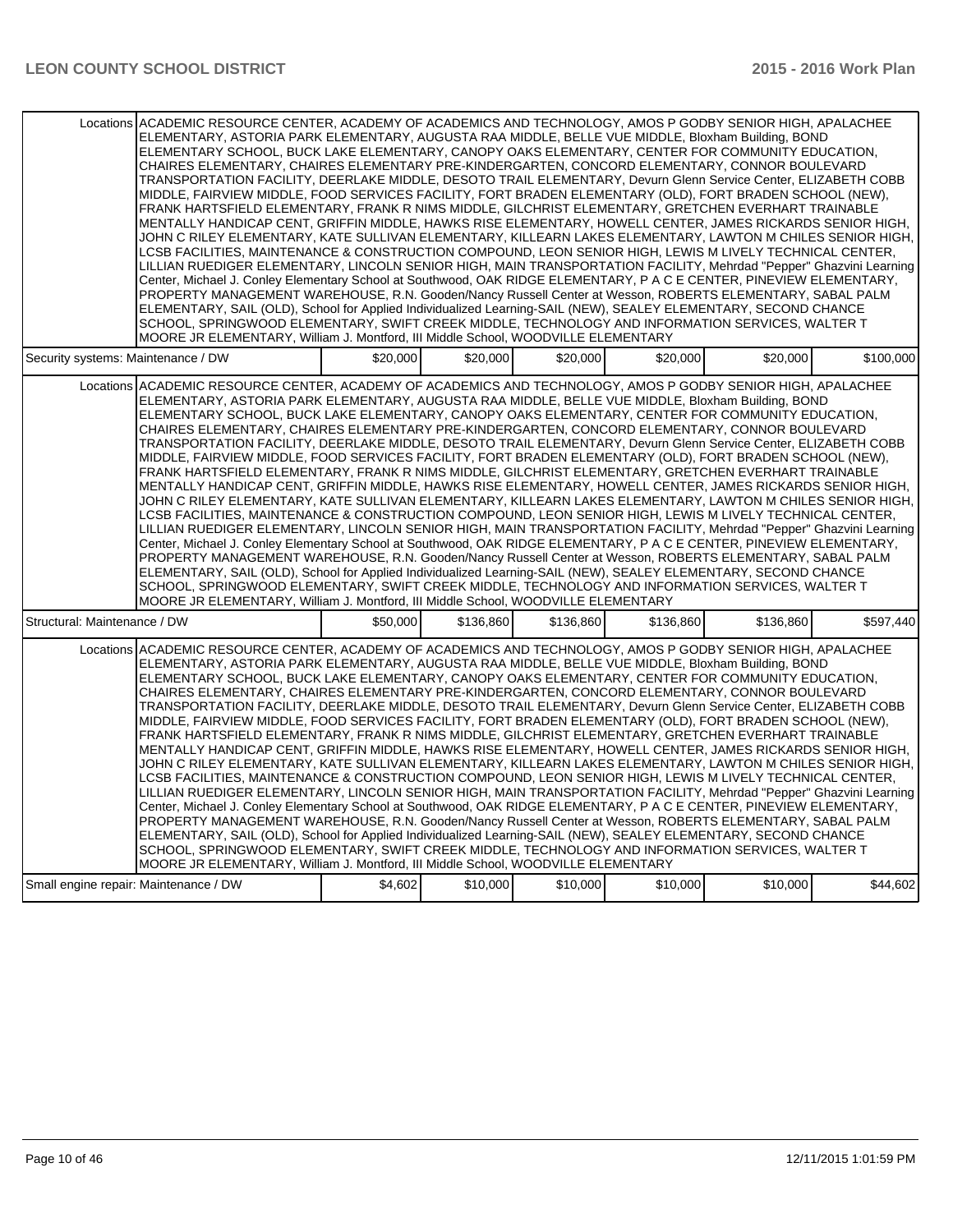| | | | | | | |
|---|---|---|---|---|---|---|
| Locations | ACADEMIC RESOURCE CENTER, ACADEMY OF ACADEMICS AND TECHNOLOGY, AMOS P GODBY SENIOR HIGH, APALACHEE ELEMENTARY, ASTORIA PARK ELEMENTARY, AUGUSTA RAA MIDDLE, BELLE VUE MIDDLE, Bloxham Building, BOND ELEMENTARY SCHOOL, BUCK LAKE ELEMENTARY, CANOPY OAKS ELEMENTARY, CENTER FOR COMMUNITY EDUCATION, CHAIRES ELEMENTARY, CHAIRES ELEMENTARY PRE-KINDERGARTEN, CONCORD ELEMENTARY, CONNOR BOULEVARD TRANSPORTATION FACILITY, DEERLAKE MIDDLE, DESOTO TRAIL ELEMENTARY, Devurn Glenn Service Center, ELIZABETH COBB MIDDLE, FAIRVIEW MIDDLE, FOOD SERVICES FACILITY, FORT BRADEN ELEMENTARY (OLD), FORT BRADEN SCHOOL (NEW), FRANK HARTSFIELD ELEMENTARY, FRANK R NIMS MIDDLE, GILCHRIST ELEMENTARY, GRETCHEN EVERHART TRAINABLE MENTALLY HANDICAP CENT, GRIFFIN MIDDLE, HAWKS RISE ELEMENTARY, HOWELL CENTER, JAMES RICKARDS SENIOR HIGH, JOHN C RILEY ELEMENTARY, KATE SULLIVAN ELEMENTARY, KILLEARN LAKES ELEMENTARY, LAWTON M CHILES SENIOR HIGH, LCSB FACILITIES, MAINTENANCE & CONSTRUCTION COMPOUND, LEON SENIOR HIGH, LEWIS M LIVELY TECHNICAL CENTER, LILLIAN RUEDIGER ELEMENTARY, LINCOLN SENIOR HIGH, MAIN TRANSPORTATION FACILITY, Mehrdad "Pepper" Ghazvini Learning Center, Michael J. Conley Elementary School at Southwood, OAK RIDGE ELEMENTARY, P A C E CENTER, PINEVIEW ELEMENTARY, PROPERTY MANAGEMENT WAREHOUSE, R.N. Gooden/Nancy Russell Center at Wesson, ROBERTS ELEMENTARY, SABAL PALM ELEMENTARY, SAIL (OLD), School for Applied Individualized Learning-SAIL (NEW), SEALEY ELEMENTARY, SECOND CHANCE SCHOOL, SPRINGWOOD ELEMENTARY, SWIFT CREEK MIDDLE, TECHNOLOGY AND INFORMATION SERVICES, WALTER T MOORE JR ELEMENTARY, William J. Montford, III Middle School, WOODVILLE ELEMENTARY | | | | | |
| Security systems: Maintenance / DW | | $20,000 | $20,000 | $20,000 | $20,000 | $20,000 | $100,000 |
| Locations | ACADEMIC RESOURCE CENTER, ACADEMY OF ACADEMICS AND TECHNOLOGY, AMOS P GODBY SENIOR HIGH, APALACHEE ELEMENTARY, ASTORIA PARK ELEMENTARY, AUGUSTA RAA MIDDLE, BELLE VUE MIDDLE, Bloxham Building, BOND ELEMENTARY SCHOOL, BUCK LAKE ELEMENTARY, CANOPY OAKS ELEMENTARY, CENTER FOR COMMUNITY EDUCATION, CHAIRES ELEMENTARY, CHAIRES ELEMENTARY PRE-KINDERGARTEN, CONCORD ELEMENTARY, CONNOR BOULEVARD TRANSPORTATION FACILITY, DEERLAKE MIDDLE, DESOTO TRAIL ELEMENTARY, Devurn Glenn Service Center, ELIZABETH COBB MIDDLE, FAIRVIEW MIDDLE, FOOD SERVICES FACILITY, FORT BRADEN ELEMENTARY (OLD), FORT BRADEN SCHOOL (NEW), FRANK HARTSFIELD ELEMENTARY, FRANK R NIMS MIDDLE, GILCHRIST ELEMENTARY, GRETCHEN EVERHART TRAINABLE MENTALLY HANDICAP CENT, GRIFFIN MIDDLE, HAWKS RISE ELEMENTARY, HOWELL CENTER, JAMES RICKARDS SENIOR HIGH, JOHN C RILEY ELEMENTARY, KATE SULLIVAN ELEMENTARY, KILLEARN LAKES ELEMENTARY, LAWTON M CHILES SENIOR HIGH, LCSB FACILITIES, MAINTENANCE & CONSTRUCTION COMPOUND, LEON SENIOR HIGH, LEWIS M LIVELY TECHNICAL CENTER, LILLIAN RUEDIGER ELEMENTARY, LINCOLN SENIOR HIGH, MAIN TRANSPORTATION FACILITY, Mehrdad "Pepper" Ghazvini Learning Center, Michael J. Conley Elementary School at Southwood, OAK RIDGE ELEMENTARY, P A C E CENTER, PINEVIEW ELEMENTARY, PROPERTY MANAGEMENT WAREHOUSE, R.N. Gooden/Nancy Russell Center at Wesson, ROBERTS ELEMENTARY, SABAL PALM ELEMENTARY, SAIL (OLD), School for Applied Individualized Learning-SAIL (NEW), SEALEY ELEMENTARY, SECOND CHANCE SCHOOL, SPRINGWOOD ELEMENTARY, SWIFT CREEK MIDDLE, TECHNOLOGY AND INFORMATION SERVICES, WALTER T MOORE JR ELEMENTARY, William J. Montford, III Middle School, WOODVILLE ELEMENTARY | | | | | |
| Structural: Maintenance / DW | | $50,000 | $136,860 | $136,860 | $136,860 | $136,860 | $597,440 |
| Locations | ACADEMIC RESOURCE CENTER, ACADEMY OF ACADEMICS AND TECHNOLOGY, AMOS P GODBY SENIOR HIGH, APALACHEE ELEMENTARY, ASTORIA PARK ELEMENTARY, AUGUSTA RAA MIDDLE, BELLE VUE MIDDLE, Bloxham Building, BOND ELEMENTARY SCHOOL, BUCK LAKE ELEMENTARY, CANOPY OAKS ELEMENTARY, CENTER FOR COMMUNITY EDUCATION, CHAIRES ELEMENTARY, CHAIRES ELEMENTARY PRE-KINDERGARTEN, CONCORD ELEMENTARY, CONNOR BOULEVARD TRANSPORTATION FACILITY, DEERLAKE MIDDLE, DESOTO TRAIL ELEMENTARY, Devurn Glenn Service Center, ELIZABETH COBB MIDDLE, FAIRVIEW MIDDLE, FOOD SERVICES FACILITY, FORT BRADEN ELEMENTARY (OLD), FORT BRADEN SCHOOL (NEW), FRANK HARTSFIELD ELEMENTARY, FRANK R NIMS MIDDLE, GILCHRIST ELEMENTARY, GRETCHEN EVERHART TRAINABLE MENTALLY HANDICAP CENT, GRIFFIN MIDDLE, HAWKS RISE ELEMENTARY, HOWELL CENTER, JAMES RICKARDS SENIOR HIGH, JOHN C RILEY ELEMENTARY, KATE SULLIVAN ELEMENTARY, KILLEARN LAKES ELEMENTARY, LAWTON M CHILES SENIOR HIGH, LCSB FACILITIES, MAINTENANCE & CONSTRUCTION COMPOUND, LEON SENIOR HIGH, LEWIS M LIVELY TECHNICAL CENTER, LILLIAN RUEDIGER ELEMENTARY, LINCOLN SENIOR HIGH, MAIN TRANSPORTATION FACILITY, Mehrdad "Pepper" Ghazvini Learning Center, Michael J. Conley Elementary School at Southwood, OAK RIDGE ELEMENTARY, P A C E CENTER, PINEVIEW ELEMENTARY, PROPERTY MANAGEMENT WAREHOUSE, R.N. Gooden/Nancy Russell Center at Wesson, ROBERTS ELEMENTARY, SABAL PALM ELEMENTARY, SAIL (OLD), School for Applied Individualized Learning-SAIL (NEW), SEALEY ELEMENTARY, SECOND CHANCE SCHOOL, SPRINGWOOD ELEMENTARY, SWIFT CREEK MIDDLE, TECHNOLOGY AND INFORMATION SERVICES, WALTER T MOORE JR ELEMENTARY, William J. Montford, III Middle School, WOODVILLE ELEMENTARY | | | | | |
| Small engine repair: Maintenance / DW | | $4,602 | $10,000 | $10,000 | $10,000 | $10,000 | $44,602 |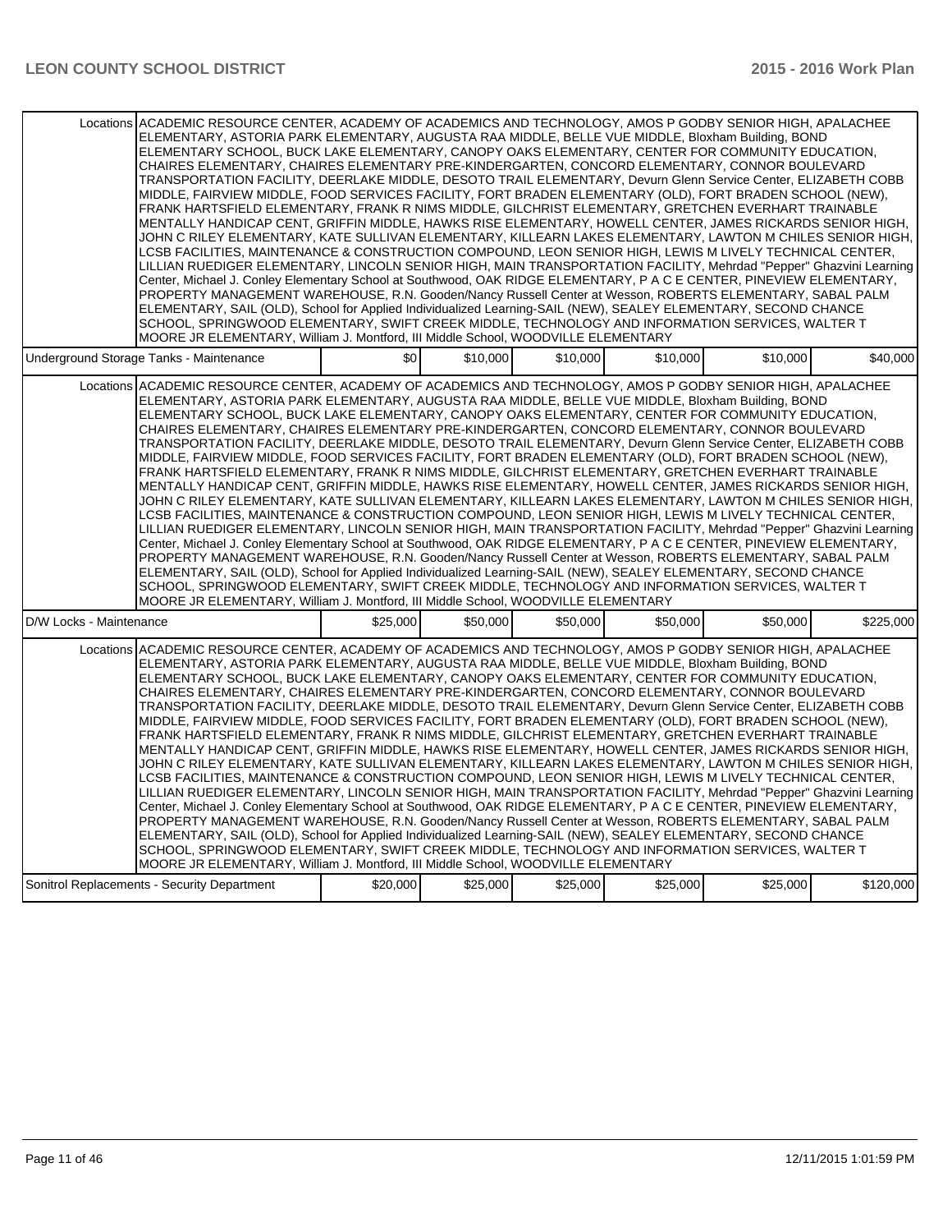| | | | | | | |
|---|---|---|---|---|---|---|
| Locations | ACADEMIC RESOURCE CENTER, ACADEMY OF ACADEMICS AND TECHNOLOGY, AMOS P GODBY SENIOR HIGH, APALACHEE ELEMENTARY, ASTORIA PARK ELEMENTARY, AUGUSTA RAA MIDDLE, BELLE VUE MIDDLE, Bloxham Building, BOND ELEMENTARY SCHOOL, BUCK LAKE ELEMENTARY, CANOPY OAKS ELEMENTARY, CENTER FOR COMMUNITY EDUCATION, CHAIRES ELEMENTARY, CHAIRES ELEMENTARY PRE-KINDERGARTEN, CONCORD ELEMENTARY, CONNOR BOULEVARD TRANSPORTATION FACILITY, DEERLAKE MIDDLE, DESOTO TRAIL ELEMENTARY, Devurn Glenn Service Center, ELIZABETH COBB MIDDLE, FAIRVIEW MIDDLE, FOOD SERVICES FACILITY, FORT BRADEN ELEMENTARY (OLD), FORT BRADEN SCHOOL (NEW), FRANK HARTSFIELD ELEMENTARY, FRANK R NIMS MIDDLE, GILCHRIST ELEMENTARY, GRETCHEN EVERHART TRAINABLE MENTALLY HANDICAP CENT, GRIFFIN MIDDLE, HAWKS RISE ELEMENTARY, HOWELL CENTER, JAMES RICKARDS SENIOR HIGH, JOHN C RILEY ELEMENTARY, KATE SULLIVAN ELEMENTARY, KILLEARN LAKES ELEMENTARY, LAWTON M CHILES SENIOR HIGH, LCSB FACILITIES, MAINTENANCE & CONSTRUCTION COMPOUND, LEON SENIOR HIGH, LEWIS M LIVELY TECHNICAL CENTER, LILLIAN RUEDIGER ELEMENTARY, LINCOLN SENIOR HIGH, MAIN TRANSPORTATION FACILITY, Mehrdad "Pepper" Ghazvini Learning Center, Michael J. Conley Elementary School at Southwood, OAK RIDGE ELEMENTARY, P A C E CENTER, PINEVIEW ELEMENTARY, PROPERTY MANAGEMENT WAREHOUSE, R.N. Gooden/Nancy Russell Center at Wesson, ROBERTS ELEMENTARY, SABAL PALM ELEMENTARY, SAIL (OLD), School for Applied Individualized Learning-SAIL (NEW), SEALEY ELEMENTARY, SECOND CHANCE SCHOOL, SPRINGWOOD ELEMENTARY, SWIFT CREEK MIDDLE, TECHNOLOGY AND INFORMATION SERVICES, WALTER T MOORE JR ELEMENTARY, William J. Montford, III Middle School, WOODVILLE ELEMENTARY | | | | | |
| Underground Storage Tanks - Maintenance | | $0 | $10,000 | $10,000 | $10,000 | $10,000 | $40,000 |
| Locations | ACADEMIC RESOURCE CENTER, ACADEMY OF ACADEMICS AND TECHNOLOGY, AMOS P GODBY SENIOR HIGH, APALACHEE ELEMENTARY, ASTORIA PARK ELEMENTARY, AUGUSTA RAA MIDDLE, BELLE VUE MIDDLE, Bloxham Building, BOND ELEMENTARY SCHOOL, BUCK LAKE ELEMENTARY, CANOPY OAKS ELEMENTARY, CENTER FOR COMMUNITY EDUCATION, CHAIRES ELEMENTARY, CHAIRES ELEMENTARY PRE-KINDERGARTEN, CONCORD ELEMENTARY, CONNOR BOULEVARD TRANSPORTATION FACILITY, DEERLAKE MIDDLE, DESOTO TRAIL ELEMENTARY, Devurn Glenn Service Center, ELIZABETH COBB MIDDLE, FAIRVIEW MIDDLE, FOOD SERVICES FACILITY, FORT BRADEN ELEMENTARY (OLD), FORT BRADEN SCHOOL (NEW), FRANK HARTSFIELD ELEMENTARY, FRANK R NIMS MIDDLE, GILCHRIST ELEMENTARY, GRETCHEN EVERHART TRAINABLE MENTALLY HANDICAP CENT, GRIFFIN MIDDLE, HAWKS RISE ELEMENTARY, HOWELL CENTER, JAMES RICKARDS SENIOR HIGH, JOHN C RILEY ELEMENTARY, KATE SULLIVAN ELEMENTARY, KILLEARN LAKES ELEMENTARY, LAWTON M CHILES SENIOR HIGH, LCSB FACILITIES, MAINTENANCE & CONSTRUCTION COMPOUND, LEON SENIOR HIGH, LEWIS M LIVELY TECHNICAL CENTER, LILLIAN RUEDIGER ELEMENTARY, LINCOLN SENIOR HIGH, MAIN TRANSPORTATION FACILITY, Mehrdad "Pepper" Ghazvini Learning Center, Michael J. Conley Elementary School at Southwood, OAK RIDGE ELEMENTARY, P A C E CENTER, PINEVIEW ELEMENTARY, PROPERTY MANAGEMENT WAREHOUSE, R.N. Gooden/Nancy Russell Center at Wesson, ROBERTS ELEMENTARY, SABAL PALM ELEMENTARY, SAIL (OLD), School for Applied Individualized Learning-SAIL (NEW), SEALEY ELEMENTARY, SECOND CHANCE SCHOOL, SPRINGWOOD ELEMENTARY, SWIFT CREEK MIDDLE, TECHNOLOGY AND INFORMATION SERVICES, WALTER T MOORE JR ELEMENTARY, William J. Montford, III Middle School, WOODVILLE ELEMENTARY | | | | | |
| D/W Locks - Maintenance | | $25,000 | $50,000 | $50,000 | $50,000 | $50,000 | $225,000 |
| Locations | ACADEMIC RESOURCE CENTER, ACADEMY OF ACADEMICS AND TECHNOLOGY, AMOS P GODBY SENIOR HIGH, APALACHEE ELEMENTARY, ASTORIA PARK ELEMENTARY, AUGUSTA RAA MIDDLE, BELLE VUE MIDDLE, Bloxham Building, BOND ELEMENTARY SCHOOL, BUCK LAKE ELEMENTARY, CANOPY OAKS ELEMENTARY, CENTER FOR COMMUNITY EDUCATION, CHAIRES ELEMENTARY, CHAIRES ELEMENTARY PRE-KINDERGARTEN, CONCORD ELEMENTARY, CONNOR BOULEVARD TRANSPORTATION FACILITY, DEERLAKE MIDDLE, DESOTO TRAIL ELEMENTARY, Devurn Glenn Service Center, ELIZABETH COBB MIDDLE, FAIRVIEW MIDDLE, FOOD SERVICES FACILITY, FORT BRADEN ELEMENTARY (OLD), FORT BRADEN SCHOOL (NEW), FRANK HARTSFIELD ELEMENTARY, FRANK R NIMS MIDDLE, GILCHRIST ELEMENTARY, GRETCHEN EVERHART TRAINABLE MENTALLY HANDICAP CENT, GRIFFIN MIDDLE, HAWKS RISE ELEMENTARY, HOWELL CENTER, JAMES RICKARDS SENIOR HIGH, JOHN C RILEY ELEMENTARY, KATE SULLIVAN ELEMENTARY, KILLEARN LAKES ELEMENTARY, LAWTON M CHILES SENIOR HIGH, LCSB FACILITIES, MAINTENANCE & CONSTRUCTION COMPOUND, LEON SENIOR HIGH, LEWIS M LIVELY TECHNICAL CENTER, LILLIAN RUEDIGER ELEMENTARY, LINCOLN SENIOR HIGH, MAIN TRANSPORTATION FACILITY, Mehrdad "Pepper" Ghazvini Learning Center, Michael J. Conley Elementary School at Southwood, OAK RIDGE ELEMENTARY, P A C E CENTER, PINEVIEW ELEMENTARY, PROPERTY MANAGEMENT WAREHOUSE, R.N. Gooden/Nancy Russell Center at Wesson, ROBERTS ELEMENTARY, SABAL PALM ELEMENTARY, SAIL (OLD), School for Applied Individualized Learning-SAIL (NEW), SEALEY ELEMENTARY, SECOND CHANCE SCHOOL, SPRINGWOOD ELEMENTARY, SWIFT CREEK MIDDLE, TECHNOLOGY AND INFORMATION SERVICES, WALTER T MOORE JR ELEMENTARY, William J. Montford, III Middle School, WOODVILLE ELEMENTARY | | | | | |
| Sonitrol Replacements - Security Department | | $20,000 | $25,000 | $25,000 | $25,000 | $25,000 | $120,000 |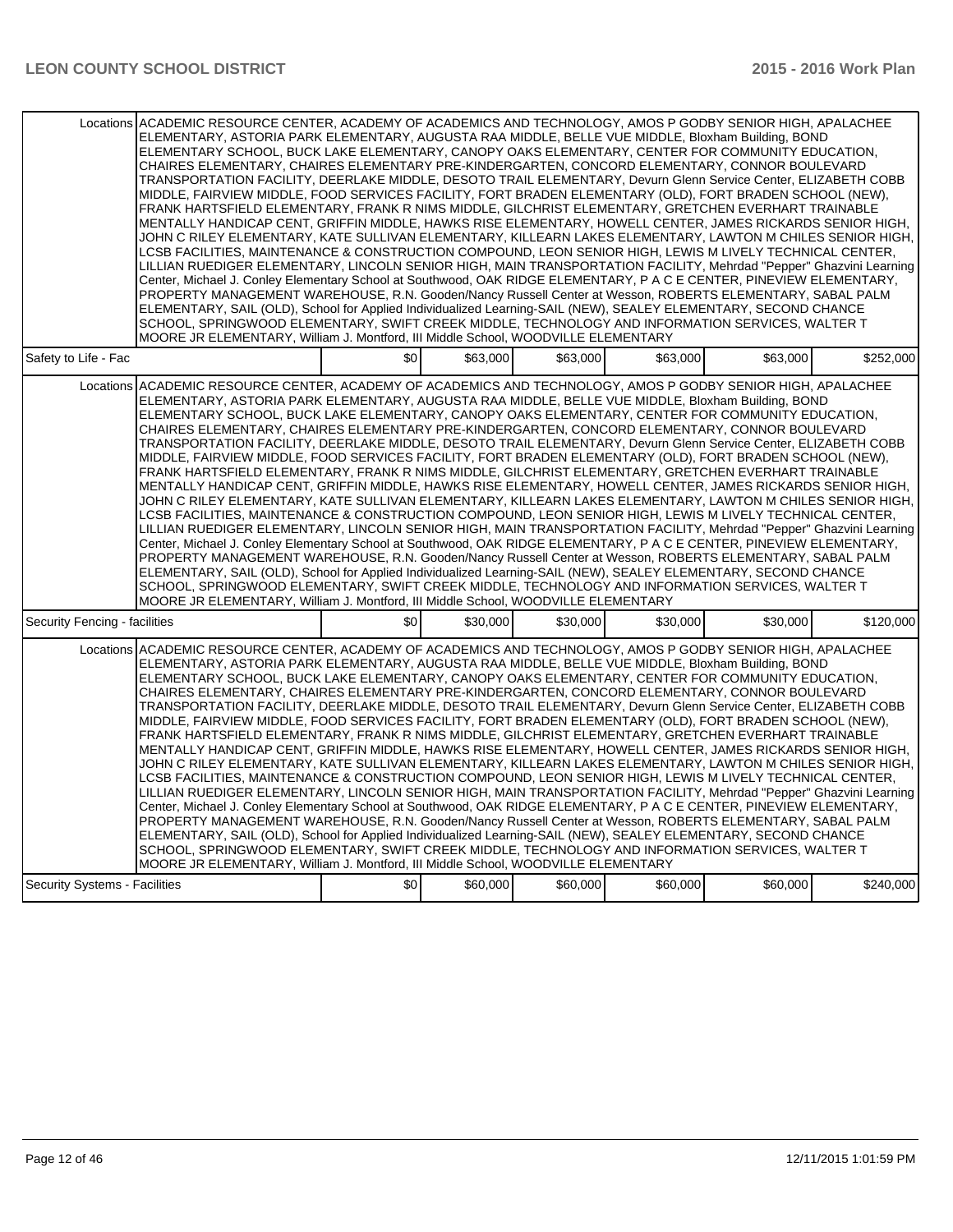| | | | | | | |
|---|---|---|---|---|---|---|
| Locations | ACADEMIC RESOURCE CENTER, ACADEMY OF ACADEMICS AND TECHNOLOGY, AMOS P GODBY SENIOR HIGH, APALACHEE ELEMENTARY, ASTORIA PARK ELEMENTARY, AUGUSTA RAA MIDDLE, BELLE VUE MIDDLE, Bloxham Building, BOND ELEMENTARY SCHOOL, BUCK LAKE ELEMENTARY, CANOPY OAKS ELEMENTARY, CENTER FOR COMMUNITY EDUCATION, CHAIRES ELEMENTARY, CHAIRES ELEMENTARY PRE-KINDERGARTEN, CONCORD ELEMENTARY, CONNOR BOULEVARD TRANSPORTATION FACILITY, DEERLAKE MIDDLE, DESOTO TRAIL ELEMENTARY, Devurn Glenn Service Center, ELIZABETH COBB MIDDLE, FAIRVIEW MIDDLE, FOOD SERVICES FACILITY, FORT BRADEN ELEMENTARY (OLD), FORT BRADEN SCHOOL (NEW), FRANK HARTSFIELD ELEMENTARY, FRANK R NIMS MIDDLE, GILCHRIST ELEMENTARY, GRETCHEN EVERHART TRAINABLE MENTALLY HANDICAP CENT, GRIFFIN MIDDLE, HAWKS RISE ELEMENTARY, HOWELL CENTER, JAMES RICKARDS SENIOR HIGH, JOHN C RILEY ELEMENTARY, KATE SULLIVAN ELEMENTARY, KILLEARN LAKES ELEMENTARY, LAWTON M CHILES SENIOR HIGH, LCSB FACILITIES, MAINTENANCE & CONSTRUCTION COMPOUND, LEON SENIOR HIGH, LEWIS M LIVELY TECHNICAL CENTER, LILLIAN RUEDIGER ELEMENTARY, LINCOLN SENIOR HIGH, MAIN TRANSPORTATION FACILITY, Mehrdad "Pepper" Ghazvini Learning Center, Michael J. Conley Elementary School at Southwood, OAK RIDGE ELEMENTARY, P A C E CENTER, PINEVIEW ELEMENTARY, PROPERTY MANAGEMENT WAREHOUSE, R.N. Gooden/Nancy Russell Center at Wesson, ROBERTS ELEMENTARY, SABAL PALM ELEMENTARY, SAIL (OLD), School for Applied Individualized Learning-SAIL (NEW), SEALEY ELEMENTARY, SECOND CHANCE SCHOOL, SPRINGWOOD ELEMENTARY, SWIFT CREEK MIDDLE, TECHNOLOGY AND INFORMATION SERVICES, WALTER T MOORE JR ELEMENTARY, William J. Montford, III Middle School, WOODVILLE ELEMENTARY | | | | | |
| Safety to Life - Fac | | $0 | $63,000 | $63,000 | $63,000 | $63,000 | $252,000 |
| Locations | ACADEMIC RESOURCE CENTER, ACADEMY OF ACADEMICS AND TECHNOLOGY, AMOS P GODBY SENIOR HIGH, APALACHEE ELEMENTARY, ASTORIA PARK ELEMENTARY, AUGUSTA RAA MIDDLE, BELLE VUE MIDDLE, Bloxham Building, BOND ELEMENTARY SCHOOL, BUCK LAKE ELEMENTARY, CANOPY OAKS ELEMENTARY, CENTER FOR COMMUNITY EDUCATION, CHAIRES ELEMENTARY, CHAIRES ELEMENTARY PRE-KINDERGARTEN, CONCORD ELEMENTARY, CONNOR BOULEVARD TRANSPORTATION FACILITY, DEERLAKE MIDDLE, DESOTO TRAIL ELEMENTARY, Devurn Glenn Service Center, ELIZABETH COBB MIDDLE, FAIRVIEW MIDDLE, FOOD SERVICES FACILITY, FORT BRADEN ELEMENTARY (OLD), FORT BRADEN SCHOOL (NEW), FRANK HARTSFIELD ELEMENTARY, FRANK R NIMS MIDDLE, GILCHRIST ELEMENTARY, GRETCHEN EVERHART TRAINABLE MENTALLY HANDICAP CENT, GRIFFIN MIDDLE, HAWKS RISE ELEMENTARY, HOWELL CENTER, JAMES RICKARDS SENIOR HIGH, JOHN C RILEY ELEMENTARY, KATE SULLIVAN ELEMENTARY, KILLEARN LAKES ELEMENTARY, LAWTON M CHILES SENIOR HIGH, LCSB FACILITIES, MAINTENANCE & CONSTRUCTION COMPOUND, LEON SENIOR HIGH, LEWIS M LIVELY TECHNICAL CENTER, LILLIAN RUEDIGER ELEMENTARY, LINCOLN SENIOR HIGH, MAIN TRANSPORTATION FACILITY, Mehrdad "Pepper" Ghazvini Learning Center, Michael J. Conley Elementary School at Southwood, OAK RIDGE ELEMENTARY, P A C E CENTER, PINEVIEW ELEMENTARY, PROPERTY MANAGEMENT WAREHOUSE, R.N. Gooden/Nancy Russell Center at Wesson, ROBERTS ELEMENTARY, SABAL PALM ELEMENTARY, SAIL (OLD), School for Applied Individualized Learning-SAIL (NEW), SEALEY ELEMENTARY, SECOND CHANCE SCHOOL, SPRINGWOOD ELEMENTARY, SWIFT CREEK MIDDLE, TECHNOLOGY AND INFORMATION SERVICES, WALTER T MOORE JR ELEMENTARY, William J. Montford, III Middle School, WOODVILLE ELEMENTARY | | | | | |
| Security Fencing - facilities | | $0 | $30,000 | $30,000 | $30,000 | $30,000 | $120,000 |
| Locations | ACADEMIC RESOURCE CENTER, ACADEMY OF ACADEMICS AND TECHNOLOGY, AMOS P GODBY SENIOR HIGH, APALACHEE ELEMENTARY, ASTORIA PARK ELEMENTARY, AUGUSTA RAA MIDDLE, BELLE VUE MIDDLE, Bloxham Building, BOND ELEMENTARY SCHOOL, BUCK LAKE ELEMENTARY, CANOPY OAKS ELEMENTARY, CENTER FOR COMMUNITY EDUCATION, CHAIRES ELEMENTARY, CHAIRES ELEMENTARY PRE-KINDERGARTEN, CONCORD ELEMENTARY, CONNOR BOULEVARD TRANSPORTATION FACILITY, DEERLAKE MIDDLE, DESOTO TRAIL ELEMENTARY, Devurn Glenn Service Center, ELIZABETH COBB MIDDLE, FAIRVIEW MIDDLE, FOOD SERVICES FACILITY, FORT BRADEN ELEMENTARY (OLD), FORT BRADEN SCHOOL (NEW), FRANK HARTSFIELD ELEMENTARY, FRANK R NIMS MIDDLE, GILCHRIST ELEMENTARY, GRETCHEN EVERHART TRAINABLE MENTALLY HANDICAP CENT, GRIFFIN MIDDLE, HAWKS RISE ELEMENTARY, HOWELL CENTER, JAMES RICKARDS SENIOR HIGH, JOHN C RILEY ELEMENTARY, KATE SULLIVAN ELEMENTARY, KILLEARN LAKES ELEMENTARY, LAWTON M CHILES SENIOR HIGH, LCSB FACILITIES, MAINTENANCE & CONSTRUCTION COMPOUND, LEON SENIOR HIGH, LEWIS M LIVELY TECHNICAL CENTER, LILLIAN RUEDIGER ELEMENTARY, LINCOLN SENIOR HIGH, MAIN TRANSPORTATION FACILITY, Mehrdad "Pepper" Ghazvini Learning Center, Michael J. Conley Elementary School at Southwood, OAK RIDGE ELEMENTARY, P A C E CENTER, PINEVIEW ELEMENTARY, PROPERTY MANAGEMENT WAREHOUSE, R.N. Gooden/Nancy Russell Center at Wesson, ROBERTS ELEMENTARY, SABAL PALM ELEMENTARY, SAIL (OLD), School for Applied Individualized Learning-SAIL (NEW), SEALEY ELEMENTARY, SECOND CHANCE SCHOOL, SPRINGWOOD ELEMENTARY, SWIFT CREEK MIDDLE, TECHNOLOGY AND INFORMATION SERVICES, WALTER T MOORE JR ELEMENTARY, William J. Montford, III Middle School, WOODVILLE ELEMENTARY | | | | | |
| Security Systems - Facilities | | $0 | $60,000 | $60,000 | $60,000 | $60,000 | $240,000 |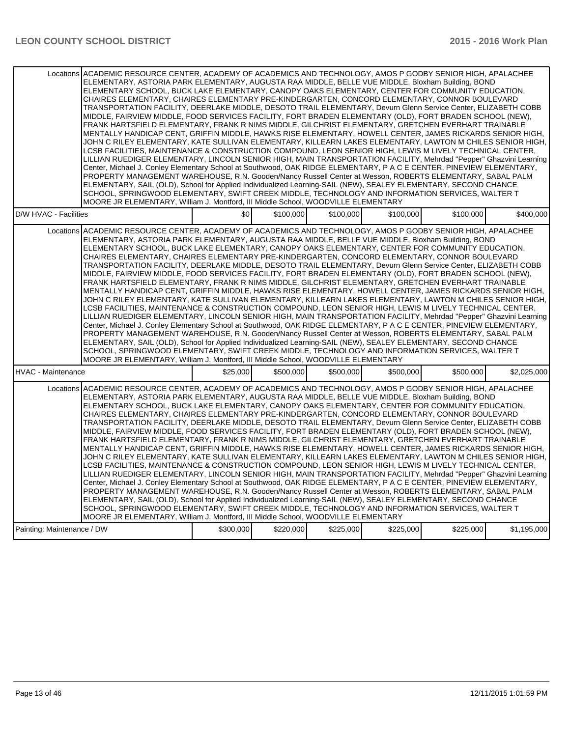| | | | | | | |
|---|---|---|---|---|---|---|
| Locations | ACADEMIC RESOURCE CENTER, ACADEMY OF ACADEMICS AND TECHNOLOGY, AMOS P GODBY SENIOR HIGH, APALACHEE ELEMENTARY, ASTORIA PARK ELEMENTARY, AUGUSTA RAA MIDDLE, BELLE VUE MIDDLE, Bloxham Building, BOND ELEMENTARY SCHOOL, BUCK LAKE ELEMENTARY, CANOPY OAKS ELEMENTARY, CENTER FOR COMMUNITY EDUCATION, CHAIRES ELEMENTARY, CHAIRES ELEMENTARY PRE-KINDERGARTEN, CONCORD ELEMENTARY, CONNOR BOULEVARD TRANSPORTATION FACILITY, DEERLAKE MIDDLE, DESOTO TRAIL ELEMENTARY, Devurn Glenn Service Center, ELIZABETH COBB MIDDLE, FAIRVIEW MIDDLE, FOOD SERVICES FACILITY, FORT BRADEN ELEMENTARY (OLD), FORT BRADEN SCHOOL (NEW), FRANK HARTSFIELD ELEMENTARY, FRANK R NIMS MIDDLE, GILCHRIST ELEMENTARY, GRETCHEN EVERHART TRAINABLE MENTALLY HANDICAP CENT, GRIFFIN MIDDLE, HAWKS RISE ELEMENTARY, HOWELL CENTER, JAMES RICKARDS SENIOR HIGH, JOHN C RILEY ELEMENTARY, KATE SULLIVAN ELEMENTARY, KILLEARN LAKES ELEMENTARY, LAWTON M CHILES SENIOR HIGH, LCSB FACILITIES, MAINTENANCE & CONSTRUCTION COMPOUND, LEON SENIOR HIGH, LEWIS M LIVELY TECHNICAL CENTER, LILLIAN RUEDIGER ELEMENTARY, LINCOLN SENIOR HIGH, MAIN TRANSPORTATION FACILITY, Mehrdad "Pepper" Ghazvini Learning Center, Michael J. Conley Elementary School at Southwood, OAK RIDGE ELEMENTARY, P A C E CENTER, PINEVIEW ELEMENTARY, PROPERTY MANAGEMENT WAREHOUSE, R.N. Gooden/Nancy Russell Center at Wesson, ROBERTS ELEMENTARY, SABAL PALM ELEMENTARY, SAIL (OLD), School for Applied Individualized Learning-SAIL (NEW), SEALEY ELEMENTARY, SECOND CHANCE SCHOOL, SPRINGWOOD ELEMENTARY, SWIFT CREEK MIDDLE, TECHNOLOGY AND INFORMATION SERVICES, WALTER T MOORE JR ELEMENTARY, William J. Montford, III Middle School, WOODVILLE ELEMENTARY | | | | | |
| D/W HVAC - Facilities | | $0 | $100,000 | $100,000 | $100,000 | $100,000 | $400,000 |
| Locations | ACADEMIC RESOURCE CENTER, ACADEMY OF ACADEMICS AND TECHNOLOGY, AMOS P GODBY SENIOR HIGH, APALACHEE ELEMENTARY, ASTORIA PARK ELEMENTARY, AUGUSTA RAA MIDDLE, BELLE VUE MIDDLE, Bloxham Building, BOND ELEMENTARY SCHOOL, BUCK LAKE ELEMENTARY, CANOPY OAKS ELEMENTARY, CENTER FOR COMMUNITY EDUCATION, CHAIRES ELEMENTARY, CHAIRES ELEMENTARY PRE-KINDERGARTEN, CONCORD ELEMENTARY, CONNOR BOULEVARD TRANSPORTATION FACILITY, DEERLAKE MIDDLE, DESOTO TRAIL ELEMENTARY, Devurn Glenn Service Center, ELIZABETH COBB MIDDLE, FAIRVIEW MIDDLE, FOOD SERVICES FACILITY, FORT BRADEN ELEMENTARY (OLD), FORT BRADEN SCHOOL (NEW), FRANK HARTSFIELD ELEMENTARY, FRANK R NIMS MIDDLE, GILCHRIST ELEMENTARY, GRETCHEN EVERHART TRAINABLE MENTALLY HANDICAP CENT, GRIFFIN MIDDLE, HAWKS RISE ELEMENTARY, HOWELL CENTER, JAMES RICKARDS SENIOR HIGH, JOHN C RILEY ELEMENTARY, KATE SULLIVAN ELEMENTARY, KILLEARN LAKES ELEMENTARY, LAWTON M CHILES SENIOR HIGH, LCSB FACILITIES, MAINTENANCE & CONSTRUCTION COMPOUND, LEON SENIOR HIGH, LEWIS M LIVELY TECHNICAL CENTER, LILLIAN RUEDIGER ELEMENTARY, LINCOLN SENIOR HIGH, MAIN TRANSPORTATION FACILITY, Mehrdad "Pepper" Ghazvini Learning Center, Michael J. Conley Elementary School at Southwood, OAK RIDGE ELEMENTARY, P A C E CENTER, PINEVIEW ELEMENTARY, PROPERTY MANAGEMENT WAREHOUSE, R.N. Gooden/Nancy Russell Center at Wesson, ROBERTS ELEMENTARY, SABAL PALM ELEMENTARY, SAIL (OLD), School for Applied Individualized Learning-SAIL (NEW), SEALEY ELEMENTARY, SECOND CHANCE SCHOOL, SPRINGWOOD ELEMENTARY, SWIFT CREEK MIDDLE, TECHNOLOGY AND INFORMATION SERVICES, WALTER T MOORE JR ELEMENTARY, William J. Montford, III Middle School, WOODVILLE ELEMENTARY | | | | | |
| HVAC - Maintenance | | $25,000 | $500,000 | $500,000 | $500,000 | $500,000 | $2,025,000 |
| Locations | ACADEMIC RESOURCE CENTER, ACADEMY OF ACADEMICS AND TECHNOLOGY, AMOS P GODBY SENIOR HIGH, APALACHEE ELEMENTARY, ASTORIA PARK ELEMENTARY, AUGUSTA RAA MIDDLE, BELLE VUE MIDDLE, Bloxham Building, BOND ELEMENTARY SCHOOL, BUCK LAKE ELEMENTARY, CANOPY OAKS ELEMENTARY, CENTER FOR COMMUNITY EDUCATION, CHAIRES ELEMENTARY, CHAIRES ELEMENTARY PRE-KINDERGARTEN, CONCORD ELEMENTARY, CONNOR BOULEVARD TRANSPORTATION FACILITY, DEERLAKE MIDDLE, DESOTO TRAIL ELEMENTARY, Devurn Glenn Service Center, ELIZABETH COBB MIDDLE, FAIRVIEW MIDDLE, FOOD SERVICES FACILITY, FORT BRADEN ELEMENTARY (OLD), FORT BRADEN SCHOOL (NEW), FRANK HARTSFIELD ELEMENTARY, FRANK R NIMS MIDDLE, GILCHRIST ELEMENTARY, GRETCHEN EVERHART TRAINABLE MENTALLY HANDICAP CENT, GRIFFIN MIDDLE, HAWKS RISE ELEMENTARY, HOWELL CENTER, JAMES RICKARDS SENIOR HIGH, JOHN C RILEY ELEMENTARY, KATE SULLIVAN ELEMENTARY, KILLEARN LAKES ELEMENTARY, LAWTON M CHILES SENIOR HIGH, LCSB FACILITIES, MAINTENANCE & CONSTRUCTION COMPOUND, LEON SENIOR HIGH, LEWIS M LIVELY TECHNICAL CENTER, LILLIAN RUEDIGER ELEMENTARY, LINCOLN SENIOR HIGH, MAIN TRANSPORTATION FACILITY, Mehrdad "Pepper" Ghazvini Learning Center, Michael J. Conley Elementary School at Southwood, OAK RIDGE ELEMENTARY, P A C E CENTER, PINEVIEW ELEMENTARY, PROPERTY MANAGEMENT WAREHOUSE, R.N. Gooden/Nancy Russell Center at Wesson, ROBERTS ELEMENTARY, SABAL PALM ELEMENTARY, SAIL (OLD), School for Applied Individualized Learning-SAIL (NEW), SEALEY ELEMENTARY, SECOND CHANCE SCHOOL, SPRINGWOOD ELEMENTARY, SWIFT CREEK MIDDLE, TECHNOLOGY AND INFORMATION SERVICES, WALTER T MOORE JR ELEMENTARY, William J. Montford, III Middle School, WOODVILLE ELEMENTARY | | | | | |
| Painting: Maintenance / DW | | $300,000 | $220,000 | $225,000 | $225,000 | $225,000 | $1,195,000 |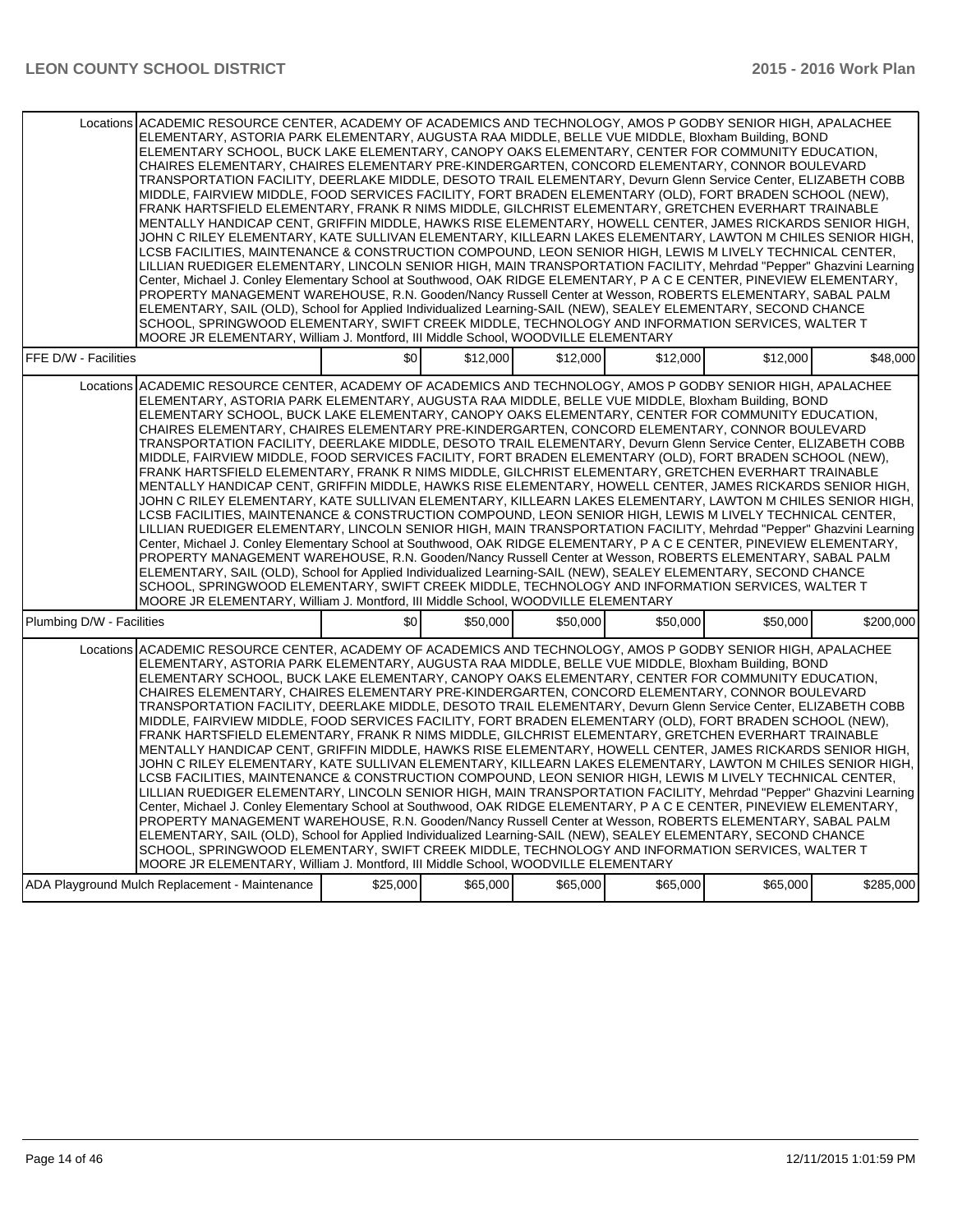| | | | | | | |
|---|---|---|---|---|---|---|
| Locations | ACADEMIC RESOURCE CENTER, ACADEMY OF ACADEMICS AND TECHNOLOGY, AMOS P GODBY SENIOR HIGH, APALACHEE ELEMENTARY, ASTORIA PARK ELEMENTARY, AUGUSTA RAA MIDDLE, BELLE VUE MIDDLE, Bloxham Building, BOND ELEMENTARY SCHOOL, BUCK LAKE ELEMENTARY, CANOPY OAKS ELEMENTARY, CENTER FOR COMMUNITY EDUCATION, CHAIRES ELEMENTARY, CHAIRES ELEMENTARY PRE-KINDERGARTEN, CONCORD ELEMENTARY, CONNOR BOULEVARD TRANSPORTATION FACILITY, DEERLAKE MIDDLE, DESOTO TRAIL ELEMENTARY, Devurn Glenn Service Center, ELIZABETH COBB MIDDLE, FAIRVIEW MIDDLE, FOOD SERVICES FACILITY, FORT BRADEN ELEMENTARY (OLD), FORT BRADEN SCHOOL (NEW), FRANK HARTSFIELD ELEMENTARY, FRANK R NIMS MIDDLE, GILCHRIST ELEMENTARY, GRETCHEN EVERHART TRAINABLE MENTALLY HANDICAP CENT, GRIFFIN MIDDLE, HAWKS RISE ELEMENTARY, HOWELL CENTER, JAMES RICKARDS SENIOR HIGH, JOHN C RILEY ELEMENTARY, KATE SULLIVAN ELEMENTARY, KILLEARN LAKES ELEMENTARY, LAWTON M CHILES SENIOR HIGH, LCSB FACILITIES, MAINTENANCE & CONSTRUCTION COMPOUND, LEON SENIOR HIGH, LEWIS M LIVELY TECHNICAL CENTER, LILLIAN RUEDIGER ELEMENTARY, LINCOLN SENIOR HIGH, MAIN TRANSPORTATION FACILITY, Mehrdad "Pepper" Ghazvini Learning Center, Michael J. Conley Elementary School at Southwood, OAK RIDGE ELEMENTARY, P A C E CENTER, PINEVIEW ELEMENTARY, PROPERTY MANAGEMENT WAREHOUSE, R.N. Gooden/Nancy Russell Center at Wesson, ROBERTS ELEMENTARY, SABAL PALM ELEMENTARY, SAIL (OLD), School for Applied Individualized Learning-SAIL (NEW), SEALEY ELEMENTARY, SECOND CHANCE SCHOOL, SPRINGWOOD ELEMENTARY, SWIFT CREEK MIDDLE, TECHNOLOGY AND INFORMATION SERVICES, WALTER T MOORE JR ELEMENTARY, William J. Montford, III Middle School, WOODVILLE ELEMENTARY | | | | | |
| FFE D/W - Facilities | | $0 | $12,000 | $12,000 | $12,000 | $12,000 | $48,000 |
| Locations | ACADEMIC RESOURCE CENTER, ACADEMY OF ACADEMICS AND TECHNOLOGY, AMOS P GODBY SENIOR HIGH, APALACHEE ELEMENTARY, ASTORIA PARK ELEMENTARY, AUGUSTA RAA MIDDLE, BELLE VUE MIDDLE, Bloxham Building, BOND ELEMENTARY SCHOOL, BUCK LAKE ELEMENTARY, CANOPY OAKS ELEMENTARY, CENTER FOR COMMUNITY EDUCATION, CHAIRES ELEMENTARY, CHAIRES ELEMENTARY PRE-KINDERGARTEN, CONCORD ELEMENTARY, CONNOR BOULEVARD TRANSPORTATION FACILITY, DEERLAKE MIDDLE, DESOTO TRAIL ELEMENTARY, Devurn Glenn Service Center, ELIZABETH COBB MIDDLE, FAIRVIEW MIDDLE, FOOD SERVICES FACILITY, FORT BRADEN ELEMENTARY (OLD), FORT BRADEN SCHOOL (NEW), FRANK HARTSFIELD ELEMENTARY, FRANK R NIMS MIDDLE, GILCHRIST ELEMENTARY, GRETCHEN EVERHART TRAINABLE MENTALLY HANDICAP CENT, GRIFFIN MIDDLE, HAWKS RISE ELEMENTARY, HOWELL CENTER, JAMES RICKARDS SENIOR HIGH, JOHN C RILEY ELEMENTARY, KATE SULLIVAN ELEMENTARY, KILLEARN LAKES ELEMENTARY, LAWTON M CHILES SENIOR HIGH, LCSB FACILITIES, MAINTENANCE & CONSTRUCTION COMPOUND, LEON SENIOR HIGH, LEWIS M LIVELY TECHNICAL CENTER, LILLIAN RUEDIGER ELEMENTARY, LINCOLN SENIOR HIGH, MAIN TRANSPORTATION FACILITY, Mehrdad "Pepper" Ghazvini Learning Center, Michael J. Conley Elementary School at Southwood, OAK RIDGE ELEMENTARY, P A C E CENTER, PINEVIEW ELEMENTARY, PROPERTY MANAGEMENT WAREHOUSE, R.N. Gooden/Nancy Russell Center at Wesson, ROBERTS ELEMENTARY, SABAL PALM ELEMENTARY, SAIL (OLD), School for Applied Individualized Learning-SAIL (NEW), SEALEY ELEMENTARY, SECOND CHANCE SCHOOL, SPRINGWOOD ELEMENTARY, SWIFT CREEK MIDDLE, TECHNOLOGY AND INFORMATION SERVICES, WALTER T MOORE JR ELEMENTARY, William J. Montford, III Middle School, WOODVILLE ELEMENTARY | | | | | |
| Plumbing D/W - Facilities | | $0 | $50,000 | $50,000 | $50,000 | $50,000 | $200,000 |
| Locations | ACADEMIC RESOURCE CENTER, ACADEMY OF ACADEMICS AND TECHNOLOGY, AMOS P GODBY SENIOR HIGH, APALACHEE ELEMENTARY, ASTORIA PARK ELEMENTARY, AUGUSTA RAA MIDDLE, BELLE VUE MIDDLE, Bloxham Building, BOND ELEMENTARY SCHOOL, BUCK LAKE ELEMENTARY, CANOPY OAKS ELEMENTARY, CENTER FOR COMMUNITY EDUCATION, CHAIRES ELEMENTARY, CHAIRES ELEMENTARY PRE-KINDERGARTEN, CONCORD ELEMENTARY, CONNOR BOULEVARD TRANSPORTATION FACILITY, DEERLAKE MIDDLE, DESOTO TRAIL ELEMENTARY, Devurn Glenn Service Center, ELIZABETH COBB MIDDLE, FAIRVIEW MIDDLE, FOOD SERVICES FACILITY, FORT BRADEN ELEMENTARY (OLD), FORT BRADEN SCHOOL (NEW), FRANK HARTSFIELD ELEMENTARY, FRANK R NIMS MIDDLE, GILCHRIST ELEMENTARY, GRETCHEN EVERHART TRAINABLE MENTALLY HANDICAP CENT, GRIFFIN MIDDLE, HAWKS RISE ELEMENTARY, HOWELL CENTER, JAMES RICKARDS SENIOR HIGH, JOHN C RILEY ELEMENTARY, KATE SULLIVAN ELEMENTARY, KILLEARN LAKES ELEMENTARY, LAWTON M CHILES SENIOR HIGH, LCSB FACILITIES, MAINTENANCE & CONSTRUCTION COMPOUND, LEON SENIOR HIGH, LEWIS M LIVELY TECHNICAL CENTER, LILLIAN RUEDIGER ELEMENTARY, LINCOLN SENIOR HIGH, MAIN TRANSPORTATION FACILITY, Mehrdad "Pepper" Ghazvini Learning Center, Michael J. Conley Elementary School at Southwood, OAK RIDGE ELEMENTARY, P A C E CENTER, PINEVIEW ELEMENTARY, PROPERTY MANAGEMENT WAREHOUSE, R.N. Gooden/Nancy Russell Center at Wesson, ROBERTS ELEMENTARY, SABAL PALM ELEMENTARY, SAIL (OLD), School for Applied Individualized Learning-SAIL (NEW), SEALEY ELEMENTARY, SECOND CHANCE SCHOOL, SPRINGWOOD ELEMENTARY, SWIFT CREEK MIDDLE, TECHNOLOGY AND INFORMATION SERVICES, WALTER T MOORE JR ELEMENTARY, William J. Montford, III Middle School, WOODVILLE ELEMENTARY | | | | | |
| ADA Playground Mulch Replacement - Maintenance | | $25,000 | $65,000 | $65,000 | $65,000 | $65,000 | $285,000 |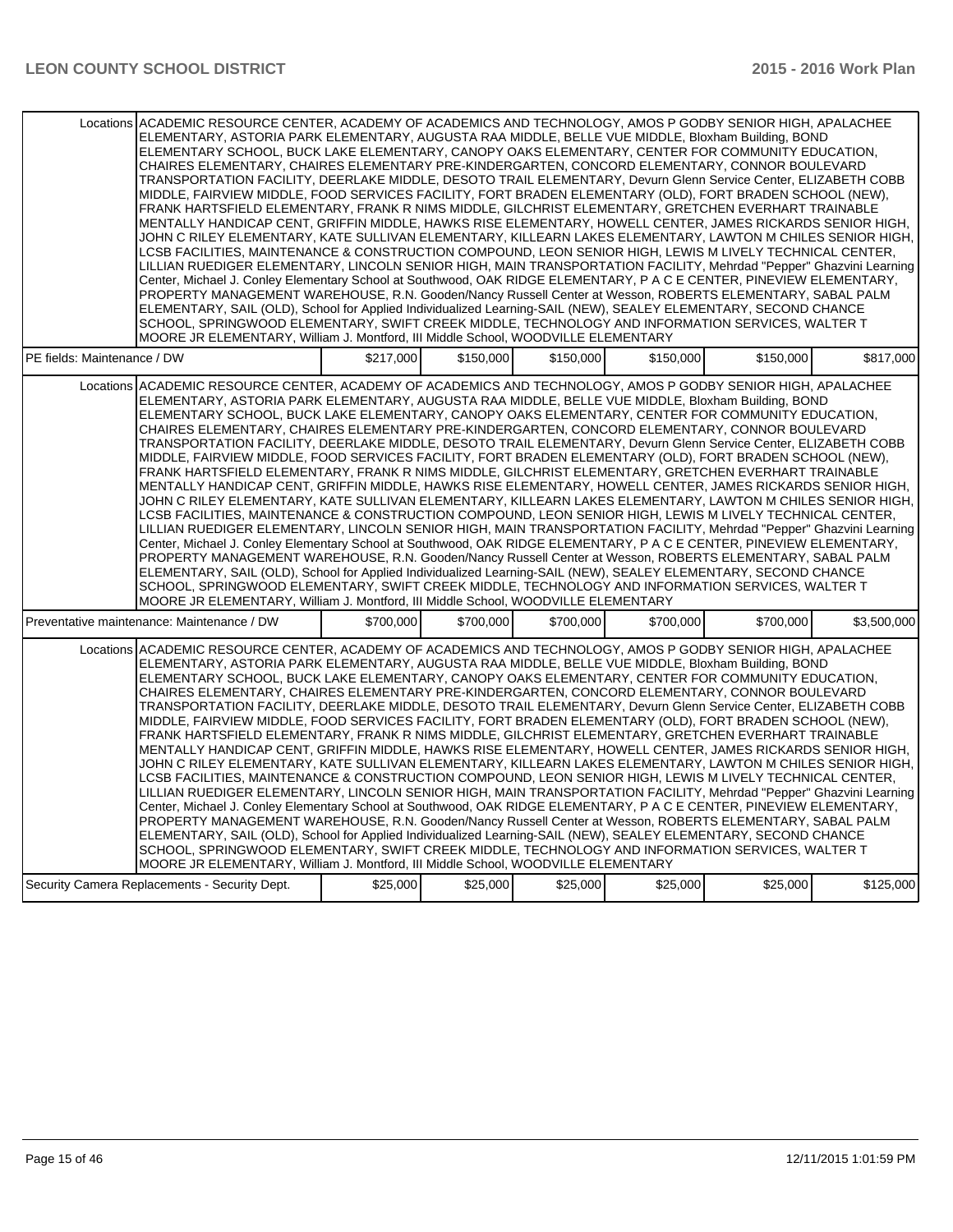| | | | | | | |
|---|---|---|---|---|---|---|
| Locations | ACADEMIC RESOURCE CENTER, ACADEMY OF ACADEMICS AND TECHNOLOGY, AMOS P GODBY SENIOR HIGH, APALACHEE ELEMENTARY, ASTORIA PARK ELEMENTARY, AUGUSTA RAA MIDDLE, BELLE VUE MIDDLE, Bloxham Building, BOND ELEMENTARY SCHOOL, BUCK LAKE ELEMENTARY, CANOPY OAKS ELEMENTARY, CENTER FOR COMMUNITY EDUCATION, CHAIRES ELEMENTARY, CHAIRES ELEMENTARY PRE-KINDERGARTEN, CONCORD ELEMENTARY, CONNOR BOULEVARD TRANSPORTATION FACILITY, DEERLAKE MIDDLE, DESOTO TRAIL ELEMENTARY, Devurn Glenn Service Center, ELIZABETH COBB MIDDLE, FAIRVIEW MIDDLE, FOOD SERVICES FACILITY, FORT BRADEN ELEMENTARY (OLD), FORT BRADEN SCHOOL (NEW), FRANK HARTSFIELD ELEMENTARY, FRANK R NIMS MIDDLE, GILCHRIST ELEMENTARY, GRETCHEN EVERHART TRAINABLE MENTALLY HANDICAP CENT, GRIFFIN MIDDLE, HAWKS RISE ELEMENTARY, HOWELL CENTER, JAMES RICKARDS SENIOR HIGH, JOHN C RILEY ELEMENTARY, KATE SULLIVAN ELEMENTARY, KILLEARN LAKES ELEMENTARY, LAWTON M CHILES SENIOR HIGH, LCSB FACILITIES, MAINTENANCE & CONSTRUCTION COMPOUND, LEON SENIOR HIGH, LEWIS M LIVELY TECHNICAL CENTER, LILLIAN RUEDIGER ELEMENTARY, LINCOLN SENIOR HIGH, MAIN TRANSPORTATION FACILITY, Mehrdad "Pepper" Ghazvini Learning Center, Michael J. Conley Elementary School at Southwood, OAK RIDGE ELEMENTARY, P A C E CENTER, PINEVIEW ELEMENTARY, PROPERTY MANAGEMENT WAREHOUSE, R.N. Gooden/Nancy Russell Center at Wesson, ROBERTS ELEMENTARY, SABAL PALM ELEMENTARY, SAIL (OLD), School for Applied Individualized Learning-SAIL (NEW), SEALEY ELEMENTARY, SECOND CHANCE SCHOOL, SPRINGWOOD ELEMENTARY, SWIFT CREEK MIDDLE, TECHNOLOGY AND INFORMATION SERVICES, WALTER T MOORE JR ELEMENTARY, William J. Montford, III Middle School, WOODVILLE ELEMENTARY | | | | | |
| PE fields: Maintenance / DW | | $217,000 | $150,000 | $150,000 | $150,000 | $150,000 | $817,000 |
| Locations | ACADEMIC RESOURCE CENTER, ACADEMY OF ACADEMICS AND TECHNOLOGY, AMOS P GODBY SENIOR HIGH, APALACHEE ELEMENTARY, ASTORIA PARK ELEMENTARY, AUGUSTA RAA MIDDLE, BELLE VUE MIDDLE, Bloxham Building, BOND ELEMENTARY SCHOOL, BUCK LAKE ELEMENTARY, CANOPY OAKS ELEMENTARY, CENTER FOR COMMUNITY EDUCATION, CHAIRES ELEMENTARY, CHAIRES ELEMENTARY PRE-KINDERGARTEN, CONCORD ELEMENTARY, CONNOR BOULEVARD TRANSPORTATION FACILITY, DEERLAKE MIDDLE, DESOTO TRAIL ELEMENTARY, Devurn Glenn Service Center, ELIZABETH COBB MIDDLE, FAIRVIEW MIDDLE, FOOD SERVICES FACILITY, FORT BRADEN ELEMENTARY (OLD), FORT BRADEN SCHOOL (NEW), FRANK HARTSFIELD ELEMENTARY, FRANK R NIMS MIDDLE, GILCHRIST ELEMENTARY, GRETCHEN EVERHART TRAINABLE MENTALLY HANDICAP CENT, GRIFFIN MIDDLE, HAWKS RISE ELEMENTARY, HOWELL CENTER, JAMES RICKARDS SENIOR HIGH, JOHN C RILEY ELEMENTARY, KATE SULLIVAN ELEMENTARY, KILLEARN LAKES ELEMENTARY, LAWTON M CHILES SENIOR HIGH, LCSB FACILITIES, MAINTENANCE & CONSTRUCTION COMPOUND, LEON SENIOR HIGH, LEWIS M LIVELY TECHNICAL CENTER, LILLIAN RUEDIGER ELEMENTARY, LINCOLN SENIOR HIGH, MAIN TRANSPORTATION FACILITY, Mehrdad "Pepper" Ghazvini Learning Center, Michael J. Conley Elementary School at Southwood, OAK RIDGE ELEMENTARY, P A C E CENTER, PINEVIEW ELEMENTARY, PROPERTY MANAGEMENT WAREHOUSE, R.N. Gooden/Nancy Russell Center at Wesson, ROBERTS ELEMENTARY, SABAL PALM ELEMENTARY, SAIL (OLD), School for Applied Individualized Learning-SAIL (NEW), SEALEY ELEMENTARY, SECOND CHANCE SCHOOL, SPRINGWOOD ELEMENTARY, SWIFT CREEK MIDDLE, TECHNOLOGY AND INFORMATION SERVICES, WALTER T MOORE JR ELEMENTARY, William J. Montford, III Middle School, WOODVILLE ELEMENTARY | | | | | |
| Preventative maintenance: Maintenance / DW | | $700,000 | $700,000 | $700,000 | $700,000 | $700,000 | $3,500,000 |
| Locations | ACADEMIC RESOURCE CENTER, ACADEMY OF ACADEMICS AND TECHNOLOGY, AMOS P GODBY SENIOR HIGH, APALACHEE ELEMENTARY, ASTORIA PARK ELEMENTARY, AUGUSTA RAA MIDDLE, BELLE VUE MIDDLE, Bloxham Building, BOND ELEMENTARY SCHOOL, BUCK LAKE ELEMENTARY, CANOPY OAKS ELEMENTARY, CENTER FOR COMMUNITY EDUCATION, CHAIRES ELEMENTARY, CHAIRES ELEMENTARY PRE-KINDERGARTEN, CONCORD ELEMENTARY, CONNOR BOULEVARD TRANSPORTATION FACILITY, DEERLAKE MIDDLE, DESOTO TRAIL ELEMENTARY, Devurn Glenn Service Center, ELIZABETH COBB MIDDLE, FAIRVIEW MIDDLE, FOOD SERVICES FACILITY, FORT BRADEN ELEMENTARY (OLD), FORT BRADEN SCHOOL (NEW), FRANK HARTSFIELD ELEMENTARY, FRANK R NIMS MIDDLE, GILCHRIST ELEMENTARY, GRETCHEN EVERHART TRAINABLE MENTALLY HANDICAP CENT, GRIFFIN MIDDLE, HAWKS RISE ELEMENTARY, HOWELL CENTER, JAMES RICKARDS SENIOR HIGH, JOHN C RILEY ELEMENTARY, KATE SULLIVAN ELEMENTARY, KILLEARN LAKES ELEMENTARY, LAWTON M CHILES SENIOR HIGH, LCSB FACILITIES, MAINTENANCE & CONSTRUCTION COMPOUND, LEON SENIOR HIGH, LEWIS M LIVELY TECHNICAL CENTER, LILLIAN RUEDIGER ELEMENTARY, LINCOLN SENIOR HIGH, MAIN TRANSPORTATION FACILITY, Mehrdad "Pepper" Ghazvini Learning Center, Michael J. Conley Elementary School at Southwood, OAK RIDGE ELEMENTARY, P A C E CENTER, PINEVIEW ELEMENTARY, PROPERTY MANAGEMENT WAREHOUSE, R.N. Gooden/Nancy Russell Center at Wesson, ROBERTS ELEMENTARY, SABAL PALM ELEMENTARY, SAIL (OLD), School for Applied Individualized Learning-SAIL (NEW), SEALEY ELEMENTARY, SECOND CHANCE SCHOOL, SPRINGWOOD ELEMENTARY, SWIFT CREEK MIDDLE, TECHNOLOGY AND INFORMATION SERVICES, WALTER T MOORE JR ELEMENTARY, William J. Montford, III Middle School, WOODVILLE ELEMENTARY | | | | | |
| Security Camera Replacements - Security Dept. | | $25,000 | $25,000 | $25,000 | $25,000 | $25,000 | $125,000 |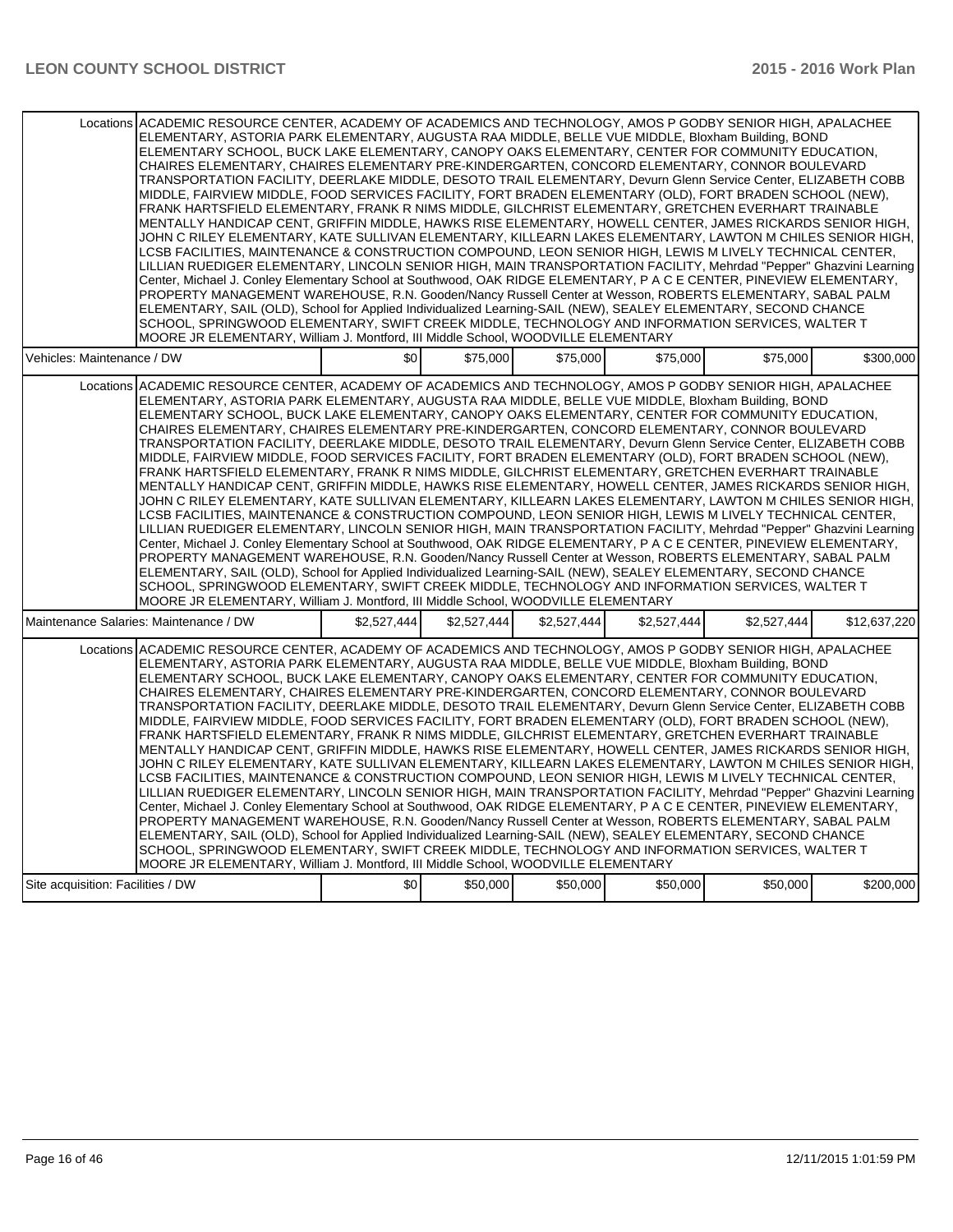| | | | | | | |
|---|---|---|---|---|---|---|
| Locations | ACADEMIC RESOURCE CENTER, ACADEMY OF ACADEMICS AND TECHNOLOGY, AMOS P GODBY SENIOR HIGH, APALACHEE ELEMENTARY, ASTORIA PARK ELEMENTARY, AUGUSTA RAA MIDDLE, BELLE VUE MIDDLE, Bloxham Building, BOND ELEMENTARY SCHOOL, BUCK LAKE ELEMENTARY, CANOPY OAKS ELEMENTARY, CENTER FOR COMMUNITY EDUCATION, CHAIRES ELEMENTARY, CHAIRES ELEMENTARY PRE-KINDERGARTEN, CONCORD ELEMENTARY, CONNOR BOULEVARD TRANSPORTATION FACILITY, DEERLAKE MIDDLE, DESOTO TRAIL ELEMENTARY, Devurn Glenn Service Center, ELIZABETH COBB MIDDLE, FAIRVIEW MIDDLE, FOOD SERVICES FACILITY, FORT BRADEN ELEMENTARY (OLD), FORT BRADEN SCHOOL (NEW), FRANK HARTSFIELD ELEMENTARY, FRANK R NIMS MIDDLE, GILCHRIST ELEMENTARY, GRETCHEN EVERHART TRAINABLE MENTALLY HANDICAP CENT, GRIFFIN MIDDLE, HAWKS RISE ELEMENTARY, HOWELL CENTER, JAMES RICKARDS SENIOR HIGH, JOHN C RILEY ELEMENTARY, KATE SULLIVAN ELEMENTARY, KILLEARN LAKES ELEMENTARY, LAWTON M CHILES SENIOR HIGH, LCSB FACILITIES, MAINTENANCE & CONSTRUCTION COMPOUND, LEON SENIOR HIGH, LEWIS M LIVELY TECHNICAL CENTER, LILLIAN RUEDIGER ELEMENTARY, LINCOLN SENIOR HIGH, MAIN TRANSPORTATION FACILITY, Mehrdad "Pepper" Ghazvini Learning Center, Michael J. Conley Elementary School at Southwood, OAK RIDGE ELEMENTARY, P A C E CENTER, PINEVIEW ELEMENTARY, PROPERTY MANAGEMENT WAREHOUSE, R.N. Gooden/Nancy Russell Center at Wesson, ROBERTS ELEMENTARY, SABAL PALM ELEMENTARY, SAIL (OLD), School for Applied Individualized Learning-SAIL (NEW), SEALEY ELEMENTARY, SECOND CHANCE SCHOOL, SPRINGWOOD ELEMENTARY, SWIFT CREEK MIDDLE, TECHNOLOGY AND INFORMATION SERVICES, WALTER T MOORE JR ELEMENTARY, William J. Montford, III Middle School, WOODVILLE ELEMENTARY | | | | | | |
| Vehicles: Maintenance / DW | | $0 | $75,000 | $75,000 | $75,000 | $75,000 | $300,000 |
| Locations | ACADEMIC RESOURCE CENTER, ACADEMY OF ACADEMICS AND TECHNOLOGY, AMOS P GODBY SENIOR HIGH, APALACHEE ELEMENTARY, ASTORIA PARK ELEMENTARY, AUGUSTA RAA MIDDLE, BELLE VUE MIDDLE, Bloxham Building, BOND ELEMENTARY SCHOOL, BUCK LAKE ELEMENTARY, CANOPY OAKS ELEMENTARY, CENTER FOR COMMUNITY EDUCATION, CHAIRES ELEMENTARY, CHAIRES ELEMENTARY PRE-KINDERGARTEN, CONCORD ELEMENTARY, CONNOR BOULEVARD TRANSPORTATION FACILITY, DEERLAKE MIDDLE, DESOTO TRAIL ELEMENTARY, Devurn Glenn Service Center, ELIZABETH COBB MIDDLE, FAIRVIEW MIDDLE, FOOD SERVICES FACILITY, FORT BRADEN ELEMENTARY (OLD), FORT BRADEN SCHOOL (NEW), FRANK HARTSFIELD ELEMENTARY, FRANK R NIMS MIDDLE, GILCHRIST ELEMENTARY, GRETCHEN EVERHART TRAINABLE MENTALLY HANDICAP CENT, GRIFFIN MIDDLE, HAWKS RISE ELEMENTARY, HOWELL CENTER, JAMES RICKARDS SENIOR HIGH, JOHN C RILEY ELEMENTARY, KATE SULLIVAN ELEMENTARY, KILLEARN LAKES ELEMENTARY, LAWTON M CHILES SENIOR HIGH, LCSB FACILITIES, MAINTENANCE & CONSTRUCTION COMPOUND, LEON SENIOR HIGH, LEWIS M LIVELY TECHNICAL CENTER, LILLIAN RUEDIGER ELEMENTARY, LINCOLN SENIOR HIGH, MAIN TRANSPORTATION FACILITY, Mehrdad "Pepper" Ghazvini Learning Center, Michael J. Conley Elementary School at Southwood, OAK RIDGE ELEMENTARY, P A C E CENTER, PINEVIEW ELEMENTARY, PROPERTY MANAGEMENT WAREHOUSE, R.N. Gooden/Nancy Russell Center at Wesson, ROBERTS ELEMENTARY, SABAL PALM ELEMENTARY, SAIL (OLD), School for Applied Individualized Learning-SAIL (NEW), SEALEY ELEMENTARY, SECOND CHANCE SCHOOL, SPRINGWOOD ELEMENTARY, SWIFT CREEK MIDDLE, TECHNOLOGY AND INFORMATION SERVICES, WALTER T MOORE JR ELEMENTARY, William J. Montford, III Middle School, WOODVILLE ELEMENTARY | | | | | | |
| Maintenance Salaries: Maintenance / DW | | $2,527,444 | $2,527,444 | $2,527,444 | $2,527,444 | $2,527,444 | $12,637,220 |
| Locations | ACADEMIC RESOURCE CENTER, ACADEMY OF ACADEMICS AND TECHNOLOGY, AMOS P GODBY SENIOR HIGH, APALACHEE ELEMENTARY, ASTORIA PARK ELEMENTARY, AUGUSTA RAA MIDDLE, BELLE VUE MIDDLE, Bloxham Building, BOND ELEMENTARY SCHOOL, BUCK LAKE ELEMENTARY, CANOPY OAKS ELEMENTARY, CENTER FOR COMMUNITY EDUCATION, CHAIRES ELEMENTARY, CHAIRES ELEMENTARY PRE-KINDERGARTEN, CONCORD ELEMENTARY, CONNOR BOULEVARD TRANSPORTATION FACILITY, DEERLAKE MIDDLE, DESOTO TRAIL ELEMENTARY, Devurn Glenn Service Center, ELIZABETH COBB MIDDLE, FAIRVIEW MIDDLE, FOOD SERVICES FACILITY, FORT BRADEN ELEMENTARY (OLD), FORT BRADEN SCHOOL (NEW), FRANK HARTSFIELD ELEMENTARY, FRANK R NIMS MIDDLE, GILCHRIST ELEMENTARY, GRETCHEN EVERHART TRAINABLE MENTALLY HANDICAP CENT, GRIFFIN MIDDLE, HAWKS RISE ELEMENTARY, HOWELL CENTER, JAMES RICKARDS SENIOR HIGH, JOHN C RILEY ELEMENTARY, KATE SULLIVAN ELEMENTARY, KILLEARN LAKES ELEMENTARY, LAWTON M CHILES SENIOR HIGH, LCSB FACILITIES, MAINTENANCE & CONSTRUCTION COMPOUND, LEON SENIOR HIGH, LEWIS M LIVELY TECHNICAL CENTER, LILLIAN RUEDIGER ELEMENTARY, LINCOLN SENIOR HIGH, MAIN TRANSPORTATION FACILITY, Mehrdad "Pepper" Ghazvini Learning Center, Michael J. Conley Elementary School at Southwood, OAK RIDGE ELEMENTARY, P A C E CENTER, PINEVIEW ELEMENTARY, PROPERTY MANAGEMENT WAREHOUSE, R.N. Gooden/Nancy Russell Center at Wesson, ROBERTS ELEMENTARY, SABAL PALM ELEMENTARY, SAIL (OLD), School for Applied Individualized Learning-SAIL (NEW), SEALEY ELEMENTARY, SECOND CHANCE SCHOOL, SPRINGWOOD ELEMENTARY, SWIFT CREEK MIDDLE, TECHNOLOGY AND INFORMATION SERVICES, WALTER T MOORE JR ELEMENTARY, William J. Montford, III Middle School, WOODVILLE ELEMENTARY | | | | | | |
| Site acquisition: Facilities / DW | | $0 | $50,000 | $50,000 | $50,000 | $50,000 | $200,000 |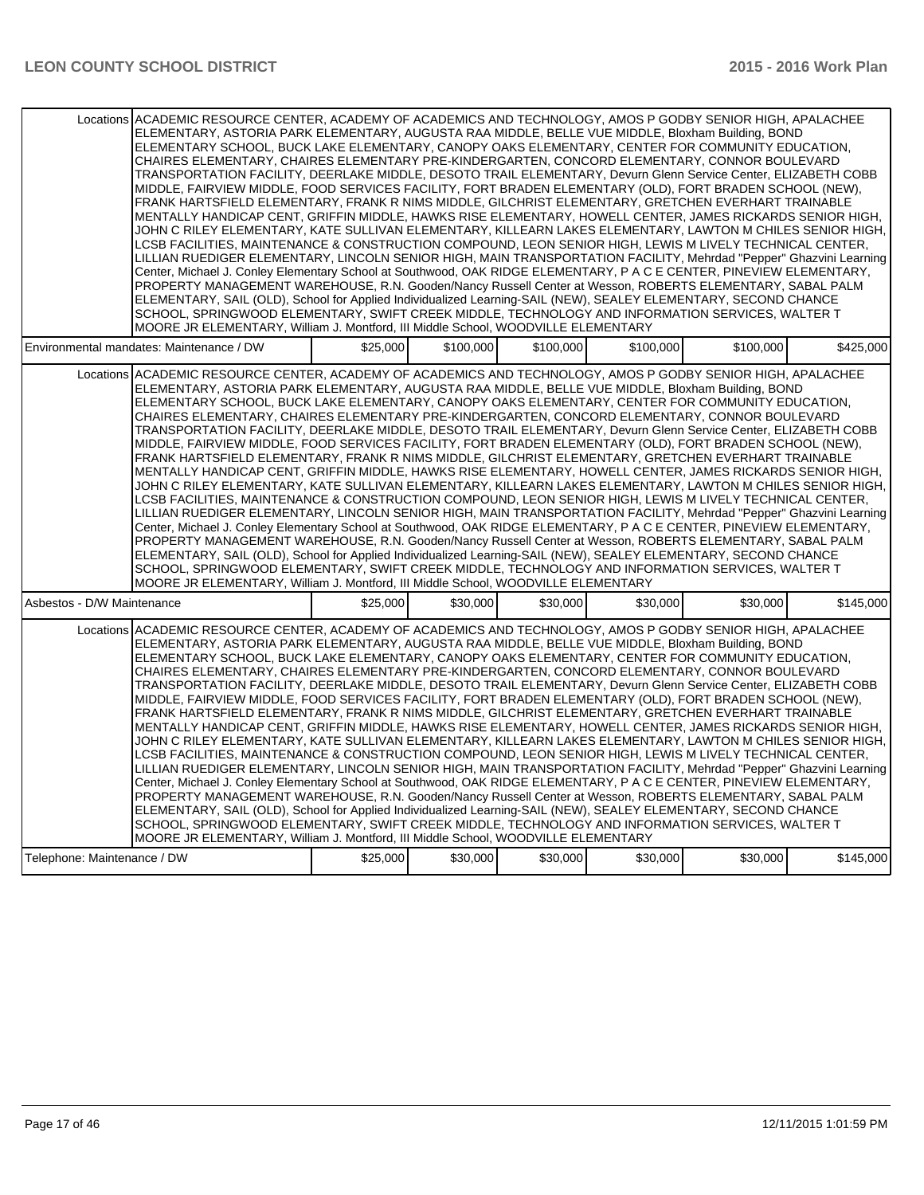| | | | | | | |
|---|---|---|---|---|---|---|
| Locations | ACADEMIC RESOURCE CENTER, ACADEMY OF ACADEMICS AND TECHNOLOGY, AMOS P GODBY SENIOR HIGH, APALACHEE ELEMENTARY, ASTORIA PARK ELEMENTARY, AUGUSTA RAA MIDDLE, BELLE VUE MIDDLE, Bloxham Building, BOND ELEMENTARY SCHOOL, BUCK LAKE ELEMENTARY, CANOPY OAKS ELEMENTARY, CENTER FOR COMMUNITY EDUCATION, CHAIRES ELEMENTARY, CHAIRES ELEMENTARY PRE-KINDERGARTEN, CONCORD ELEMENTARY, CONNOR BOULEVARD TRANSPORTATION FACILITY, DEERLAKE MIDDLE, DESOTO TRAIL ELEMENTARY, Devurn Glenn Service Center, ELIZABETH COBB MIDDLE, FAIRVIEW MIDDLE, FOOD SERVICES FACILITY, FORT BRADEN ELEMENTARY (OLD), FORT BRADEN SCHOOL (NEW), FRANK HARTSFIELD ELEMENTARY, FRANK R NIMS MIDDLE, GILCHRIST ELEMENTARY, GRETCHEN EVERHART TRAINABLE MENTALLY HANDICAP CENT, GRIFFIN MIDDLE, HAWKS RISE ELEMENTARY, HOWELL CENTER, JAMES RICKARDS SENIOR HIGH, JOHN C RILEY ELEMENTARY, KATE SULLIVAN ELEMENTARY, KILLEARN LAKES ELEMENTARY, LAWTON M CHILES SENIOR HIGH, LCSB FACILITIES, MAINTENANCE & CONSTRUCTION COMPOUND, LEON SENIOR HIGH, LEWIS M LIVELY TECHNICAL CENTER, LILLIAN RUEDIGER ELEMENTARY, LINCOLN SENIOR HIGH, MAIN TRANSPORTATION FACILITY, Mehrdad "Pepper" Ghazvini Learning Center, Michael J. Conley Elementary School at Southwood, OAK RIDGE ELEMENTARY, P A C E CENTER, PINEVIEW ELEMENTARY, PROPERTY MANAGEMENT WAREHOUSE, R.N. Gooden/Nancy Russell Center at Wesson, ROBERTS ELEMENTARY, SABAL PALM ELEMENTARY, SAIL (OLD), School for Applied Individualized Learning-SAIL (NEW), SEALEY ELEMENTARY, SECOND CHANCE SCHOOL, SPRINGWOOD ELEMENTARY, SWIFT CREEK MIDDLE, TECHNOLOGY AND INFORMATION SERVICES, WALTER T MOORE JR ELEMENTARY, William J. Montford, III Middle School, WOODVILLE ELEMENTARY | | | | | |
| Environmental mandates: Maintenance / DW | | $25,000 | $100,000 | $100,000 | $100,000 | $100,000 | $425,000 |
| Locations | ACADEMIC RESOURCE CENTER, ACADEMY OF ACADEMICS AND TECHNOLOGY, AMOS P GODBY SENIOR HIGH, APALACHEE ELEMENTARY, ASTORIA PARK ELEMENTARY, AUGUSTA RAA MIDDLE, BELLE VUE MIDDLE, Bloxham Building, BOND ELEMENTARY SCHOOL, BUCK LAKE ELEMENTARY, CANOPY OAKS ELEMENTARY, CENTER FOR COMMUNITY EDUCATION, CHAIRES ELEMENTARY, CHAIRES ELEMENTARY PRE-KINDERGARTEN, CONCORD ELEMENTARY, CONNOR BOULEVARD TRANSPORTATION FACILITY, DEERLAKE MIDDLE, DESOTO TRAIL ELEMENTARY, Devurn Glenn Service Center, ELIZABETH COBB MIDDLE, FAIRVIEW MIDDLE, FOOD SERVICES FACILITY, FORT BRADEN ELEMENTARY (OLD), FORT BRADEN SCHOOL (NEW), FRANK HARTSFIELD ELEMENTARY, FRANK R NIMS MIDDLE, GILCHRIST ELEMENTARY, GRETCHEN EVERHART TRAINABLE MENTALLY HANDICAP CENT, GRIFFIN MIDDLE, HAWKS RISE ELEMENTARY, HOWELL CENTER, JAMES RICKARDS SENIOR HIGH, JOHN C RILEY ELEMENTARY, KATE SULLIVAN ELEMENTARY, KILLEARN LAKES ELEMENTARY, LAWTON M CHILES SENIOR HIGH, LCSB FACILITIES, MAINTENANCE & CONSTRUCTION COMPOUND, LEON SENIOR HIGH, LEWIS M LIVELY TECHNICAL CENTER, LILLIAN RUEDIGER ELEMENTARY, LINCOLN SENIOR HIGH, MAIN TRANSPORTATION FACILITY, Mehrdad "Pepper" Ghazvini Learning Center, Michael J. Conley Elementary School at Southwood, OAK RIDGE ELEMENTARY, P A C E CENTER, PINEVIEW ELEMENTARY, PROPERTY MANAGEMENT WAREHOUSE, R.N. Gooden/Nancy Russell Center at Wesson, ROBERTS ELEMENTARY, SABAL PALM ELEMENTARY, SAIL (OLD), School for Applied Individualized Learning-SAIL (NEW), SEALEY ELEMENTARY, SECOND CHANCE SCHOOL, SPRINGWOOD ELEMENTARY, SWIFT CREEK MIDDLE, TECHNOLOGY AND INFORMATION SERVICES, WALTER T MOORE JR ELEMENTARY, William J. Montford, III Middle School, WOODVILLE ELEMENTARY | | | | | |
| Asbestos - D/W Maintenance | | $25,000 | $30,000 | $30,000 | $30,000 | $30,000 | $145,000 |
| Locations | ACADEMIC RESOURCE CENTER, ACADEMY OF ACADEMICS AND TECHNOLOGY, AMOS P GODBY SENIOR HIGH, APALACHEE ELEMENTARY, ASTORIA PARK ELEMENTARY, AUGUSTA RAA MIDDLE, BELLE VUE MIDDLE, Bloxham Building, BOND ELEMENTARY SCHOOL, BUCK LAKE ELEMENTARY, CANOPY OAKS ELEMENTARY, CENTER FOR COMMUNITY EDUCATION, CHAIRES ELEMENTARY, CHAIRES ELEMENTARY PRE-KINDERGARTEN, CONCORD ELEMENTARY, CONNOR BOULEVARD TRANSPORTATION FACILITY, DEERLAKE MIDDLE, DESOTO TRAIL ELEMENTARY, Devurn Glenn Service Center, ELIZABETH COBB MIDDLE, FAIRVIEW MIDDLE, FOOD SERVICES FACILITY, FORT BRADEN ELEMENTARY (OLD), FORT BRADEN SCHOOL (NEW), FRANK HARTSFIELD ELEMENTARY, FRANK R NIMS MIDDLE, GILCHRIST ELEMENTARY, GRETCHEN EVERHART TRAINABLE MENTALLY HANDICAP CENT, GRIFFIN MIDDLE, HAWKS RISE ELEMENTARY, HOWELL CENTER, JAMES RICKARDS SENIOR HIGH, JOHN C RILEY ELEMENTARY, KATE SULLIVAN ELEMENTARY, KILLEARN LAKES ELEMENTARY, LAWTON M CHILES SENIOR HIGH, LCSB FACILITIES, MAINTENANCE & CONSTRUCTION COMPOUND, LEON SENIOR HIGH, LEWIS M LIVELY TECHNICAL CENTER, LILLIAN RUEDIGER ELEMENTARY, LINCOLN SENIOR HIGH, MAIN TRANSPORTATION FACILITY, Mehrdad "Pepper" Ghazvini Learning Center, Michael J. Conley Elementary School at Southwood, OAK RIDGE ELEMENTARY, P A C E CENTER, PINEVIEW ELEMENTARY, PROPERTY MANAGEMENT WAREHOUSE, R.N. Gooden/Nancy Russell Center at Wesson, ROBERTS ELEMENTARY, SABAL PALM ELEMENTARY, SAIL (OLD), School for Applied Individualized Learning-SAIL (NEW), SEALEY ELEMENTARY, SECOND CHANCE SCHOOL, SPRINGWOOD ELEMENTARY, SWIFT CREEK MIDDLE, TECHNOLOGY AND INFORMATION SERVICES, WALTER T MOORE JR ELEMENTARY, William J. Montford, III Middle School, WOODVILLE ELEMENTARY | | | | | |
| Telephone: Maintenance / DW | | $25,000 | $30,000 | $30,000 | $30,000 | $30,000 | $145,000 |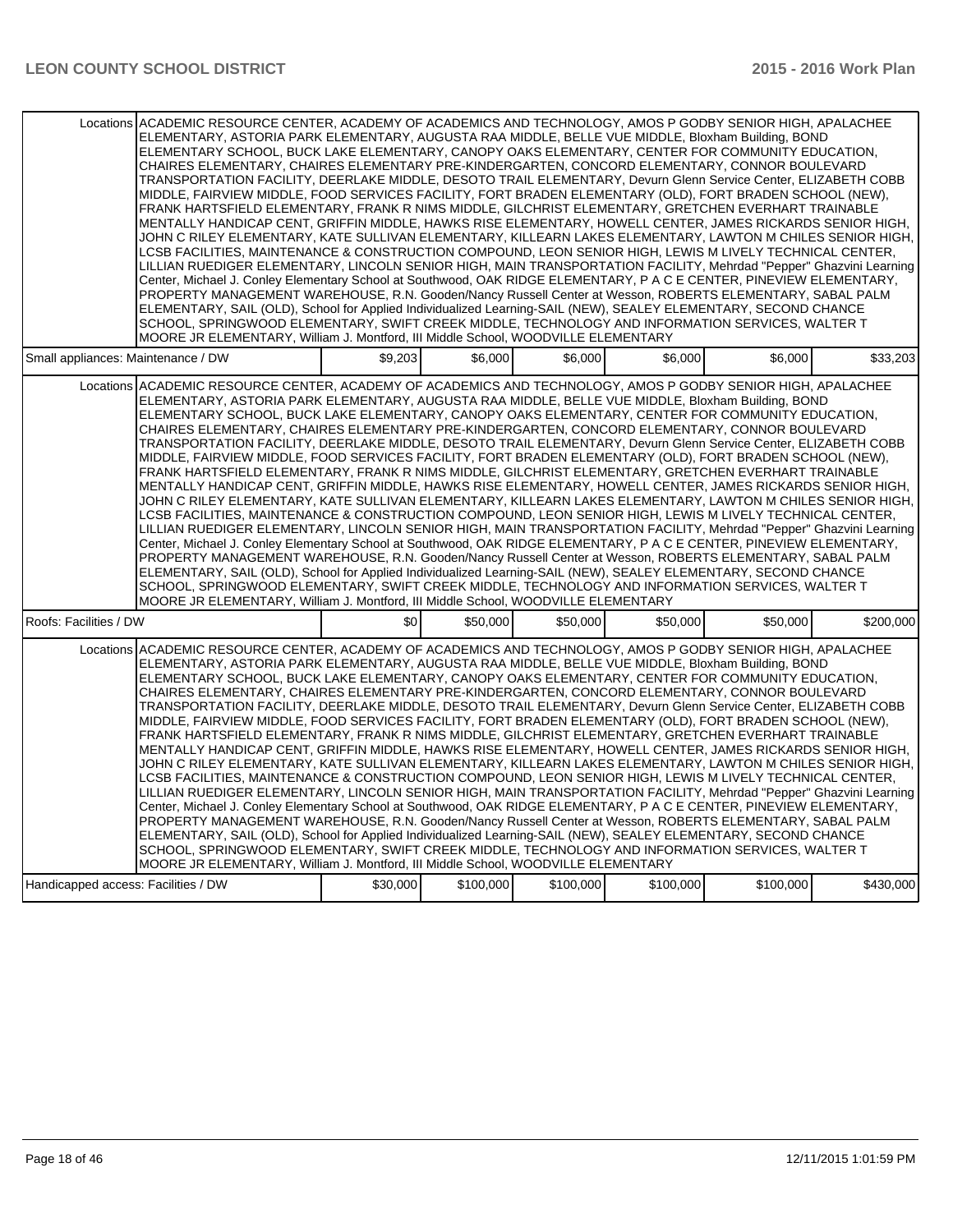| | | | | | | |
|---|---|---|---|---|---|---|
| Locations | ACADEMIC RESOURCE CENTER, ACADEMY OF ACADEMICS AND TECHNOLOGY, AMOS P GODBY SENIOR HIGH, APALACHEE ELEMENTARY, ASTORIA PARK ELEMENTARY, AUGUSTA RAA MIDDLE, BELLE VUE MIDDLE, Bloxham Building, BOND ELEMENTARY SCHOOL, BUCK LAKE ELEMENTARY, CANOPY OAKS ELEMENTARY, CENTER FOR COMMUNITY EDUCATION, CHAIRES ELEMENTARY, CHAIRES ELEMENTARY PRE-KINDERGARTEN, CONCORD ELEMENTARY, CONNOR BOULEVARD TRANSPORTATION FACILITY, DEERLAKE MIDDLE, DESOTO TRAIL ELEMENTARY, Devurn Glenn Service Center, ELIZABETH COBB MIDDLE, FAIRVIEW MIDDLE, FOOD SERVICES FACILITY, FORT BRADEN ELEMENTARY (OLD), FORT BRADEN SCHOOL (NEW), FRANK HARTSFIELD ELEMENTARY, FRANK R NIMS MIDDLE, GILCHRIST ELEMENTARY, GRETCHEN EVERHART TRAINABLE MENTALLY HANDICAP CENT, GRIFFIN MIDDLE, HAWKS RISE ELEMENTARY, HOWELL CENTER, JAMES RICKARDS SENIOR HIGH, JOHN C RILEY ELEMENTARY, KATE SULLIVAN ELEMENTARY, KILLEARN LAKES ELEMENTARY, LAWTON M CHILES SENIOR HIGH, LCSB FACILITIES, MAINTENANCE & CONSTRUCTION COMPOUND, LEON SENIOR HIGH, LEWIS M LIVELY TECHNICAL CENTER, LILLIAN RUEDIGER ELEMENTARY, LINCOLN SENIOR HIGH, MAIN TRANSPORTATION FACILITY, Mehrdad "Pepper" Ghazvini Learning Center, Michael J. Conley Elementary School at Southwood, OAK RIDGE ELEMENTARY, P A C E CENTER, PINEVIEW ELEMENTARY, PROPERTY MANAGEMENT WAREHOUSE, R.N. Gooden/Nancy Russell Center at Wesson, ROBERTS ELEMENTARY, SABAL PALM ELEMENTARY, SAIL (OLD), School for Applied Individualized Learning-SAIL (NEW), SEALEY ELEMENTARY, SECOND CHANCE SCHOOL, SPRINGWOOD ELEMENTARY, SWIFT CREEK MIDDLE, TECHNOLOGY AND INFORMATION SERVICES, WALTER T MOORE JR ELEMENTARY, William J. Montford, III Middle School, WOODVILLE ELEMENTARY | | | | | |
| Small appliances: Maintenance / DW | | $9,203 | $6,000 | $6,000 | $6,000 | $6,000 | $33,203 |
| Locations | ACADEMIC RESOURCE CENTER, ACADEMY OF ACADEMICS AND TECHNOLOGY, AMOS P GODBY SENIOR HIGH, APALACHEE ELEMENTARY, ASTORIA PARK ELEMENTARY, AUGUSTA RAA MIDDLE, BELLE VUE MIDDLE, Bloxham Building, BOND ELEMENTARY SCHOOL, BUCK LAKE ELEMENTARY, CANOPY OAKS ELEMENTARY, CENTER FOR COMMUNITY EDUCATION, CHAIRES ELEMENTARY, CHAIRES ELEMENTARY PRE-KINDERGARTEN, CONCORD ELEMENTARY, CONNOR BOULEVARD TRANSPORTATION FACILITY, DEERLAKE MIDDLE, DESOTO TRAIL ELEMENTARY, Devurn Glenn Service Center, ELIZABETH COBB MIDDLE, FAIRVIEW MIDDLE, FOOD SERVICES FACILITY, FORT BRADEN ELEMENTARY (OLD), FORT BRADEN SCHOOL (NEW), FRANK HARTSFIELD ELEMENTARY, FRANK R NIMS MIDDLE, GILCHRIST ELEMENTARY, GRETCHEN EVERHART TRAINABLE MENTALLY HANDICAP CENT, GRIFFIN MIDDLE, HAWKS RISE ELEMENTARY, HOWELL CENTER, JAMES RICKARDS SENIOR HIGH, JOHN C RILEY ELEMENTARY, KATE SULLIVAN ELEMENTARY, KILLEARN LAKES ELEMENTARY, LAWTON M CHILES SENIOR HIGH, LCSB FACILITIES, MAINTENANCE & CONSTRUCTION COMPOUND, LEON SENIOR HIGH, LEWIS M LIVELY TECHNICAL CENTER, LILLIAN RUEDIGER ELEMENTARY, LINCOLN SENIOR HIGH, MAIN TRANSPORTATION FACILITY, Mehrdad "Pepper" Ghazvini Learning Center, Michael J. Conley Elementary School at Southwood, OAK RIDGE ELEMENTARY, P A C E CENTER, PINEVIEW ELEMENTARY, PROPERTY MANAGEMENT WAREHOUSE, R.N. Gooden/Nancy Russell Center at Wesson, ROBERTS ELEMENTARY, SABAL PALM ELEMENTARY, SAIL (OLD), School for Applied Individualized Learning-SAIL (NEW), SEALEY ELEMENTARY, SECOND CHANCE SCHOOL, SPRINGWOOD ELEMENTARY, SWIFT CREEK MIDDLE, TECHNOLOGY AND INFORMATION SERVICES, WALTER T MOORE JR ELEMENTARY, William J. Montford, III Middle School, WOODVILLE ELEMENTARY | | | | | |
| Roofs: Facilities / DW | | $0 | $50,000 | $50,000 | $50,000 | $50,000 | $200,000 |
| Locations | ACADEMIC RESOURCE CENTER, ACADEMY OF ACADEMICS AND TECHNOLOGY, AMOS P GODBY SENIOR HIGH, APALACHEE ELEMENTARY, ASTORIA PARK ELEMENTARY, AUGUSTA RAA MIDDLE, BELLE VUE MIDDLE, Bloxham Building, BOND ELEMENTARY SCHOOL, BUCK LAKE ELEMENTARY, CANOPY OAKS ELEMENTARY, CENTER FOR COMMUNITY EDUCATION, CHAIRES ELEMENTARY, CHAIRES ELEMENTARY PRE-KINDERGARTEN, CONCORD ELEMENTARY, CONNOR BOULEVARD TRANSPORTATION FACILITY, DEERLAKE MIDDLE, DESOTO TRAIL ELEMENTARY, Devurn Glenn Service Center, ELIZABETH COBB MIDDLE, FAIRVIEW MIDDLE, FOOD SERVICES FACILITY, FORT BRADEN ELEMENTARY (OLD), FORT BRADEN SCHOOL (NEW), FRANK HARTSFIELD ELEMENTARY, FRANK R NIMS MIDDLE, GILCHRIST ELEMENTARY, GRETCHEN EVERHART TRAINABLE MENTALLY HANDICAP CENT, GRIFFIN MIDDLE, HAWKS RISE ELEMENTARY, HOWELL CENTER, JAMES RICKARDS SENIOR HIGH, JOHN C RILEY ELEMENTARY, KATE SULLIVAN ELEMENTARY, KILLEARN LAKES ELEMENTARY, LAWTON M CHILES SENIOR HIGH, LCSB FACILITIES, MAINTENANCE & CONSTRUCTION COMPOUND, LEON SENIOR HIGH, LEWIS M LIVELY TECHNICAL CENTER, LILLIAN RUEDIGER ELEMENTARY, LINCOLN SENIOR HIGH, MAIN TRANSPORTATION FACILITY, Mehrdad "Pepper" Ghazvini Learning Center, Michael J. Conley Elementary School at Southwood, OAK RIDGE ELEMENTARY, P A C E CENTER, PINEVIEW ELEMENTARY, PROPERTY MANAGEMENT WAREHOUSE, R.N. Gooden/Nancy Russell Center at Wesson, ROBERTS ELEMENTARY, SABAL PALM ELEMENTARY, SAIL (OLD), School for Applied Individualized Learning-SAIL (NEW), SEALEY ELEMENTARY, SECOND CHANCE SCHOOL, SPRINGWOOD ELEMENTARY, SWIFT CREEK MIDDLE, TECHNOLOGY AND INFORMATION SERVICES, WALTER T MOORE JR ELEMENTARY, William J. Montford, III Middle School, WOODVILLE ELEMENTARY | | | | | |
| Handicapped access: Facilities / DW | | $30,000 | $100,000 | $100,000 | $100,000 | $100,000 | $430,000 |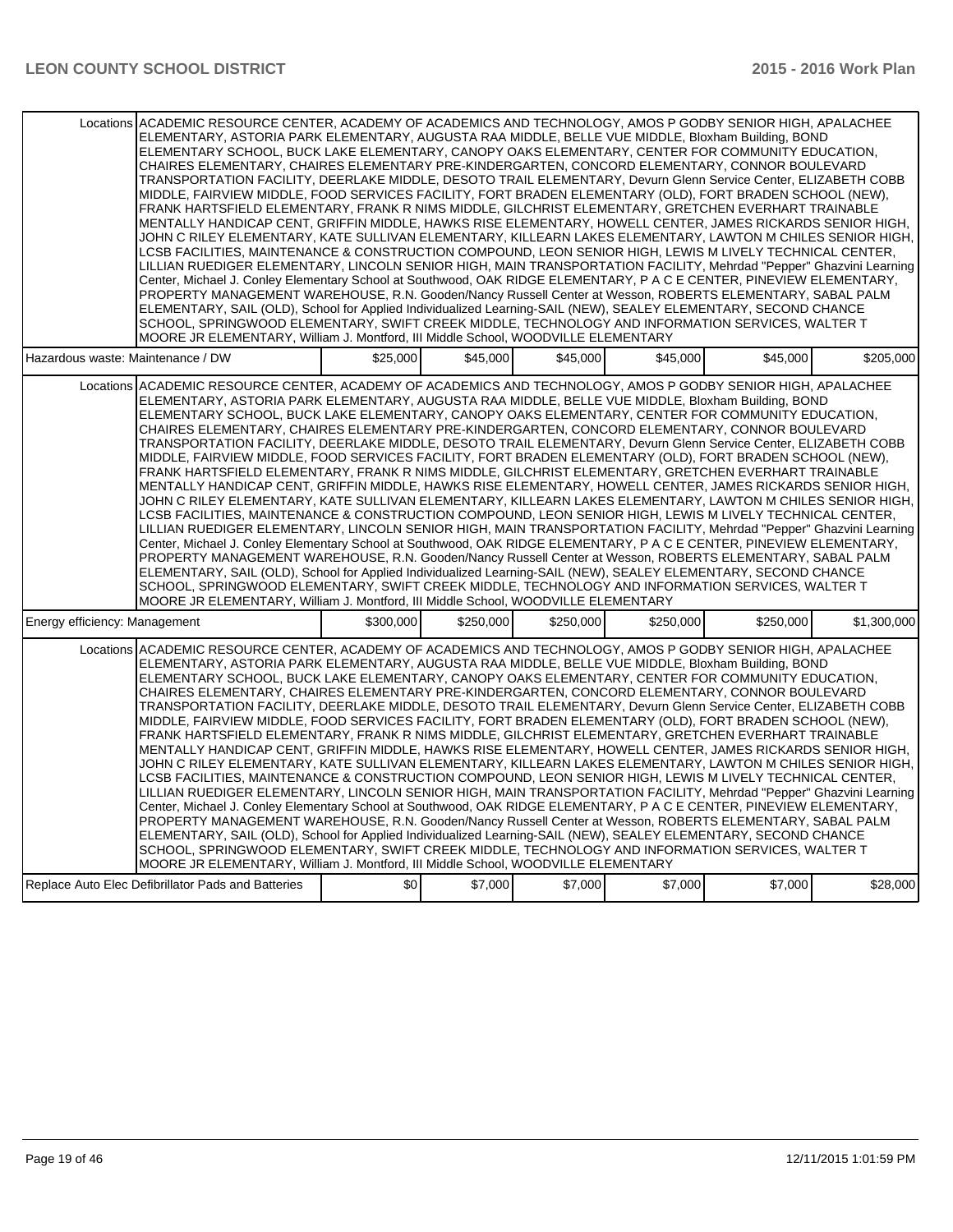| | | | | | | |
|---|---|---|---|---|---|---|
| Locations | ACADEMIC RESOURCE CENTER, ACADEMY OF ACADEMICS AND TECHNOLOGY, AMOS P GODBY SENIOR HIGH, APALACHEE ELEMENTARY, ASTORIA PARK ELEMENTARY, AUGUSTA RAA MIDDLE, BELLE VUE MIDDLE, Bloxham Building, BOND ELEMENTARY SCHOOL, BUCK LAKE ELEMENTARY, CANOPY OAKS ELEMENTARY, CENTER FOR COMMUNITY EDUCATION, CHAIRES ELEMENTARY, CHAIRES ELEMENTARY PRE-KINDERGARTEN, CONCORD ELEMENTARY, CONNOR BOULEVARD TRANSPORTATION FACILITY, DEERLAKE MIDDLE, DESOTO TRAIL ELEMENTARY, Devurn Glenn Service Center, ELIZABETH COBB MIDDLE, FAIRVIEW MIDDLE, FOOD SERVICES FACILITY, FORT BRADEN ELEMENTARY (OLD), FORT BRADEN SCHOOL (NEW), FRANK HARTSFIELD ELEMENTARY, FRANK R NIMS MIDDLE, GILCHRIST ELEMENTARY, GRETCHEN EVERHART TRAINABLE MENTALLY HANDICAP CENT, GRIFFIN MIDDLE, HAWKS RISE ELEMENTARY, HOWELL CENTER, JAMES RICKARDS SENIOR HIGH, JOHN C RILEY ELEMENTARY, KATE SULLIVAN ELEMENTARY, KILLEARN LAKES ELEMENTARY, LAWTON M CHILES SENIOR HIGH, LCSB FACILITIES, MAINTENANCE & CONSTRUCTION COMPOUND, LEON SENIOR HIGH, LEWIS M LIVELY TECHNICAL CENTER, LILLIAN RUEDIGER ELEMENTARY, LINCOLN SENIOR HIGH, MAIN TRANSPORTATION FACILITY, Mehrdad "Pepper" Ghazvini Learning Center, Michael J. Conley Elementary School at Southwood, OAK RIDGE ELEMENTARY, P A C E CENTER, PINEVIEW ELEMENTARY, PROPERTY MANAGEMENT WAREHOUSE, R.N. Gooden/Nancy Russell Center at Wesson, ROBERTS ELEMENTARY, SABAL PALM ELEMENTARY, SAIL (OLD), School for Applied Individualized Learning-SAIL (NEW), SEALEY ELEMENTARY, SECOND CHANCE SCHOOL, SPRINGWOOD ELEMENTARY, SWIFT CREEK MIDDLE, TECHNOLOGY AND INFORMATION SERVICES, WALTER T MOORE JR ELEMENTARY, William J. Montford, III Middle School, WOODVILLE ELEMENTARY | | | | | |
| Hazardous waste: Maintenance / DW | | $25,000 | $45,000 | $45,000 | $45,000 | $45,000 | $205,000 |
| Locations | ACADEMIC RESOURCE CENTER, ACADEMY OF ACADEMICS AND TECHNOLOGY, AMOS P GODBY SENIOR HIGH, APALACHEE ELEMENTARY, ASTORIA PARK ELEMENTARY, AUGUSTA RAA MIDDLE, BELLE VUE MIDDLE, Bloxham Building, BOND ELEMENTARY SCHOOL, BUCK LAKE ELEMENTARY, CANOPY OAKS ELEMENTARY, CENTER FOR COMMUNITY EDUCATION, CHAIRES ELEMENTARY, CHAIRES ELEMENTARY PRE-KINDERGARTEN, CONCORD ELEMENTARY, CONNOR BOULEVARD TRANSPORTATION FACILITY, DEERLAKE MIDDLE, DESOTO TRAIL ELEMENTARY, Devurn Glenn Service Center, ELIZABETH COBB MIDDLE, FAIRVIEW MIDDLE, FOOD SERVICES FACILITY, FORT BRADEN ELEMENTARY (OLD), FORT BRADEN SCHOOL (NEW), FRANK HARTSFIELD ELEMENTARY, FRANK R NIMS MIDDLE, GILCHRIST ELEMENTARY, GRETCHEN EVERHART TRAINABLE MENTALLY HANDICAP CENT, GRIFFIN MIDDLE, HAWKS RISE ELEMENTARY, HOWELL CENTER, JAMES RICKARDS SENIOR HIGH, JOHN C RILEY ELEMENTARY, KATE SULLIVAN ELEMENTARY, KILLEARN LAKES ELEMENTARY, LAWTON M CHILES SENIOR HIGH, LCSB FACILITIES, MAINTENANCE & CONSTRUCTION COMPOUND, LEON SENIOR HIGH, LEWIS M LIVELY TECHNICAL CENTER, LILLIAN RUEDIGER ELEMENTARY, LINCOLN SENIOR HIGH, MAIN TRANSPORTATION FACILITY, Mehrdad "Pepper" Ghazvini Learning Center, Michael J. Conley Elementary School at Southwood, OAK RIDGE ELEMENTARY, P A C E CENTER, PINEVIEW ELEMENTARY, PROPERTY MANAGEMENT WAREHOUSE, R.N. Gooden/Nancy Russell Center at Wesson, ROBERTS ELEMENTARY, SABAL PALM ELEMENTARY, SAIL (OLD), School for Applied Individualized Learning-SAIL (NEW), SEALEY ELEMENTARY, SECOND CHANCE SCHOOL, SPRINGWOOD ELEMENTARY, SWIFT CREEK MIDDLE, TECHNOLOGY AND INFORMATION SERVICES, WALTER T MOORE JR ELEMENTARY, William J. Montford, III Middle School, WOODVILLE ELEMENTARY | | | | | |
| Energy efficiency: Management | | $300,000 | $250,000 | $250,000 | $250,000 | $250,000 | $1,300,000 |
| Locations | ACADEMIC RESOURCE CENTER, ACADEMY OF ACADEMICS AND TECHNOLOGY, AMOS P GODBY SENIOR HIGH, APALACHEE ELEMENTARY, ASTORIA PARK ELEMENTARY, AUGUSTA RAA MIDDLE, BELLE VUE MIDDLE, Bloxham Building, BOND ELEMENTARY SCHOOL, BUCK LAKE ELEMENTARY, CANOPY OAKS ELEMENTARY, CENTER FOR COMMUNITY EDUCATION, CHAIRES ELEMENTARY, CHAIRES ELEMENTARY PRE-KINDERGARTEN, CONCORD ELEMENTARY, CONNOR BOULEVARD TRANSPORTATION FACILITY, DEERLAKE MIDDLE, DESOTO TRAIL ELEMENTARY, Devurn Glenn Service Center, ELIZABETH COBB MIDDLE, FAIRVIEW MIDDLE, FOOD SERVICES FACILITY, FORT BRADEN ELEMENTARY (OLD), FORT BRADEN SCHOOL (NEW), FRANK HARTSFIELD ELEMENTARY, FRANK R NIMS MIDDLE, GILCHRIST ELEMENTARY, GRETCHEN EVERHART TRAINABLE MENTALLY HANDICAP CENT, GRIFFIN MIDDLE, HAWKS RISE ELEMENTARY, HOWELL CENTER, JAMES RICKARDS SENIOR HIGH, JOHN C RILEY ELEMENTARY, KATE SULLIVAN ELEMENTARY, KILLEARN LAKES ELEMENTARY, LAWTON M CHILES SENIOR HIGH, LCSB FACILITIES, MAINTENANCE & CONSTRUCTION COMPOUND, LEON SENIOR HIGH, LEWIS M LIVELY TECHNICAL CENTER, LILLIAN RUEDIGER ELEMENTARY, LINCOLN SENIOR HIGH, MAIN TRANSPORTATION FACILITY, Mehrdad "Pepper" Ghazvini Learning Center, Michael J. Conley Elementary School at Southwood, OAK RIDGE ELEMENTARY, P A C E CENTER, PINEVIEW ELEMENTARY, PROPERTY MANAGEMENT WAREHOUSE, R.N. Gooden/Nancy Russell Center at Wesson, ROBERTS ELEMENTARY, SABAL PALM ELEMENTARY, SAIL (OLD), School for Applied Individualized Learning-SAIL (NEW), SEALEY ELEMENTARY, SECOND CHANCE SCHOOL, SPRINGWOOD ELEMENTARY, SWIFT CREEK MIDDLE, TECHNOLOGY AND INFORMATION SERVICES, WALTER T MOORE JR ELEMENTARY, William J. Montford, III Middle School, WOODVILLE ELEMENTARY | | | | | |
| Replace Auto Elec Defibrillator Pads and Batteries | | $0 | $7,000 | $7,000 | $7,000 | $7,000 | $28,000 |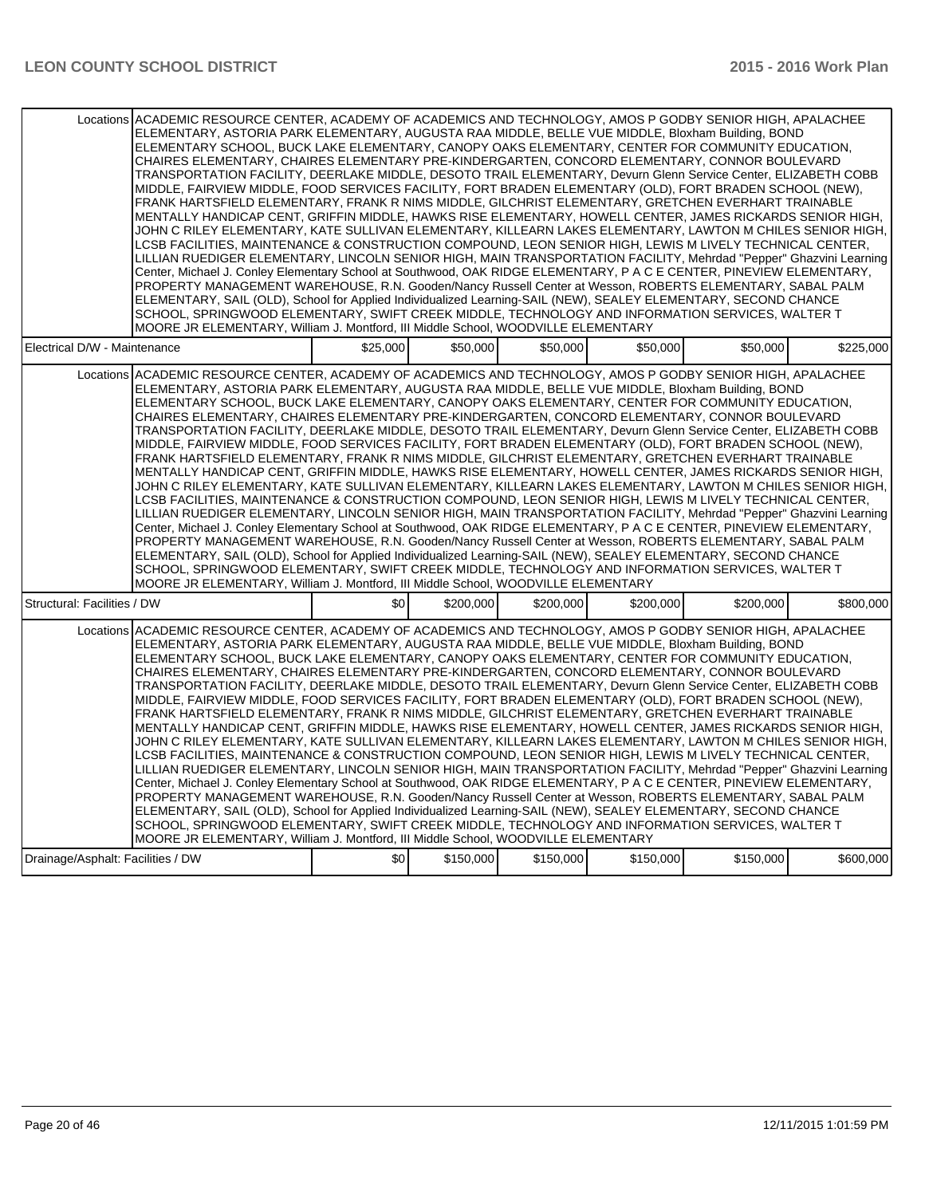| | | | | | | |
|---|---|---|---|---|---|---|
| Locations | ACADEMIC RESOURCE CENTER, ACADEMY OF ACADEMICS AND TECHNOLOGY, AMOS P GODBY SENIOR HIGH, APALACHEE ELEMENTARY, ASTORIA PARK ELEMENTARY, AUGUSTA RAA MIDDLE, BELLE VUE MIDDLE, Bloxham Building, BOND ELEMENTARY SCHOOL, BUCK LAKE ELEMENTARY, CANOPY OAKS ELEMENTARY, CENTER FOR COMMUNITY EDUCATION, CHAIRES ELEMENTARY, CHAIRES ELEMENTARY PRE-KINDERGARTEN, CONCORD ELEMENTARY, CONNOR BOULEVARD TRANSPORTATION FACILITY, DEERLAKE MIDDLE, DESOTO TRAIL ELEMENTARY, Devurn Glenn Service Center, ELIZABETH COBB MIDDLE, FAIRVIEW MIDDLE, FOOD SERVICES FACILITY, FORT BRADEN ELEMENTARY (OLD), FORT BRADEN SCHOOL (NEW), FRANK HARTSFIELD ELEMENTARY, FRANK R NIMS MIDDLE, GILCHRIST ELEMENTARY, GRETCHEN EVERHART TRAINABLE MENTALLY HANDICAP CENT, GRIFFIN MIDDLE, HAWKS RISE ELEMENTARY, HOWELL CENTER, JAMES RICKARDS SENIOR HIGH, JOHN C RILEY ELEMENTARY, KATE SULLIVAN ELEMENTARY, KILLEARN LAKES ELEMENTARY, LAWTON M CHILES SENIOR HIGH, LCSB FACILITIES, MAINTENANCE & CONSTRUCTION COMPOUND, LEON SENIOR HIGH, LEWIS M LIVELY TECHNICAL CENTER, LILLIAN RUEDIGER ELEMENTARY, LINCOLN SENIOR HIGH, MAIN TRANSPORTATION FACILITY, Mehrdad "Pepper" Ghazvini Learning Center, Michael J. Conley Elementary School at Southwood, OAK RIDGE ELEMENTARY, P A C E CENTER, PINEVIEW ELEMENTARY, PROPERTY MANAGEMENT WAREHOUSE, R.N. Gooden/Nancy Russell Center at Wesson, ROBERTS ELEMENTARY, SABAL PALM ELEMENTARY, SAIL (OLD), School for Applied Individualized Learning-SAIL (NEW), SEALEY ELEMENTARY, SECOND CHANCE SCHOOL, SPRINGWOOD ELEMENTARY, SWIFT CREEK MIDDLE, TECHNOLOGY AND INFORMATION SERVICES, WALTER T MOORE JR ELEMENTARY, William J. Montford, III Middle School, WOODVILLE ELEMENTARY | | | | | |
| Electrical D/W - Maintenance | | $25,000 | $50,000 | $50,000 | $50,000 | $50,000 | $225,000 |
| Locations | ACADEMIC RESOURCE CENTER, ACADEMY OF ACADEMICS AND TECHNOLOGY, AMOS P GODBY SENIOR HIGH, APALACHEE ELEMENTARY, ASTORIA PARK ELEMENTARY, AUGUSTA RAA MIDDLE, BELLE VUE MIDDLE, Bloxham Building, BOND ELEMENTARY SCHOOL, BUCK LAKE ELEMENTARY, CANOPY OAKS ELEMENTARY, CENTER FOR COMMUNITY EDUCATION, CHAIRES ELEMENTARY, CHAIRES ELEMENTARY PRE-KINDERGARTEN, CONCORD ELEMENTARY, CONNOR BOULEVARD TRANSPORTATION FACILITY, DEERLAKE MIDDLE, DESOTO TRAIL ELEMENTARY, Devurn Glenn Service Center, ELIZABETH COBB MIDDLE, FAIRVIEW MIDDLE, FOOD SERVICES FACILITY, FORT BRADEN ELEMENTARY (OLD), FORT BRADEN SCHOOL (NEW), FRANK HARTSFIELD ELEMENTARY, FRANK R NIMS MIDDLE, GILCHRIST ELEMENTARY, GRETCHEN EVERHART TRAINABLE MENTALLY HANDICAP CENT, GRIFFIN MIDDLE, HAWKS RISE ELEMENTARY, HOWELL CENTER, JAMES RICKARDS SENIOR HIGH, JOHN C RILEY ELEMENTARY, KATE SULLIVAN ELEMENTARY, KILLEARN LAKES ELEMENTARY, LAWTON M CHILES SENIOR HIGH, LCSB FACILITIES, MAINTENANCE & CONSTRUCTION COMPOUND, LEON SENIOR HIGH, LEWIS M LIVELY TECHNICAL CENTER, LILLIAN RUEDIGER ELEMENTARY, LINCOLN SENIOR HIGH, MAIN TRANSPORTATION FACILITY, Mehrdad "Pepper" Ghazvini Learning Center, Michael J. Conley Elementary School at Southwood, OAK RIDGE ELEMENTARY, P A C E CENTER, PINEVIEW ELEMENTARY, PROPERTY MANAGEMENT WAREHOUSE, R.N. Gooden/Nancy Russell Center at Wesson, ROBERTS ELEMENTARY, SABAL PALM ELEMENTARY, SAIL (OLD), School for Applied Individualized Learning-SAIL (NEW), SEALEY ELEMENTARY, SECOND CHANCE SCHOOL, SPRINGWOOD ELEMENTARY, SWIFT CREEK MIDDLE, TECHNOLOGY AND INFORMATION SERVICES, WALTER T MOORE JR ELEMENTARY, William J. Montford, III Middle School, WOODVILLE ELEMENTARY | | | | | |
| Structural: Facilities / DW | | $0 | $200,000 | $200,000 | $200,000 | $200,000 | $800,000 |
| Locations | ACADEMIC RESOURCE CENTER, ACADEMY OF ACADEMICS AND TECHNOLOGY, AMOS P GODBY SENIOR HIGH, APALACHEE ELEMENTARY, ASTORIA PARK ELEMENTARY, AUGUSTA RAA MIDDLE, BELLE VUE MIDDLE, Bloxham Building, BOND ELEMENTARY SCHOOL, BUCK LAKE ELEMENTARY, CANOPY OAKS ELEMENTARY, CENTER FOR COMMUNITY EDUCATION, CHAIRES ELEMENTARY, CHAIRES ELEMENTARY PRE-KINDERGARTEN, CONCORD ELEMENTARY, CONNOR BOULEVARD TRANSPORTATION FACILITY, DEERLAKE MIDDLE, DESOTO TRAIL ELEMENTARY, Devurn Glenn Service Center, ELIZABETH COBB MIDDLE, FAIRVIEW MIDDLE, FOOD SERVICES FACILITY, FORT BRADEN ELEMENTARY (OLD), FORT BRADEN SCHOOL (NEW), FRANK HARTSFIELD ELEMENTARY, FRANK R NIMS MIDDLE, GILCHRIST ELEMENTARY, GRETCHEN EVERHART TRAINABLE MENTALLY HANDICAP CENT, GRIFFIN MIDDLE, HAWKS RISE ELEMENTARY, HOWELL CENTER, JAMES RICKARDS SENIOR HIGH, JOHN C RILEY ELEMENTARY, KATE SULLIVAN ELEMENTARY, KILLEARN LAKES ELEMENTARY, LAWTON M CHILES SENIOR HIGH, LCSB FACILITIES, MAINTENANCE & CONSTRUCTION COMPOUND, LEON SENIOR HIGH, LEWIS M LIVELY TECHNICAL CENTER, LILLIAN RUEDIGER ELEMENTARY, LINCOLN SENIOR HIGH, MAIN TRANSPORTATION FACILITY, Mehrdad "Pepper" Ghazvini Learning Center, Michael J. Conley Elementary School at Southwood, OAK RIDGE ELEMENTARY, P A C E CENTER, PINEVIEW ELEMENTARY, PROPERTY MANAGEMENT WAREHOUSE, R.N. Gooden/Nancy Russell Center at Wesson, ROBERTS ELEMENTARY, SABAL PALM ELEMENTARY, SAIL (OLD), School for Applied Individualized Learning-SAIL (NEW), SEALEY ELEMENTARY, SECOND CHANCE SCHOOL, SPRINGWOOD ELEMENTARY, SWIFT CREEK MIDDLE, TECHNOLOGY AND INFORMATION SERVICES, WALTER T MOORE JR ELEMENTARY, William J. Montford, III Middle School, WOODVILLE ELEMENTARY | | | | | |
| Drainage/Asphalt: Facilities / DW | | $0 | $150,000 | $150,000 | $150,000 | $150,000 | $600,000 |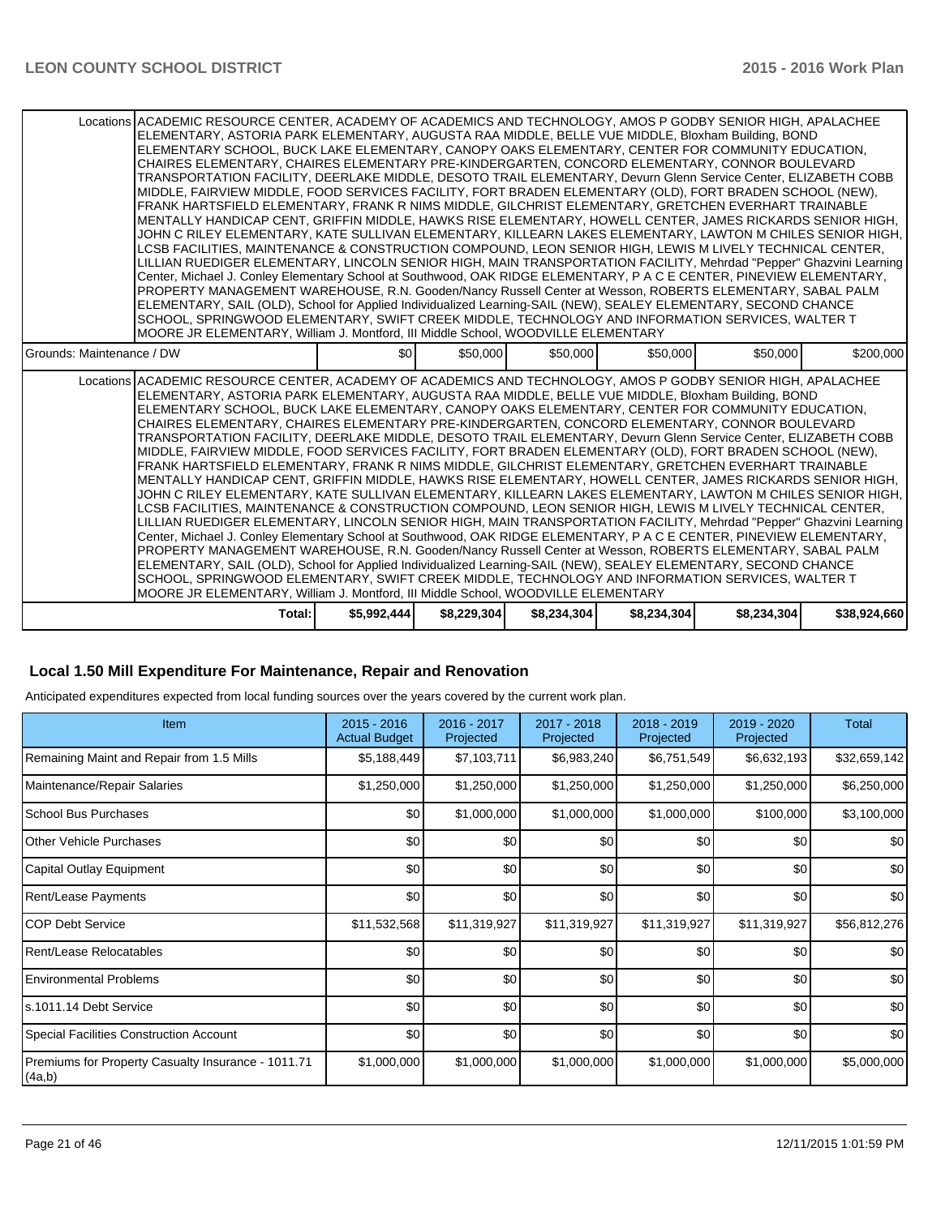| | | | | | | |
|---|---|---|---|---|---|---|
| Locations | ACADEMIC RESOURCE CENTER, ACADEMY OF ACADEMICS AND TECHNOLOGY, AMOS P GODBY SENIOR HIGH, APALACHEE ELEMENTARY, ASTORIA PARK ELEMENTARY, AUGUSTA RAA MIDDLE, BELLE VUE MIDDLE, Bloxham Building, BOND ELEMENTARY SCHOOL, BUCK LAKE ELEMENTARY, CANOPY OAKS ELEMENTARY, CENTER FOR COMMUNITY EDUCATION, CHAIRES ELEMENTARY, CHAIRES ELEMENTARY PRE-KINDERGARTEN, CONCORD ELEMENTARY, CONNOR BOULEVARD TRANSPORTATION FACILITY, DEERLAKE MIDDLE, DESOTO TRAIL ELEMENTARY, Devurn Glenn Service Center, ELIZABETH COBB MIDDLE, FAIRVIEW MIDDLE, FOOD SERVICES FACILITY, FORT BRADEN ELEMENTARY (OLD), FORT BRADEN SCHOOL (NEW), FRANK HARTSFIELD ELEMENTARY, FRANK R NIMS MIDDLE, GILCHRIST ELEMENTARY, GRETCHEN EVERHART TRAINABLE MENTALLY HANDICAP CENT, GRIFFIN MIDDLE, HAWKS RISE ELEMENTARY, HOWELL CENTER, JAMES RICKARDS SENIOR HIGH, JOHN C RILEY ELEMENTARY, KATE SULLIVAN ELEMENTARY, KILLEARN LAKES ELEMENTARY, LAWTON M CHILES SENIOR HIGH, LCSB FACILITIES, MAINTENANCE & CONSTRUCTION COMPOUND, LEON SENIOR HIGH, LEWIS M LIVELY TECHNICAL CENTER, LILLIAN RUEDIGER ELEMENTARY, LINCOLN SENIOR HIGH, MAIN TRANSPORTATION FACILITY, Mehrdad "Pepper" Ghazvini Learning Center, Michael J. Conley Elementary School at Southwood, OAK RIDGE ELEMENTARY, P A C E CENTER, PINEVIEW ELEMENTARY, PROPERTY MANAGEMENT WAREHOUSE, R.N. Gooden/Nancy Russell Center at Wesson, ROBERTS ELEMENTARY, SABAL PALM ELEMENTARY, SAIL (OLD), School for Applied Individualized Learning-SAIL (NEW), SEALEY ELEMENTARY, SECOND CHANCE SCHOOL, SPRINGWOOD ELEMENTARY, SWIFT CREEK MIDDLE, TECHNOLOGY AND INFORMATION SERVICES, WALTER T MOORE JR ELEMENTARY, William J. Montford, III Middle School, WOODVILLE ELEMENTARY | | | | | |
| Grounds: Maintenance / DW | | $0 | $50,000 | $50,000 | $50,000 | $50,000 | $200,000 |
| Locations | ACADEMIC RESOURCE CENTER, ACADEMY OF ACADEMICS AND TECHNOLOGY, AMOS P GODBY SENIOR HIGH, APALACHEE ELEMENTARY, ASTORIA PARK ELEMENTARY, AUGUSTA RAA MIDDLE, BELLE VUE MIDDLE, Bloxham Building, BOND ELEMENTARY SCHOOL, BUCK LAKE ELEMENTARY, CANOPY OAKS ELEMENTARY, CENTER FOR COMMUNITY EDUCATION, CHAIRES ELEMENTARY, CHAIRES ELEMENTARY PRE-KINDERGARTEN, CONCORD ELEMENTARY, CONNOR BOULEVARD TRANSPORTATION FACILITY, DEERLAKE MIDDLE, DESOTO TRAIL ELEMENTARY, Devurn Glenn Service Center, ELIZABETH COBB MIDDLE, FAIRVIEW MIDDLE, FOOD SERVICES FACILITY, FORT BRADEN ELEMENTARY (OLD), FORT BRADEN SCHOOL (NEW), FRANK HARTSFIELD ELEMENTARY, FRANK R NIMS MIDDLE, GILCHRIST ELEMENTARY, GRETCHEN EVERHART TRAINABLE MENTALLY HANDICAP CENT, GRIFFIN MIDDLE, HAWKS RISE ELEMENTARY, HOWELL CENTER, JAMES RICKARDS SENIOR HIGH, JOHN C RILEY ELEMENTARY, KATE SULLIVAN ELEMENTARY, KILLEARN LAKES ELEMENTARY, LAWTON M CHILES SENIOR HIGH, LCSB FACILITIES, MAINTENANCE & CONSTRUCTION COMPOUND, LEON SENIOR HIGH, LEWIS M LIVELY TECHNICAL CENTER, LILLIAN RUEDIGER ELEMENTARY, LINCOLN SENIOR HIGH, MAIN TRANSPORTATION FACILITY, Mehrdad "Pepper" Ghazvini Learning Center, Michael J. Conley Elementary School at Southwood, OAK RIDGE ELEMENTARY, P A C E CENTER, PINEVIEW ELEMENTARY, PROPERTY MANAGEMENT WAREHOUSE, R.N. Gooden/Nancy Russell Center at Wesson, ROBERTS ELEMENTARY, SABAL PALM ELEMENTARY, SAIL (OLD), School for Applied Individualized Learning-SAIL (NEW), SEALEY ELEMENTARY, SECOND CHANCE SCHOOL, SPRINGWOOD ELEMENTARY, SWIFT CREEK MIDDLE, TECHNOLOGY AND INFORMATION SERVICES, WALTER T MOORE JR ELEMENTARY, William J. Montford, III Middle School, WOODVILLE ELEMENTARY | | | | | |
| | Total: | $5,992,444 | $8,229,304 | $8,234,304 | $8,234,304 | $8,234,304 | $38,924,660 |

## Local 1.50 Mill Expenditure For Maintenance, Repair and Renovation

Anticipated expenditures expected from local funding sources over the years covered by the current work plan.

| Item | 2015 - 2016 Actual Budget | 2016 - 2017 Projected | 2017 - 2018 Projected | 2018 - 2019 Projected | 2019 - 2020 Projected | Total |
|---|---|---|---|---|---|---|
| Remaining Maint and Repair from 1.5 Mills | $5,188,449 | $7,103,711 | $6,983,240 | $6,751,549 | $6,632,193 | $32,659,142 |
| Maintenance/Repair Salaries | $1,250,000 | $1,250,000 | $1,250,000 | $1,250,000 | $1,250,000 | $6,250,000 |
| School Bus Purchases | $0 | $1,000,000 | $1,000,000 | $1,000,000 | $100,000 | $3,100,000 |
| Other Vehicle Purchases | $0 | $0 | $0 | $0 | $0 | $0 |
| Capital Outlay Equipment | $0 | $0 | $0 | $0 | $0 | $0 |
| Rent/Lease Payments | $0 | $0 | $0 | $0 | $0 | $0 |
| COP Debt Service | $11,532,568 | $11,319,927 | $11,319,927 | $11,319,927 | $11,319,927 | $56,812,276 |
| Rent/Lease Relocatables | $0 | $0 | $0 | $0 | $0 | $0 |
| Environmental Problems | $0 | $0 | $0 | $0 | $0 | $0 |
| s.1011.14 Debt Service | $0 | $0 | $0 | $0 | $0 | $0 |
| Special Facilities Construction Account | $0 | $0 | $0 | $0 | $0 | $0 |
| Premiums for Property Casualty Insurance - 1011.71 (4a,b) | $1,000,000 | $1,000,000 | $1,000,000 | $1,000,000 | $1,000,000 | $5,000,000 |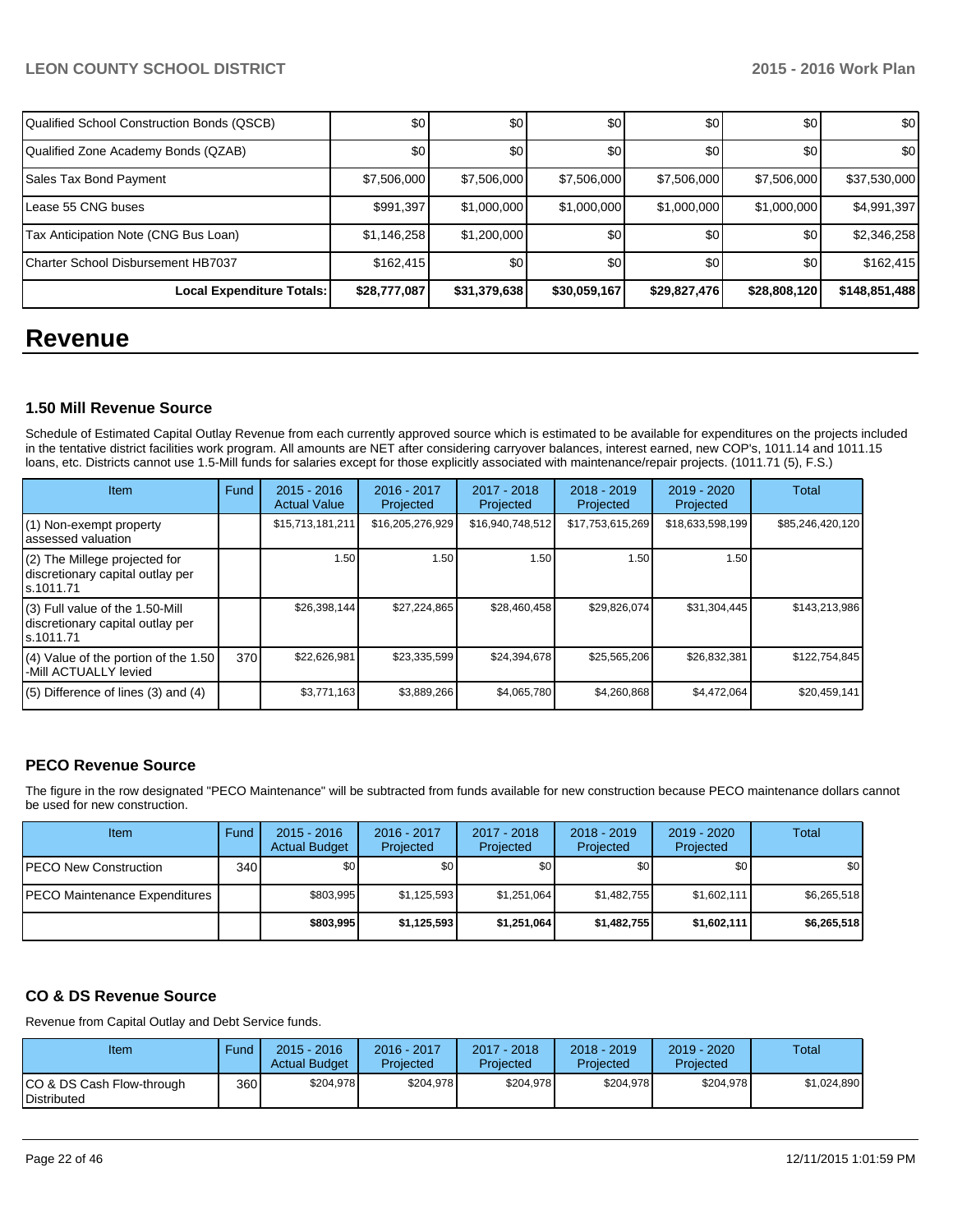| Qualified School Construction Bonds (QSCB) | $0 | $0 | $0 | $0 | $0 | $0 |
|---|---|---|---|---|---|---|
| Qualified Zone Academy Bonds (QZAB) | $0 | $0 | $0 | $0 | $0 | $0 |
| Sales Tax Bond Payment | $7,506,000 | $7,506,000 | $7,506,000 | $7,506,000 | $7,506,000 | $37,530,000 |
| Lease 55 CNG buses | $991,397 | $1,000,000 | $1,000,000 | $1,000,000 | $1,000,000 | $4,991,397 |
| Tax Anticipation Note (CNG Bus Loan) | $1,146,258 | $1,200,000 | $0 | $0 | $0 | $2,346,258 |
| Charter School Disbursement HB7037 | $162,415 | $0 | $0 | $0 | $0 | $162,415 |
| **Local Expenditure Totals:** | **$28,777,087** | **$31,379,638** | **$30,059,167** | **$29,827,476** | **$28,808,120** | **$148,851,488** |

# Revenue

### 1.50 Mill Revenue Source

Schedule of Estimated Capital Outlay Revenue from each currently approved source which is estimated to be available for expenditures on the projects included in the tentative district facilities work program. All amounts are NET after considering carryover balances, interest earned, new COP's, 1011.14 and 1011.15 loans, etc. Districts cannot use 1.5-Mill funds for salaries except for those explicitly associated with maintenance/repair projects. (1011.71 (5), F.S.)

| Item | Fund | 2015 - 2016 Actual Value | 2016 - 2017 Projected | 2017 - 2018 Projected | 2018 - 2019 Projected | 2019 - 2020 Projected | Total |
|---|---|---|---|---|---|---|---|
| (1) Non-exempt property assessed valuation | | $15,713,181,211 | $16,205,276,929 | $16,940,748,512 | $17,753,615,269 | $18,633,598,199 | $85,246,420,120 |
| (2) The Millege projected for discretionary capital outlay per s.1011.71 | | 1.50 | 1.50 | 1.50 | 1.50 | 1.50 | |
| (3) Full value of the 1.50-Mill discretionary capital outlay per s.1011.71 | | $26,398,144 | $27,224,865 | $28,460,458 | $29,826,074 | $31,304,445 | $143,213,986 |
| (4) Value of the portion of the 1.50 -Mill ACTUALLY levied | 370 | $22,626,981 | $23,335,599 | $24,394,678 | $25,565,206 | $26,832,381 | $122,754,845 |
| (5) Difference of lines (3) and (4) | | $3,771,163 | $3,889,266 | $4,065,780 | $4,260,868 | $4,472,064 | $20,459,141 |

### PECO Revenue Source

The figure in the row designated "PECO Maintenance" will be subtracted from funds available for new construction because PECO maintenance dollars cannot be used for new construction.

| Item | Fund | 2015 - 2016 Actual Budget | 2016 - 2017 Projected | 2017 - 2018 Projected | 2018 - 2019 Projected | 2019 - 2020 Projected | Total |
|---|---|---|---|---|---|---|---|
| PECO New Construction | 340 | $0 | $0 | $0 | $0 | $0 | $0 |
| PECO Maintenance Expenditures | | $803,995 | $1,125,593 | $1,251,064 | $1,482,755 | $1,602,111 | $6,265,518 |
| | | **$803,995** | **$1,125,593** | **$1,251,064** | **$1,482,755** | **$1,602,111** | **$6,265,518** |

### CO & DS Revenue Source

Revenue from Capital Outlay and Debt Service funds.

| Item | Fund | 2015 - 2016 Actual Budget | 2016 - 2017 Projected | 2017 - 2018 Projected | 2018 - 2019 Projected | 2019 - 2020 Projected | Total |
|---|---|---|---|---|---|---|---|
| CO & DS Cash Flow-through Distributed | 360 | $204,978 | $204,978 | $204,978 | $204,978 | $204,978 | $1,024,890 |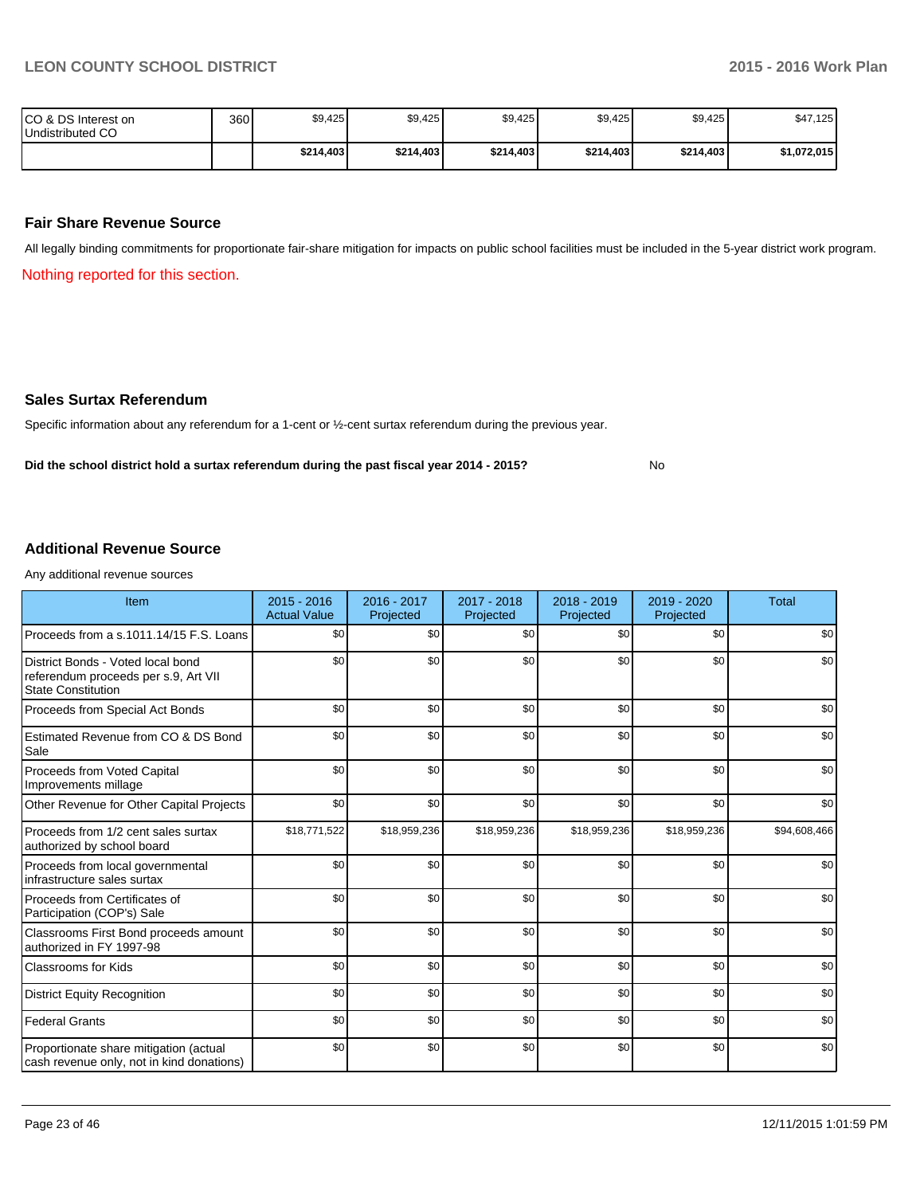| | | | | | | | |
|---|---|---|---|---|---|---|---|
| CO & DS Interest on Undistributed CO | 360 | $9,425 | $9,425 | $9,425 | $9,425 | $9,425 | $47,125 |
| | | **$214,403** | **$214,403** | **$214,403** | **$214,403** | **$214,403** | **$1,072,015** |

## Fair Share Revenue Source

All legally binding commitments for proportionate fair-share mitigation for impacts on public school facilities must be included in the 5-year district work program.

Nothing reported for this section.

## Sales Surtax Referendum

Specific information about any referendum for a 1-cent or ½-cent surtax referendum during the previous year.

**Did the school district hold a surtax referendum during the past fiscal year 2014 - 2015?** No

## Additional Revenue Source

Any additional revenue sources

| Item | 2015 - 2016 Actual Value | 2016 - 2017 Projected | 2017 - 2018 Projected | 2018 - 2019 Projected | 2019 - 2020 Projected | Total |
|---|---|---|---|---|---|---|
| Proceeds from a s.1011.14/15 F.S. Loans | $0 | $0 | $0 | $0 | $0 | $0 |
| District Bonds - Voted local bond referendum proceeds per s.9, Art VII State Constitution | $0 | $0 | $0 | $0 | $0 | $0 |
| Proceeds from Special Act Bonds | $0 | $0 | $0 | $0 | $0 | $0 |
| Estimated Revenue from CO & DS Bond Sale | $0 | $0 | $0 | $0 | $0 | $0 |
| Proceeds from Voted Capital Improvements millage | $0 | $0 | $0 | $0 | $0 | $0 |
| Other Revenue for Other Capital Projects | $0 | $0 | $0 | $0 | $0 | $0 |
| Proceeds from 1/2 cent sales surtax authorized by school board | $18,771,522 | $18,959,236 | $18,959,236 | $18,959,236 | $18,959,236 | $94,608,466 |
| Proceeds from local governmental infrastructure sales surtax | $0 | $0 | $0 | $0 | $0 | $0 |
| Proceeds from Certificates of Participation (COP's) Sale | $0 | $0 | $0 | $0 | $0 | $0 |
| Classrooms First Bond proceeds amount authorized in FY 1997-98 | $0 | $0 | $0 | $0 | $0 | $0 |
| Classrooms for Kids | $0 | $0 | $0 | $0 | $0 | $0 |
| District Equity Recognition | $0 | $0 | $0 | $0 | $0 | $0 |
| Federal Grants | $0 | $0 | $0 | $0 | $0 | $0 |
| Proportionate share mitigation (actual cash revenue only, not in kind donations) | $0 | $0 | $0 | $0 | $0 | $0 |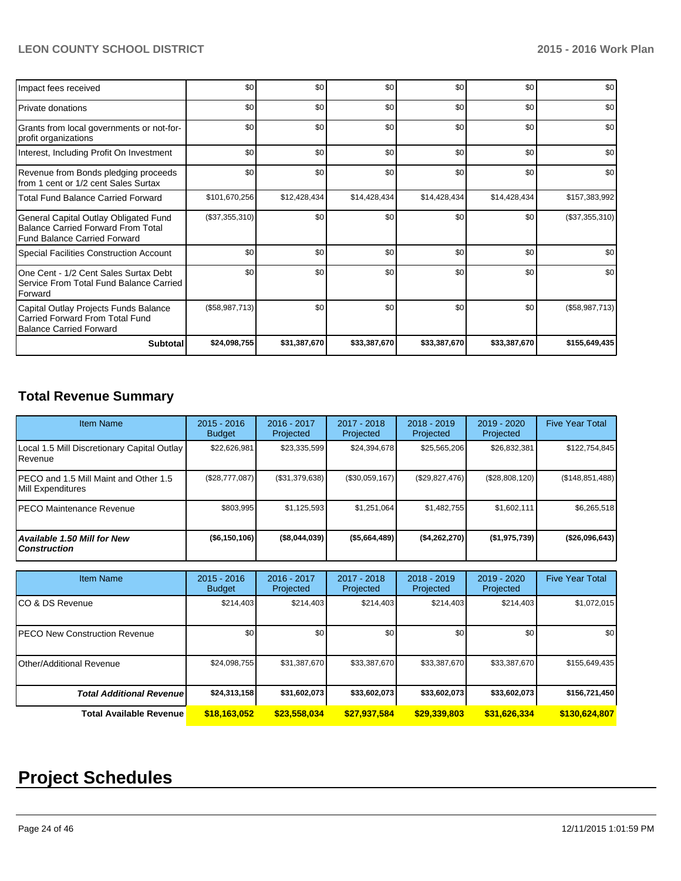| | | | | | | |
|---|---|---|---|---|---|---|
| Impact fees received | $0 | $0 | $0 | $0 | $0 | $0 |
| Private donations | $0 | $0 | $0 | $0 | $0 | $0 |
| Grants from local governments or not-for-profit organizations | $0 | $0 | $0 | $0 | $0 | $0 |
| Interest, Including Profit On Investment | $0 | $0 | $0 | $0 | $0 | $0 |
| Revenue from Bonds pledging proceeds from 1 cent or 1/2 cent Sales Surtax | $0 | $0 | $0 | $0 | $0 | $0 |
| Total Fund Balance Carried Forward | $101,670,256 | $12,428,434 | $14,428,434 | $14,428,434 | $14,428,434 | $157,383,992 |
| General Capital Outlay Obligated Fund Balance Carried Forward From Total Fund Balance Carried Forward | ($37,355,310) | $0 | $0 | $0 | $0 | ($37,355,310) |
| Special Facilities Construction Account | $0 | $0 | $0 | $0 | $0 | $0 |
| One Cent - 1/2 Cent Sales Surtax Debt Service From Total Fund Balance Carried Forward | $0 | $0 | $0 | $0 | $0 | $0 |
| Capital Outlay Projects Funds Balance Carried Forward From Total Fund Balance Carried Forward | ($58,987,713) | $0 | $0 | $0 | $0 | ($58,987,713) |
| **Subtotal** | **$24,098,755** | **$31,387,670** | **$33,387,670** | **$33,387,670** | **$33,387,670** | **$155,649,435** |

## Total Revenue Summary

| Item Name | 2015 - 2016 Budget | 2016 - 2017 Projected | 2017 - 2018 Projected | 2018 - 2019 Projected | 2019 - 2020 Projected | Five Year Total |
|---|---|---|---|---|---|---|
| Local 1.5 Mill Discretionary Capital Outlay Revenue | $22,626,981 | $23,335,599 | $24,394,678 | $25,565,206 | $26,832,381 | $122,754,845 |
| PECO and 1.5 Mill Maint and Other 1.5 Mill Expenditures | ($28,777,087) | ($31,379,638) | ($30,059,167) | ($29,827,476) | ($28,808,120) | ($148,851,488) |
| PECO Maintenance Revenue | $803,995 | $1,125,593 | $1,251,064 | $1,482,755 | $1,602,111 | $6,265,518 |
| ***Available 1.50 Mill for New Construction*** | **($6,150,106)** | **($8,044,039)** | **($5,664,489)** | **($4,262,270)** | **($1,975,739)** | **($26,096,643)** |

| Item Name | 2015 - 2016 Budget | 2016 - 2017 Projected | 2017 - 2018 Projected | 2018 - 2019 Projected | 2019 - 2020 Projected | Five Year Total |
|---|---|---|---|---|---|---|
| CO & DS Revenue | $214,403 | $214,403 | $214,403 | $214,403 | $214,403 | $1,072,015 |
| PECO New Construction Revenue | $0 | $0 | $0 | $0 | $0 | $0 |
| Other/Additional Revenue | $24,098,755 | $31,387,670 | $33,387,670 | $33,387,670 | $33,387,670 | $155,649,435 |
| ***Total Additional Revenue*** | **$24,313,158** | **$31,602,073** | **$33,602,073** | **$33,602,073** | **$33,602,073** | **$156,721,450** |
| **Total Available Revenue** | **$18,163,052** | **$23,558,034** | **$27,937,584** | **$29,339,803** | **$31,626,334** | **$130,624,807** |

# Project Schedules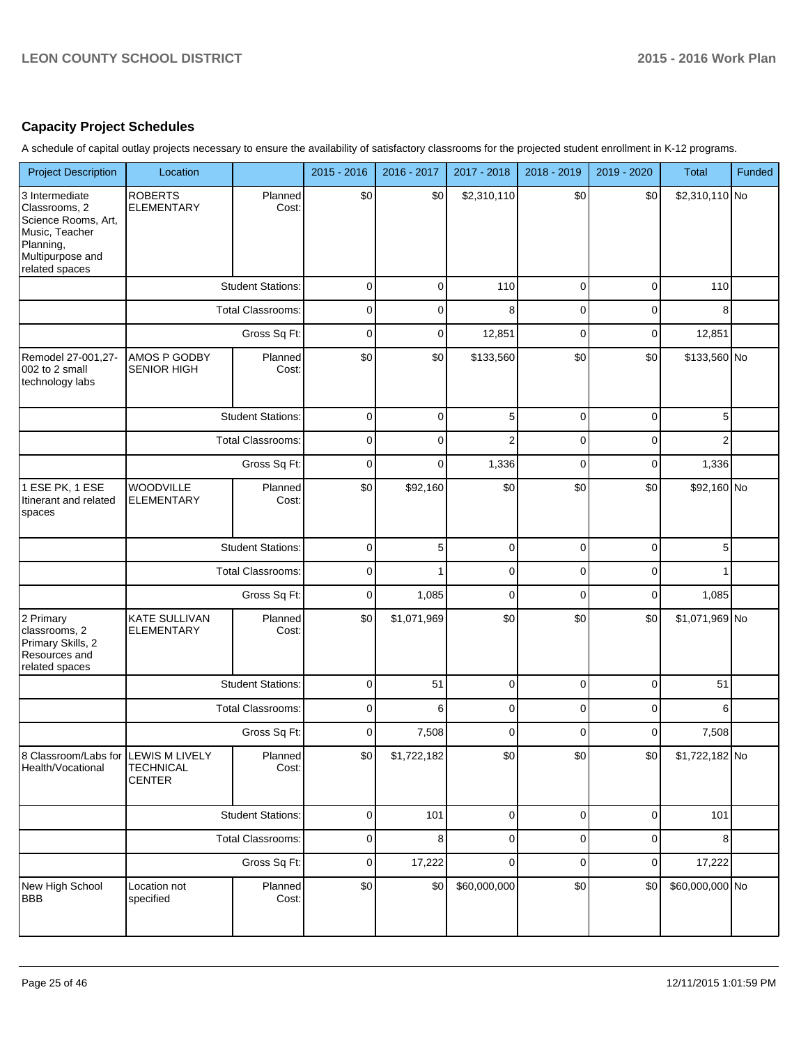## Capacity Project Schedules

A schedule of capital outlay projects necessary to ensure the availability of satisfactory classrooms for the projected student enrollment in K-12 programs.

| Project Description | Location | | 2015 - 2016 | 2016 - 2017 | 2017 - 2018 | 2018 - 2019 | 2019 - 2020 | Total | Funded |
|---|---|---|---|---|---|---|---|---|---|
| 3 Intermediate Classrooms, 2 Science Rooms, Art, Music, Teacher Planning, Multipurpose and related spaces | ROBERTS ELEMENTARY | Planned Cost: | $0 | $0 | $2,310,110 | $0 | $0 | $2,310,110 | No |
| | | Student Stations: | 0 | 0 | 110 | 0 | 0 | 110 | |
| | | Total Classrooms: | 0 | 0 | 8 | 0 | 0 | 8 | |
| | | Gross Sq Ft: | 0 | 0 | 12,851 | 0 | 0 | 12,851 | |
| Remodel 27-001,27-002 to 2 small technology labs | AMOS P GODBY SENIOR HIGH | Planned Cost: | $0 | $0 | $133,560 | $0 | $0 | $133,560 | No |
| | | Student Stations: | 0 | 0 | 5 | 0 | 0 | 5 | |
| | | Total Classrooms: | 0 | 0 | 2 | 0 | 0 | 2 | |
| | | Gross Sq Ft: | 0 | 0 | 1,336 | 0 | 0 | 1,336 | |
| 1 ESE PK, 1 ESE Itinerant and related spaces | WOODVILLE ELEMENTARY | Planned Cost: | $0 | $92,160 | $0 | $0 | $0 | $92,160 | No |
| | | Student Stations: | 0 | 5 | 0 | 0 | 0 | 5 | |
| | | Total Classrooms: | 0 | 1 | 0 | 0 | 0 | 1 | |
| | | Gross Sq Ft: | 0 | 1,085 | 0 | 0 | 0 | 1,085 | |
| 2 Primary classrooms, 2 Primary Skills, 2 Resources and related spaces | KATE SULLIVAN ELEMENTARY | Planned Cost: | $0 | $1,071,969 | $0 | $0 | $0 | $1,071,969 | No |
| | | Student Stations: | 0 | 51 | 0 | 0 | 0 | 51 | |
| | | Total Classrooms: | 0 | 6 | 0 | 0 | 0 | 6 | |
| | | Gross Sq Ft: | 0 | 7,508 | 0 | 0 | 0 | 7,508 | |
| 8 Classroom/Labs for Health/Vocational | LEWIS M LIVELY TECHNICAL CENTER | Planned Cost: | $0 | $1,722,182 | $0 | $0 | $0 | $1,722,182 | No |
| | | Student Stations: | 0 | 101 | 0 | 0 | 0 | 101 | |
| | | Total Classrooms: | 0 | 8 | 0 | 0 | 0 | 8 | |
| | | Gross Sq Ft: | 0 | 17,222 | 0 | 0 | 0 | 17,222 | |
| New High School BBB | Location not specified | Planned Cost: | $0 | $0 | $60,000,000 | $0 | $0 | $60,000,000 | No |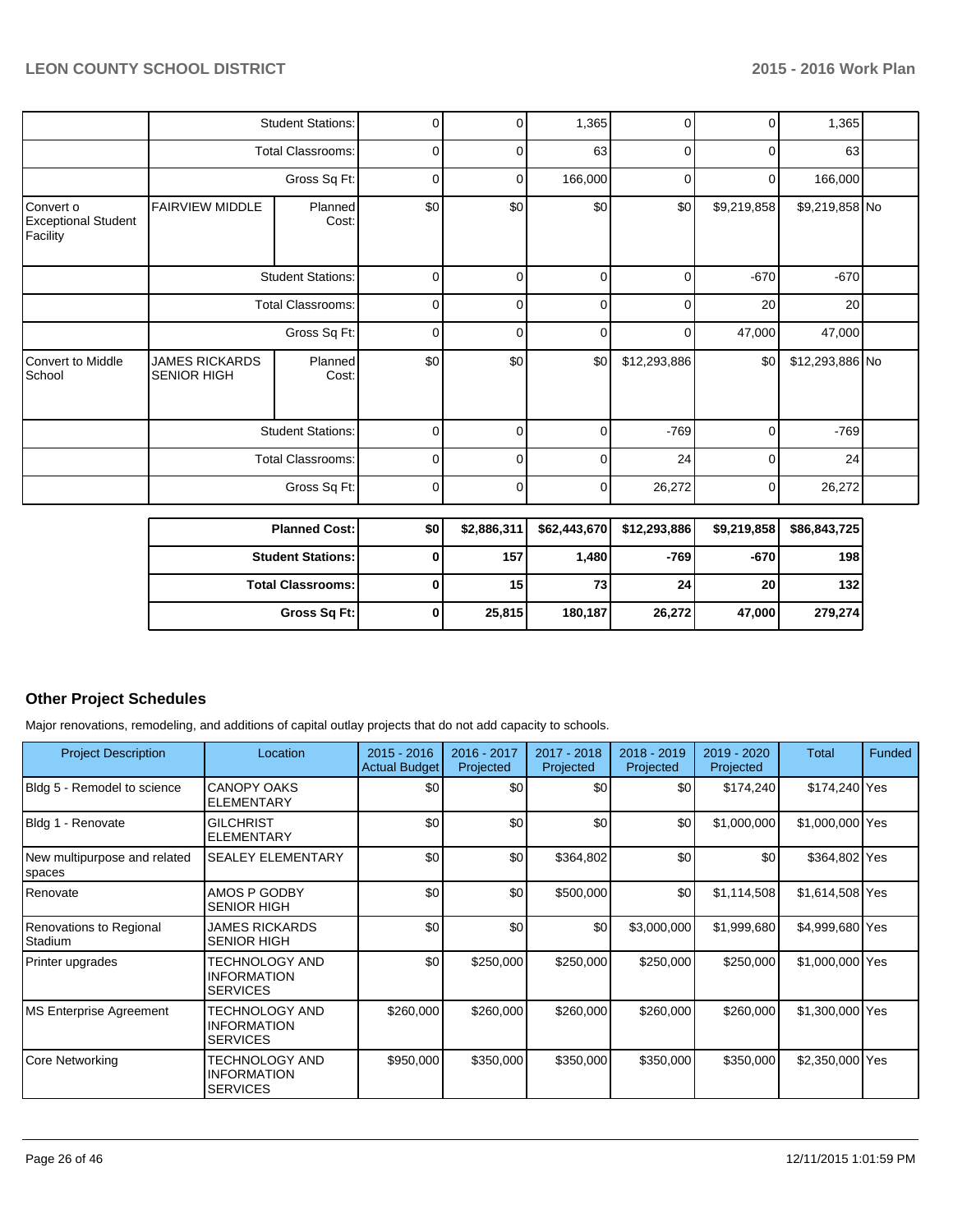| | | | | | | | | |
|---|---|---|---|---|---|---|---|---|
| | Student Stations: | | 0 | 0 | 1,365 | 0 | 0 | 1,365 | |
| | Total Classrooms: | | 0 | 0 | 63 | 0 | 0 | 63 | |
| | Gross Sq Ft: | | 0 | 0 | 166,000 | 0 | 0 | 166,000 | |
| Convert o Exceptional Student Facility | FAIRVIEW MIDDLE | Planned Cost: | $0 | $0 | $0 | $0 | $9,219,858 | $9,219,858 | No |
| | Student Stations: | | 0 | 0 | 0 | 0 | -670 | -670 | |
| | Total Classrooms: | | 0 | 0 | 0 | 0 | 20 | 20 | |
| | Gross Sq Ft: | | 0 | 0 | 0 | 0 | 47,000 | 47,000 | |
| Convert to Middle School | JAMES RICKARDS SENIOR HIGH | Planned Cost: | $0 | $0 | $0 | $12,293,886 | $0 | $12,293,886 | No |
| | Student Stations: | | 0 | 0 | 0 | -769 | 0 | -769 | |
| | Total Classrooms: | | 0 | 0 | 0 | 24 | 0 | 24 | |
| | Gross Sq Ft: | | 0 | 0 | 0 | 26,272 | 0 | 26,272 | |

| | | | | | | |
|---|---|---|---|---|---|---|
| **Planned Cost:** | **$0** | **$2,886,311** | **$62,443,670** | **$12,293,886** | **$9,219,858** | **$86,843,725** |
| **Student Stations:** | **0** | **157** | **1,480** | **-769** | **-670** | **198** |
| **Total Classrooms:** | **0** | **15** | **73** | **24** | **20** | **132** |
| **Gross Sq Ft:** | **0** | **25,815** | **180,187** | **26,272** | **47,000** | **279,274** |

## Other Project Schedules

Major renovations, remodeling, and additions of capital outlay projects that do not add capacity to schools.

| Project Description | Location | 2015 - 2016 Actual Budget | 2016 - 2017 Projected | 2017 - 2018 Projected | 2018 - 2019 Projected | 2019 - 2020 Projected | Total | Funded |
|---|---|---|---|---|---|---|---|---|
| Bldg 5 - Remodel to science | CANOPY OAKS ELEMENTARY | $0 | $0 | $0 | $0 | $174,240 | $174,240 | Yes |
| Bldg 1 - Renovate | GILCHRIST ELEMENTARY | $0 | $0 | $0 | $0 | $1,000,000 | $1,000,000 | Yes |
| New multipurpose and related spaces | SEALEY ELEMENTARY | $0 | $0 | $364,802 | $0 | $0 | $364,802 | Yes |
| Renovate | AMOS P GODBY SENIOR HIGH | $0 | $0 | $500,000 | $0 | $1,114,508 | $1,614,508 | Yes |
| Renovations to Regional Stadium | JAMES RICKARDS SENIOR HIGH | $0 | $0 | $0 | $3,000,000 | $1,999,680 | $4,999,680 | Yes |
| Printer upgrades | TECHNOLOGY AND INFORMATION SERVICES | $0 | $250,000 | $250,000 | $250,000 | $250,000 | $1,000,000 | Yes |
| MS Enterprise Agreement | TECHNOLOGY AND INFORMATION SERVICES | $260,000 | $260,000 | $260,000 | $260,000 | $260,000 | $1,300,000 | Yes |
| Core Networking | TECHNOLOGY AND INFORMATION SERVICES | $950,000 | $350,000 | $350,000 | $350,000 | $350,000 | $2,350,000 | Yes |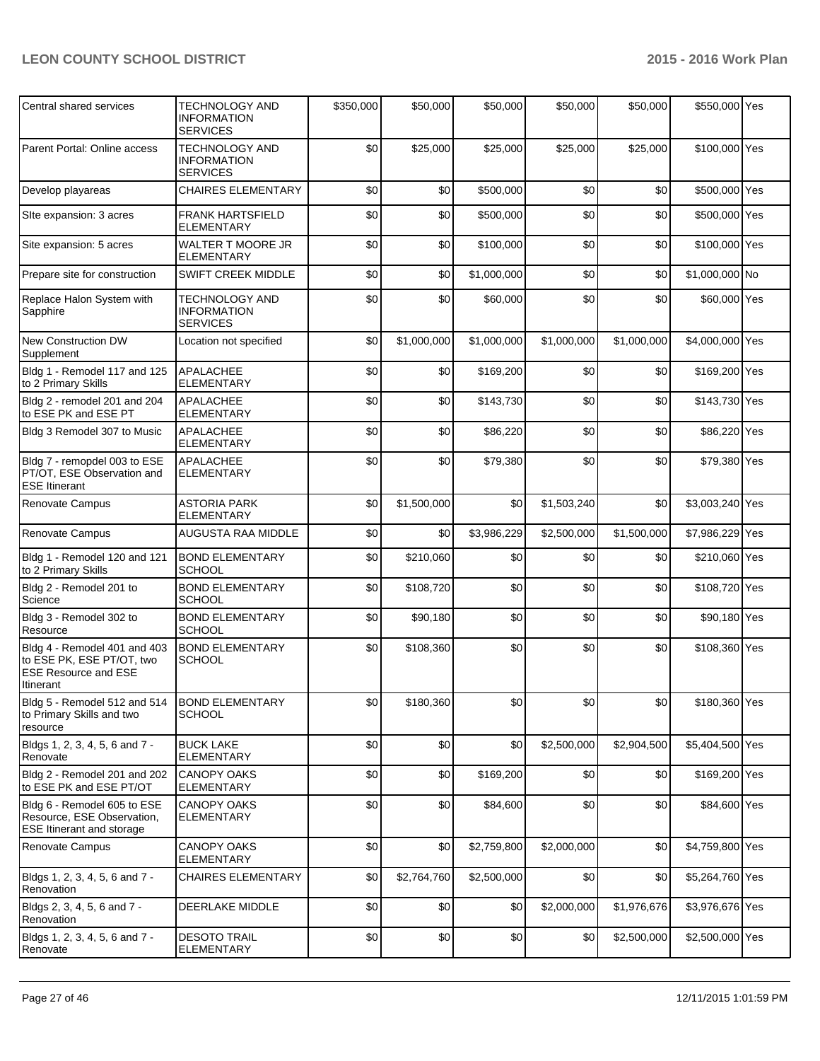| Central shared services | TECHNOLOGY AND INFORMATION SERVICES | $350,000 | $50,000 | $50,000 | $50,000 | $50,000 | $550,000 | Yes |
|---|---|---|---|---|---|---|---|---|
| Parent Portal: Online access | TECHNOLOGY AND INFORMATION SERVICES | $0 | $25,000 | $25,000 | $25,000 | $25,000 | $100,000 | Yes |
| Develop playareas | CHAIRES ELEMENTARY | $0 | $0 | $500,000 | $0 | $0 | $500,000 | Yes |
| SIte expansion: 3 acres | FRANK HARTSFIELD ELEMENTARY | $0 | $0 | $500,000 | $0 | $0 | $500,000 | Yes |
| Site expansion: 5 acres | WALTER T MOORE JR ELEMENTARY | $0 | $0 | $100,000 | $0 | $0 | $100,000 | Yes |
| Prepare site for construction | SWIFT CREEK MIDDLE | $0 | $0 | $1,000,000 | $0 | $0 | $1,000,000 | No |
| Replace Halon System with Sapphire | TECHNOLOGY AND INFORMATION SERVICES | $0 | $0 | $60,000 | $0 | $0 | $60,000 | Yes |
| New Construction DW Supplement | Location not specified | $0 | $1,000,000 | $1,000,000 | $1,000,000 | $1,000,000 | $4,000,000 | Yes |
| Bldg 1 - Remodel 117 and 125 to 2 Primary Skills | APALACHEE ELEMENTARY | $0 | $0 | $169,200 | $0 | $0 | $169,200 | Yes |
| Bldg 2 - remodel 201 and 204 to ESE PK and ESE PT | APALACHEE ELEMENTARY | $0 | $0 | $143,730 | $0 | $0 | $143,730 | Yes |
| Bldg 3 Remodel 307 to Music | APALACHEE ELEMENTARY | $0 | $0 | $86,220 | $0 | $0 | $86,220 | Yes |
| Bldg 7 - remopdel 003 to ESE PT/OT, ESE Observation and ESE Itinerant | APALACHEE ELEMENTARY | $0 | $0 | $79,380 | $0 | $0 | $79,380 | Yes |
| Renovate Campus | ASTORIA PARK ELEMENTARY | $0 | $1,500,000 | $0 | $1,503,240 | $0 | $3,003,240 | Yes |
| Renovate Campus | AUGUSTA RAA MIDDLE | $0 | $0 | $3,986,229 | $2,500,000 | $1,500,000 | $7,986,229 | Yes |
| Bldg 1 - Remodel 120 and 121 to 2 Primary Skills | BOND ELEMENTARY SCHOOL | $0 | $210,060 | $0 | $0 | $0 | $210,060 | Yes |
| Bldg 2 - Remodel 201 to Science | BOND ELEMENTARY SCHOOL | $0 | $108,720 | $0 | $0 | $0 | $108,720 | Yes |
| Bldg 3 - Remodel 302 to Resource | BOND ELEMENTARY SCHOOL | $0 | $90,180 | $0 | $0 | $0 | $90,180 | Yes |
| Bldg 4 - Remodel 401 and 403 to ESE PK, ESE PT/OT, two ESE Resource and ESE Itinerant | BOND ELEMENTARY SCHOOL | $0 | $108,360 | $0 | $0 | $0 | $108,360 | Yes |
| Bldg 5 - Remodel 512 and 514 to Primary Skills and two resource | BOND ELEMENTARY SCHOOL | $0 | $180,360 | $0 | $0 | $0 | $180,360 | Yes |
| Bldgs 1, 2, 3, 4, 5, 6 and 7 - Renovate | BUCK LAKE ELEMENTARY | $0 | $0 | $0 | $2,500,000 | $2,904,500 | $5,404,500 | Yes |
| Bldg 2 - Remodel 201 and 202 to ESE PK and ESE PT/OT | CANOPY OAKS ELEMENTARY | $0 | $0 | $169,200 | $0 | $0 | $169,200 | Yes |
| Bldg 6 - Remodel 605 to ESE Resource, ESE Observation, ESE Itinerant and storage | CANOPY OAKS ELEMENTARY | $0 | $0 | $84,600 | $0 | $0 | $84,600 | Yes |
| Renovate Campus | CANOPY OAKS ELEMENTARY | $0 | $0 | $2,759,800 | $2,000,000 | $0 | $4,759,800 | Yes |
| Bldgs 1, 2, 3, 4, 5, 6 and 7 - Renovation | CHAIRES ELEMENTARY | $0 | $2,764,760 | $2,500,000 | $0 | $0 | $5,264,760 | Yes |
| Bldgs 2, 3, 4, 5, 6 and 7 - Renovation | DEERLAKE MIDDLE | $0 | $0 | $0 | $2,000,000 | $1,976,676 | $3,976,676 | Yes |
| Bldgs 1, 2, 3, 4, 5, 6 and 7 - Renovate | DESOTO TRAIL ELEMENTARY | $0 | $0 | $0 | $0 | $2,500,000 | $2,500,000 | Yes |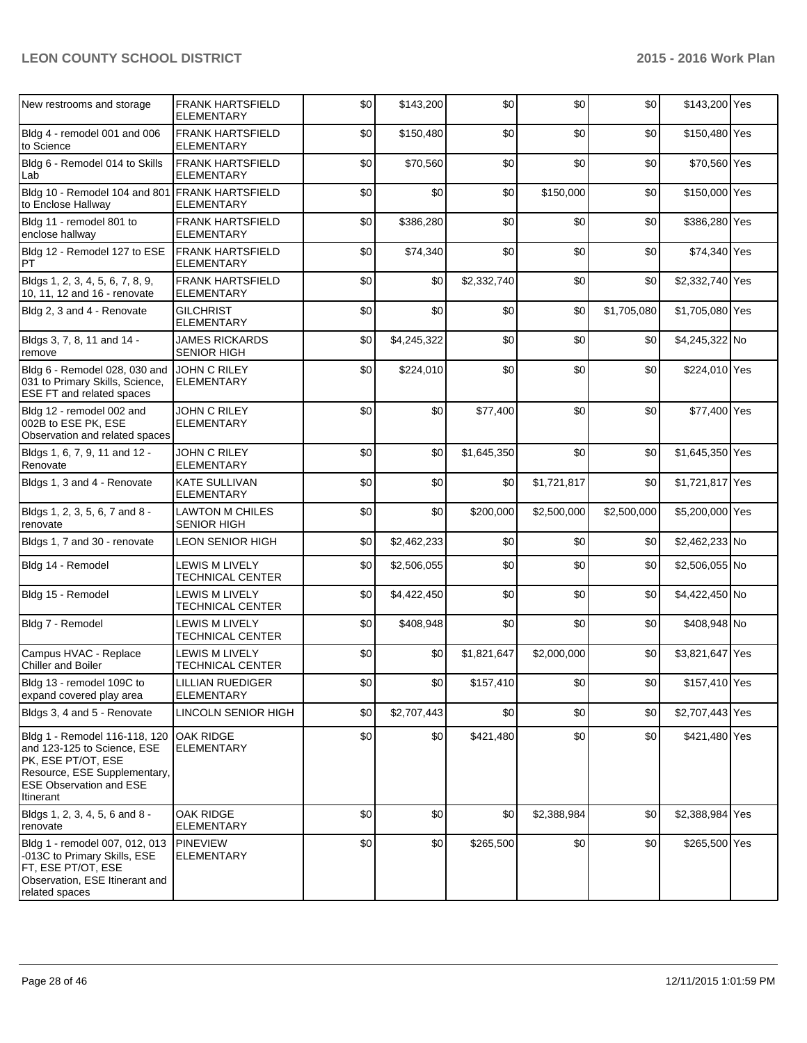| New restrooms and storage | FRANK HARTSFIELD ELEMENTARY | $0 | $143,200 | $0 | $0 | $0 | $143,200 | Yes |
|---|---|---|---|---|---|---|---|---|
| Bldg 4 - remodel 001 and 006 to Science | FRANK HARTSFIELD ELEMENTARY | $0 | $150,480 | $0 | $0 | $0 | $150,480 | Yes |
| Bldg 6 - Remodel 014 to Skills Lab | FRANK HARTSFIELD ELEMENTARY | $0 | $70,560 | $0 | $0 | $0 | $70,560 | Yes |
| Bldg 10 - Remodel 104 and 801 to Enclose Hallway | FRANK HARTSFIELD ELEMENTARY | $0 | $0 | $0 | $150,000 | $0 | $150,000 | Yes |
| Bldg 11 - remodel 801 to enclose hallway | FRANK HARTSFIELD ELEMENTARY | $0 | $386,280 | $0 | $0 | $0 | $386,280 | Yes |
| Bldg 12 - Remodel 127 to ESE PT | FRANK HARTSFIELD ELEMENTARY | $0 | $74,340 | $0 | $0 | $0 | $74,340 | Yes |
| Bldgs 1, 2, 3, 4, 5, 6, 7, 8, 9, 10, 11, 12 and 16 - renovate | FRANK HARTSFIELD ELEMENTARY | $0 | $0 | $2,332,740 | $0 | $0 | $2,332,740 | Yes |
| Bldg 2, 3 and 4 - Renovate | GILCHRIST ELEMENTARY | $0 | $0 | $0 | $0 | $1,705,080 | $1,705,080 | Yes |
| Bldgs 3, 7, 8, 11 and 14 - remove | JAMES RICKARDS SENIOR HIGH | $0 | $4,245,322 | $0 | $0 | $0 | $4,245,322 | No |
| Bldg 6 - Remodel 028, 030 and 031 to Primary Skills, Science, ESE FT and related spaces | JOHN C RILEY ELEMENTARY | $0 | $224,010 | $0 | $0 | $0 | $224,010 | Yes |
| Bldg 12 - remodel 002 and 002B to ESE PK, ESE Observation and related spaces | JOHN C RILEY ELEMENTARY | $0 | $0 | $77,400 | $0 | $0 | $77,400 | Yes |
| Bldgs 1, 6, 7, 9, 11 and 12 - Renovate | JOHN C RILEY ELEMENTARY | $0 | $0 | $1,645,350 | $0 | $0 | $1,645,350 | Yes |
| Bldgs 1, 3 and 4 - Renovate | KATE SULLIVAN ELEMENTARY | $0 | $0 | $0 | $1,721,817 | $0 | $1,721,817 | Yes |
| Bldgs 1, 2, 3, 5, 6, 7 and 8 - renovate | LAWTON M CHILES SENIOR HIGH | $0 | $0 | $200,000 | $2,500,000 | $2,500,000 | $5,200,000 | Yes |
| Bldgs 1, 7 and 30 - renovate | LEON SENIOR HIGH | $0 | $2,462,233 | $0 | $0 | $0 | $2,462,233 | No |
| Bldg 14 - Remodel | LEWIS M LIVELY TECHNICAL CENTER | $0 | $2,506,055 | $0 | $0 | $0 | $2,506,055 | No |
| Bldg 15 - Remodel | LEWIS M LIVELY TECHNICAL CENTER | $0 | $4,422,450 | $0 | $0 | $0 | $4,422,450 | No |
| Bldg 7 - Remodel | LEWIS M LIVELY TECHNICAL CENTER | $0 | $408,948 | $0 | $0 | $0 | $408,948 | No |
| Campus HVAC - Replace Chiller and Boiler | LEWIS M LIVELY TECHNICAL CENTER | $0 | $0 | $1,821,647 | $2,000,000 | $0 | $3,821,647 | Yes |
| Bldg 13 - remodel 109C to expand covered play area | LILLIAN RUEDIGER ELEMENTARY | $0 | $0 | $157,410 | $0 | $0 | $157,410 | Yes |
| Bldgs 3, 4 and 5 - Renovate | LINCOLN SENIOR HIGH | $0 | $2,707,443 | $0 | $0 | $0 | $2,707,443 | Yes |
| Bldg 1 - Remodel 116-118, 120 and 123-125 to Science, ESE PK, ESE PT/OT, ESE Resource, ESE Supplementary, ESE Observation and ESE Itinerant | OAK RIDGE ELEMENTARY | $0 | $0 | $421,480 | $0 | $0 | $421,480 | Yes |
| Bldgs 1, 2, 3, 4, 5, 6 and 8 - renovate | OAK RIDGE ELEMENTARY | $0 | $0 | $0 | $2,388,984 | $0 | $2,388,984 | Yes |
| Bldg 1 - remodel 007, 012, 013 -013C to Primary Skills, ESE FT, ESE PT/OT, ESE Observation, ESE Itinerant and related spaces | PINEVIEW ELEMENTARY | $0 | $0 | $265,500 | $0 | $0 | $265,500 | Yes |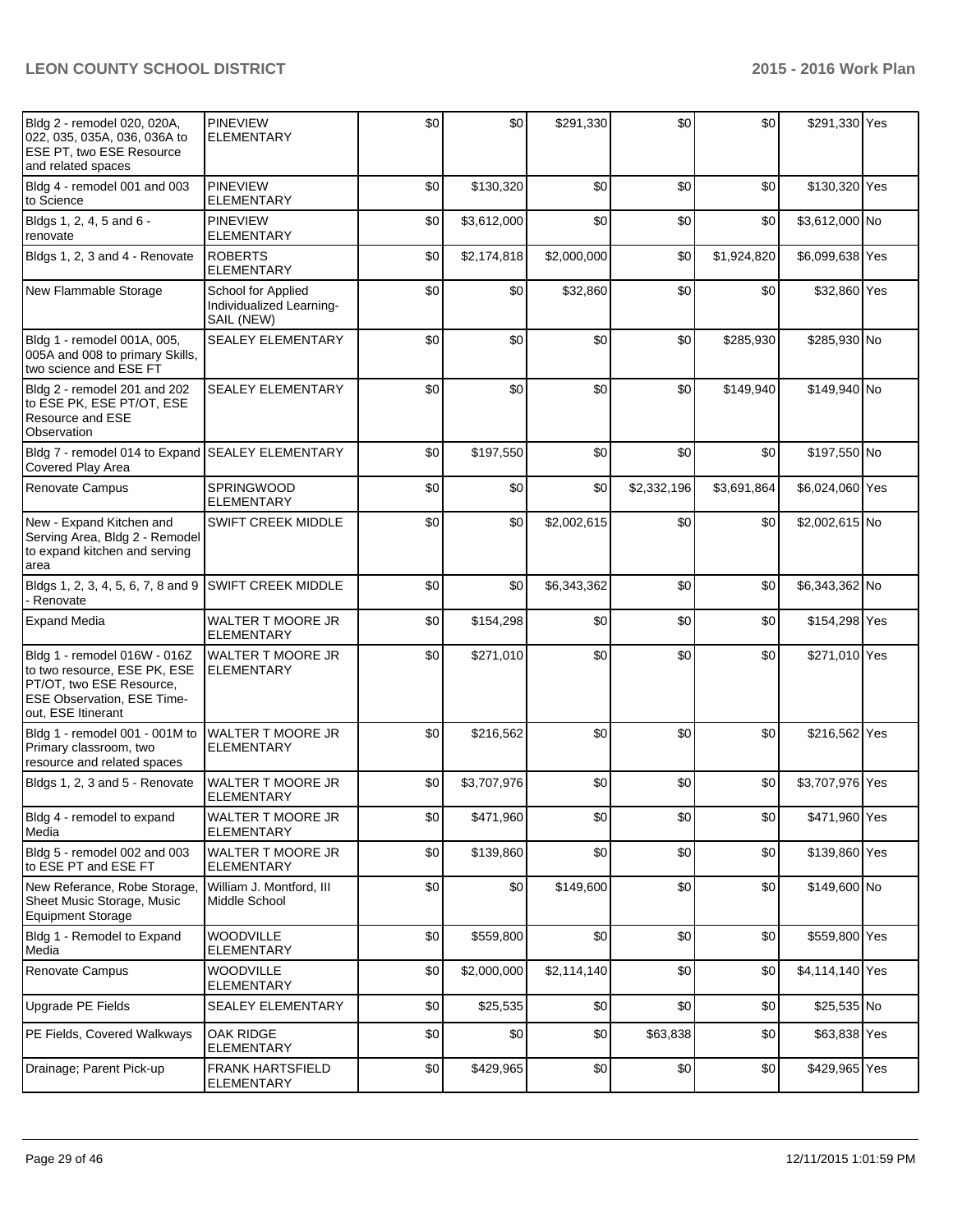| Bldg 2 - remodel 020, 020A, 022, 035, 035A, 036, 036A to ESE PT, two ESE Resource and related spaces | PINEVIEW ELEMENTARY | $0 | $0 | $291,330 | $0 | $0 | $291,330 | Yes |
|---|---|---|---|---|---|---|---|---|
| Bldg 4 - remodel 001 and 003 to Science | PINEVIEW ELEMENTARY | $0 | $130,320 | $0 | $0 | $0 | $130,320 | Yes |
| Bldgs 1, 2, 4, 5 and 6 - renovate | PINEVIEW ELEMENTARY | $0 | $3,612,000 | $0 | $0 | $0 | $3,612,000 | No |
| Bldgs 1, 2, 3 and 4 - Renovate | ROBERTS ELEMENTARY | $0 | $2,174,818 | $2,000,000 | $0 | $1,924,820 | $6,099,638 | Yes |
| New Flammable Storage | School for Applied Individualized Learning-SAIL (NEW) | $0 | $0 | $32,860 | $0 | $0 | $32,860 | Yes |
| Bldg 1 - remodel 001A, 005, 005A and 008 to primary Skills, two science and ESE FT | SEALEY ELEMENTARY | $0 | $0 | $0 | $0 | $285,930 | $285,930 | No |
| Bldg 2 - remodel 201 and 202 to ESE PK, ESE PT/OT, ESE Resource and ESE Observation | SEALEY ELEMENTARY | $0 | $0 | $0 | $0 | $149,940 | $149,940 | No |
| Bldg 7 - remodel 014 to Expand Covered Play Area | SEALEY ELEMENTARY | $0 | $197,550 | $0 | $0 | $0 | $197,550 | No |
| Renovate Campus | SPRINGWOOD ELEMENTARY | $0 | $0 | $0 | $2,332,196 | $3,691,864 | $6,024,060 | Yes |
| New - Expand Kitchen and Serving Area, Bldg 2 - Remodel to expand kitchen and serving area | SWIFT CREEK MIDDLE | $0 | $0 | $2,002,615 | $0 | $0 | $2,002,615 | No |
| Bldgs 1, 2, 3, 4, 5, 6, 7, 8 and 9 - Renovate | SWIFT CREEK MIDDLE | $0 | $0 | $6,343,362 | $0 | $0 | $6,343,362 | No |
| Expand Media | WALTER T MOORE JR ELEMENTARY | $0 | $154,298 | $0 | $0 | $0 | $154,298 | Yes |
| Bldg 1 - remodel 016W - 016Z to two resource, ESE PK, ESE PT/OT, two ESE Resource, ESE Observation, ESE Time-out, ESE Itinerant | WALTER T MOORE JR ELEMENTARY | $0 | $271,010 | $0 | $0 | $0 | $271,010 | Yes |
| Bldg 1 - remodel 001 - 001M to Primary classroom, two resource and related spaces | WALTER T MOORE JR ELEMENTARY | $0 | $216,562 | $0 | $0 | $0 | $216,562 | Yes |
| Bldgs 1, 2, 3 and 5 - Renovate | WALTER T MOORE JR ELEMENTARY | $0 | $3,707,976 | $0 | $0 | $0 | $3,707,976 | Yes |
| Bldg 4 - remodel to expand Media | WALTER T MOORE JR ELEMENTARY | $0 | $471,960 | $0 | $0 | $0 | $471,960 | Yes |
| Bldg 5 - remodel 002 and 003 to ESE PT and ESE FT | WALTER T MOORE JR ELEMENTARY | $0 | $139,860 | $0 | $0 | $0 | $139,860 | Yes |
| New Referance, Robe Storage, Sheet Music Storage, Music Equipment Storage | William J. Montford, III Middle School | $0 | $0 | $149,600 | $0 | $0 | $149,600 | No |
| Bldg 1 - Remodel to Expand Media | WOODVILLE ELEMENTARY | $0 | $559,800 | $0 | $0 | $0 | $559,800 | Yes |
| Renovate Campus | WOODVILLE ELEMENTARY | $0 | $2,000,000 | $2,114,140 | $0 | $0 | $4,114,140 | Yes |
| Upgrade PE Fields | SEALEY ELEMENTARY | $0 | $25,535 | $0 | $0 | $0 | $25,535 | No |
| PE Fields, Covered Walkways | OAK RIDGE ELEMENTARY | $0 | $0 | $0 | $63,838 | $0 | $63,838 | Yes |
| Drainage; Parent Pick-up | FRANK HARTSFIELD ELEMENTARY | $0 | $429,965 | $0 | $0 | $0 | $429,965 | Yes |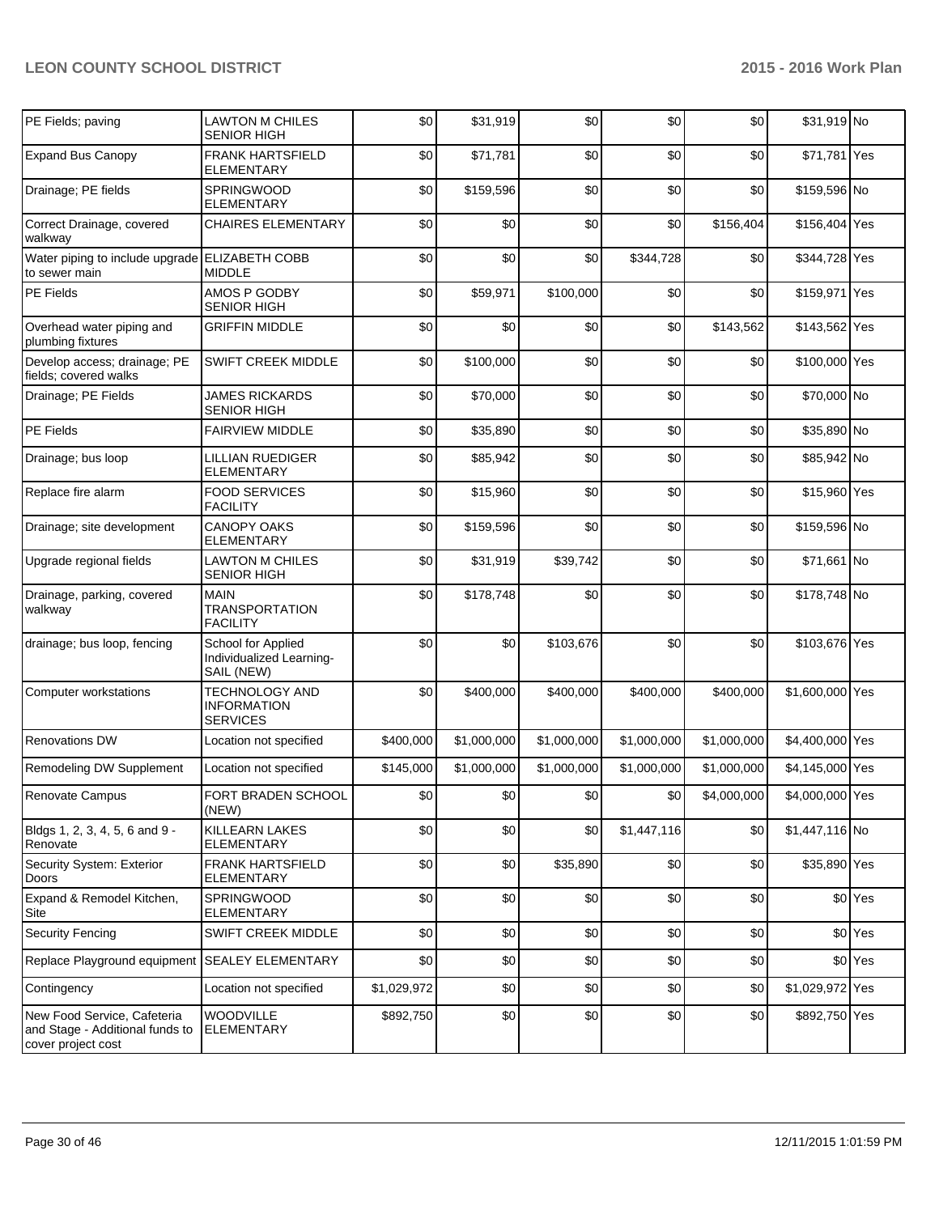| | | | | | | | | |
|---|---|---|---|---|---|---|---|---|
| PE Fields; paving | LAWTON M CHILES SENIOR HIGH | $0 | $31,919 | $0 | $0 | $0 | $31,919 | No |
| Expand Bus Canopy | FRANK HARTSFIELD ELEMENTARY | $0 | $71,781 | $0 | $0 | $0 | $71,781 | Yes |
| Drainage; PE fields | SPRINGWOOD ELEMENTARY | $0 | $159,596 | $0 | $0 | $0 | $159,596 | No |
| Correct Drainage, covered walkway | CHAIRES ELEMENTARY | $0 | $0 | $0 | $0 | $156,404 | $156,404 | Yes |
| Water piping to include upgrade to sewer main | ELIZABETH COBB MIDDLE | $0 | $0 | $0 | $344,728 | $0 | $344,728 | Yes |
| PE Fields | AMOS P GODBY SENIOR HIGH | $0 | $59,971 | $100,000 | $0 | $0 | $159,971 | Yes |
| Overhead water piping and plumbing fixtures | GRIFFIN MIDDLE | $0 | $0 | $0 | $0 | $143,562 | $143,562 | Yes |
| Develop access; drainage; PE fields; covered walks | SWIFT CREEK MIDDLE | $0 | $100,000 | $0 | $0 | $0 | $100,000 | Yes |
| Drainage; PE Fields | JAMES RICKARDS SENIOR HIGH | $0 | $70,000 | $0 | $0 | $0 | $70,000 | No |
| PE Fields | FAIRVIEW MIDDLE | $0 | $35,890 | $0 | $0 | $0 | $35,890 | No |
| Drainage; bus loop | LILLIAN RUEDIGER ELEMENTARY | $0 | $85,942 | $0 | $0 | $0 | $85,942 | No |
| Replace fire alarm | FOOD SERVICES FACILITY | $0 | $15,960 | $0 | $0 | $0 | $15,960 | Yes |
| Drainage; site development | CANOPY OAKS ELEMENTARY | $0 | $159,596 | $0 | $0 | $0 | $159,596 | No |
| Upgrade regional fields | LAWTON M CHILES SENIOR HIGH | $0 | $31,919 | $39,742 | $0 | $0 | $71,661 | No |
| Drainage, parking, covered walkway | MAIN TRANSPORTATION FACILITY | $0 | $178,748 | $0 | $0 | $0 | $178,748 | No |
| drainage; bus loop, fencing | School for Applied Individualized Learning-SAIL (NEW) | $0 | $0 | $103,676 | $0 | $0 | $103,676 | Yes |
| Computer workstations | TECHNOLOGY AND INFORMATION SERVICES | $0 | $400,000 | $400,000 | $400,000 | $400,000 | $1,600,000 | Yes |
| Renovations DW | Location not specified | $400,000 | $1,000,000 | $1,000,000 | $1,000,000 | $1,000,000 | $4,400,000 | Yes |
| Remodeling DW Supplement | Location not specified | $145,000 | $1,000,000 | $1,000,000 | $1,000,000 | $1,000,000 | $4,145,000 | Yes |
| Renovate Campus | FORT BRADEN SCHOOL (NEW) | $0 | $0 | $0 | $0 | $4,000,000 | $4,000,000 | Yes |
| Bldgs 1, 2, 3, 4, 5, 6 and 9 - Renovate | KILLEARN LAKES ELEMENTARY | $0 | $0 | $0 | $1,447,116 | $0 | $1,447,116 | No |
| Security System: Exterior Doors | FRANK HARTSFIELD ELEMENTARY | $0 | $0 | $35,890 | $0 | $0 | $35,890 | Yes |
| Expand & Remodel Kitchen, Site | SPRINGWOOD ELEMENTARY | $0 | $0 | $0 | $0 | $0 | $0 | Yes |
| Security Fencing | SWIFT CREEK MIDDLE | $0 | $0 | $0 | $0 | $0 | $0 | Yes |
| Replace Playground equipment | SEALEY ELEMENTARY | $0 | $0 | $0 | $0 | $0 | $0 | Yes |
| Contingency | Location not specified | $1,029,972 | $0 | $0 | $0 | $0 | $1,029,972 | Yes |
| New Food Service, Cafeteria and Stage - Additional funds to cover project cost | WOODVILLE ELEMENTARY | $892,750 | $0 | $0 | $0 | $0 | $892,750 | Yes |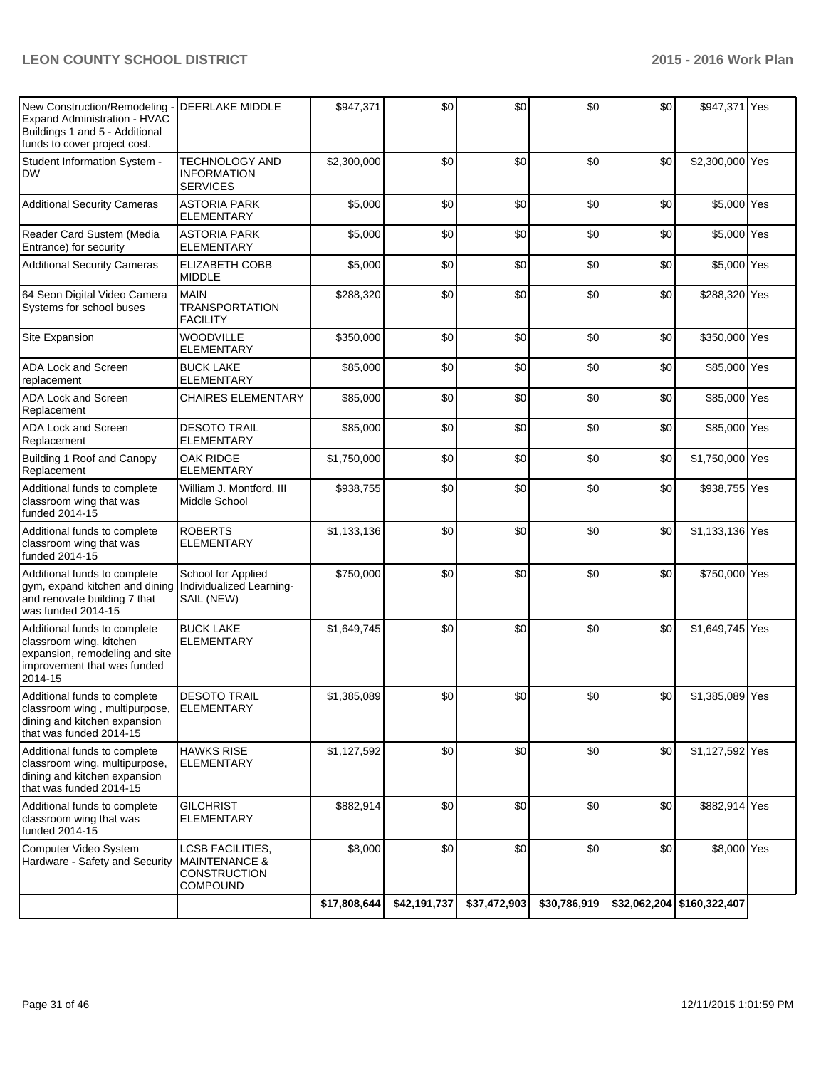| | | | | | | | | |
|---|---|---|---|---|---|---|---|---|
| New Construction/Remodeling - Expand Administration - HVAC Buildings 1 and 5 - Additional funds to cover project cost. | DEERLAKE MIDDLE | $947,371 | $0 | $0 | $0 | $0 | $947,371 | Yes |
| Student Information System - DW | TECHNOLOGY AND INFORMATION SERVICES | $2,300,000 | $0 | $0 | $0 | $0 | $2,300,000 | Yes |
| Additional Security Cameras | ASTORIA PARK ELEMENTARY | $5,000 | $0 | $0 | $0 | $0 | $5,000 | Yes |
| Reader Card Sustem (Media Entrance) for security | ASTORIA PARK ELEMENTARY | $5,000 | $0 | $0 | $0 | $0 | $5,000 | Yes |
| Additional Security Cameras | ELIZABETH COBB MIDDLE | $5,000 | $0 | $0 | $0 | $0 | $5,000 | Yes |
| 64 Seon Digital Video Camera Systems for school buses | MAIN TRANSPORTATION FACILITY | $288,320 | $0 | $0 | $0 | $0 | $288,320 | Yes |
| Site Expansion | WOODVILLE ELEMENTARY | $350,000 | $0 | $0 | $0 | $0 | $350,000 | Yes |
| ADA Lock and Screen replacement | BUCK LAKE ELEMENTARY | $85,000 | $0 | $0 | $0 | $0 | $85,000 | Yes |
| ADA Lock and Screen Replacement | CHAIRES ELEMENTARY | $85,000 | $0 | $0 | $0 | $0 | $85,000 | Yes |
| ADA Lock and Screen Replacement | DESOTO TRAIL ELEMENTARY | $85,000 | $0 | $0 | $0 | $0 | $85,000 | Yes |
| Building 1 Roof and Canopy Replacement | OAK RIDGE ELEMENTARY | $1,750,000 | $0 | $0 | $0 | $0 | $1,750,000 | Yes |
| Additional funds to complete classroom wing that was funded 2014-15 | William J. Montford, III Middle School | $938,755 | $0 | $0 | $0 | $0 | $938,755 | Yes |
| Additional funds to complete classroom wing that was funded 2014-15 | ROBERTS ELEMENTARY | $1,133,136 | $0 | $0 | $0 | $0 | $1,133,136 | Yes |
| Additional funds to complete gym, expand kitchen and dining and renovate building 7 that was funded 2014-15 | School for Applied Individualized Learning- SAIL (NEW) | $750,000 | $0 | $0 | $0 | $0 | $750,000 | Yes |
| Additional funds to complete classroom wing, kitchen expansion, remodeling and site improvement that was funded 2014-15 | BUCK LAKE ELEMENTARY | $1,649,745 | $0 | $0 | $0 | $0 | $1,649,745 | Yes |
| Additional funds to complete classroom wing , multipurpose, dining and kitchen expansion that was funded 2014-15 | DESOTO TRAIL ELEMENTARY | $1,385,089 | $0 | $0 | $0 | $0 | $1,385,089 | Yes |
| Additional funds to complete classroom wing, multipurpose, dining and kitchen expansion that was funded 2014-15 | HAWKS RISE ELEMENTARY | $1,127,592 | $0 | $0 | $0 | $0 | $1,127,592 | Yes |
| Additional funds to complete classroom wing that was funded 2014-15 | GILCHRIST ELEMENTARY | $882,914 | $0 | $0 | $0 | $0 | $882,914 | Yes |
| Computer Video System Hardware - Safety and Security | LCSB FACILITIES, MAINTENANCE & CONSTRUCTION COMPOUND | $8,000 | $0 | $0 | $0 | $0 | $8,000 | Yes |
| | | $17,808,644 | $42,191,737 | $37,472,903 | $30,786,919 | $32,062,204 | $160,322,407 | |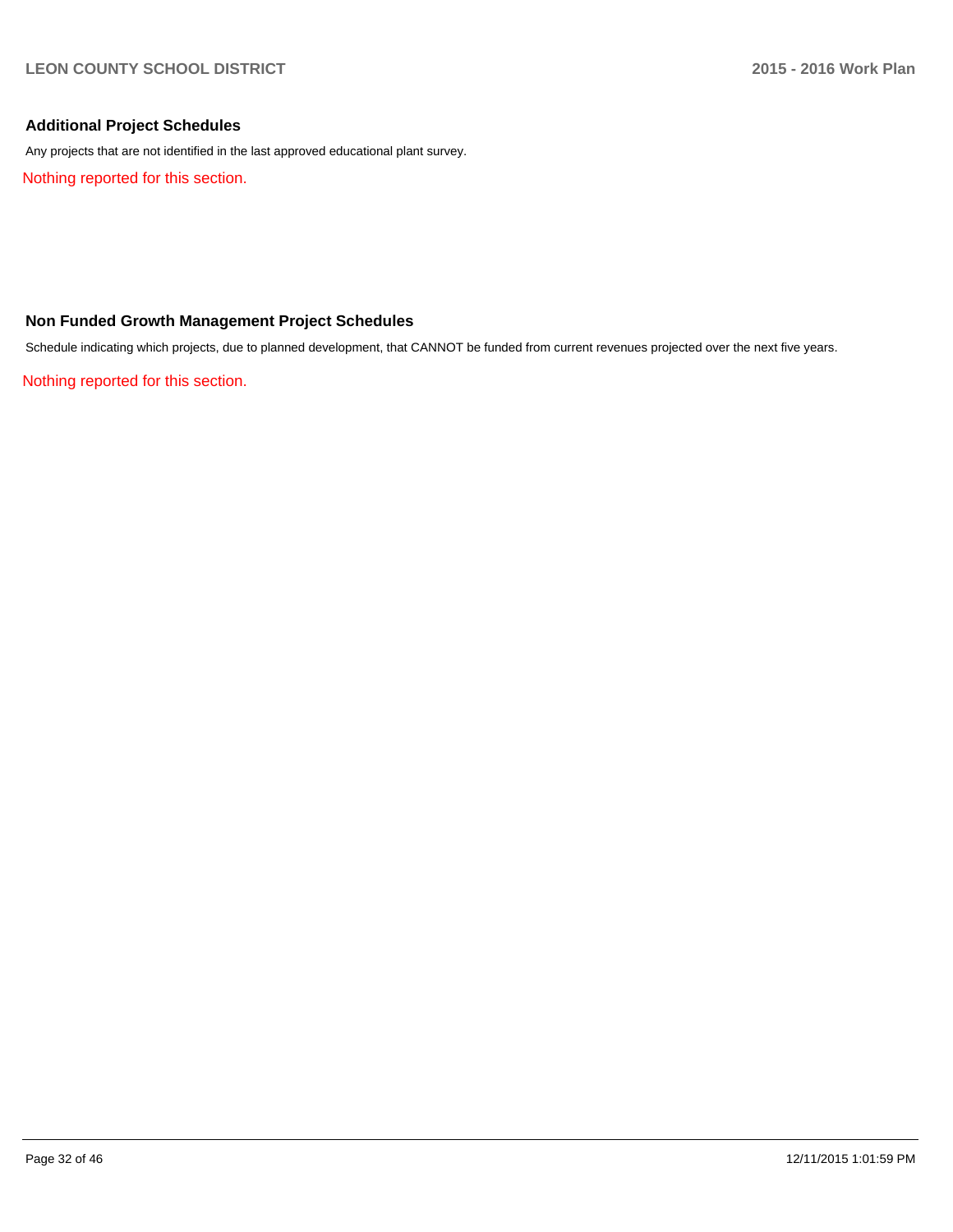## Additional Project Schedules

Any projects that are not identified in the last approved educational plant survey.

Nothing reported for this section.

## Non Funded Growth Management Project Schedules

Schedule indicating which projects, due to planned development, that CANNOT be funded from current revenues projected over the next five years.

Nothing reported for this section.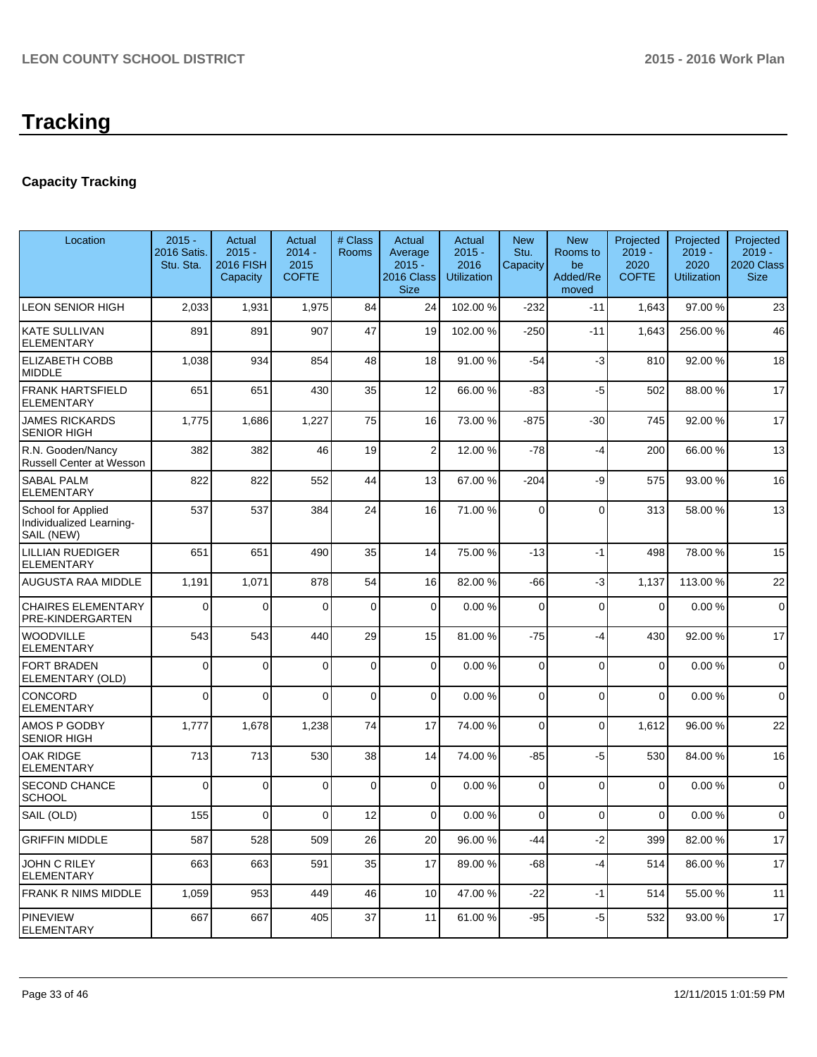# Tracking

## Capacity Tracking

| Location | 2015 - 2016 Satis. Stu. Sta. | Actual 2015 - 2016 FISH Capacity | Actual 2014 - 2015 COFTE | # Class Rooms | Actual Average 2015 - 2016 Class Size | Actual 2015 - 2016 Utilization | New Stu. Capacity | New Rooms to be Added/Removed | Projected 2019 - 2020 COFTE | Projected 2019 - 2020 Utilization | Projected 2019 - 2020 Class Size |
|---|---|---|---|---|---|---|---|---|---|---|---|
| LEON SENIOR HIGH | 2,033 | 1,931 | 1,975 | 84 | 24 | 102.00 % | -232 | -11 | 1,643 | 97.00 % | 23 |
| KATE SULLIVAN ELEMENTARY | 891 | 891 | 907 | 47 | 19 | 102.00 % | -250 | -11 | 1,643 | 256.00 % | 46 |
| ELIZABETH COBB MIDDLE | 1,038 | 934 | 854 | 48 | 18 | 91.00 % | -54 | -3 | 810 | 92.00 % | 18 |
| FRANK HARTSFIELD ELEMENTARY | 651 | 651 | 430 | 35 | 12 | 66.00 % | -83 | -5 | 502 | 88.00 % | 17 |
| JAMES RICKARDS SENIOR HIGH | 1,775 | 1,686 | 1,227 | 75 | 16 | 73.00 % | -875 | -30 | 745 | 92.00 % | 17 |
| R.N. Gooden/Nancy Russell Center at Wesson | 382 | 382 | 46 | 19 | 2 | 12.00 % | -78 | -4 | 200 | 66.00 % | 13 |
| SABAL PALM ELEMENTARY | 822 | 822 | 552 | 44 | 13 | 67.00 % | -204 | -9 | 575 | 93.00 % | 16 |
| School for Applied Individualized Learning-SAIL (NEW) | 537 | 537 | 384 | 24 | 16 | 71.00 % | 0 | 0 | 313 | 58.00 % | 13 |
| LILLIAN RUEDIGER ELEMENTARY | 651 | 651 | 490 | 35 | 14 | 75.00 % | -13 | -1 | 498 | 78.00 % | 15 |
| AUGUSTA RAA MIDDLE | 1,191 | 1,071 | 878 | 54 | 16 | 82.00 % | -66 | -3 | 1,137 | 113.00 % | 22 |
| CHAIRES ELEMENTARY PRE-KINDERGARTEN | 0 | 0 | 0 | 0 | 0 | 0.00 % | 0 | 0 | 0 | 0.00 % | 0 |
| WOODVILLE ELEMENTARY | 543 | 543 | 440 | 29 | 15 | 81.00 % | -75 | -4 | 430 | 92.00 % | 17 |
| FORT BRADEN ELEMENTARY (OLD) | 0 | 0 | 0 | 0 | 0 | 0.00 % | 0 | 0 | 0 | 0.00 % | 0 |
| CONCORD ELEMENTARY | 0 | 0 | 0 | 0 | 0 | 0.00 % | 0 | 0 | 0 | 0.00 % | 0 |
| AMOS P GODBY SENIOR HIGH | 1,777 | 1,678 | 1,238 | 74 | 17 | 74.00 % | 0 | 0 | 1,612 | 96.00 % | 22 |
| OAK RIDGE ELEMENTARY | 713 | 713 | 530 | 38 | 14 | 74.00 % | -85 | -5 | 530 | 84.00 % | 16 |
| SECOND CHANCE SCHOOL | 0 | 0 | 0 | 0 | 0 | 0.00 % | 0 | 0 | 0 | 0.00 % | 0 |
| SAIL (OLD) | 155 | 0 | 0 | 12 | 0 | 0.00 % | 0 | 0 | 0 | 0.00 % | 0 |
| GRIFFIN MIDDLE | 587 | 528 | 509 | 26 | 20 | 96.00 % | -44 | -2 | 399 | 82.00 % | 17 |
| JOHN C RILEY ELEMENTARY | 663 | 663 | 591 | 35 | 17 | 89.00 % | -68 | -4 | 514 | 86.00 % | 17 |
| FRANK R NIMS MIDDLE | 1,059 | 953 | 449 | 46 | 10 | 47.00 % | -22 | -1 | 514 | 55.00 % | 11 |
| PINEVIEW ELEMENTARY | 667 | 667 | 405 | 37 | 11 | 61.00 % | -95 | -5 | 532 | 93.00 % | 17 |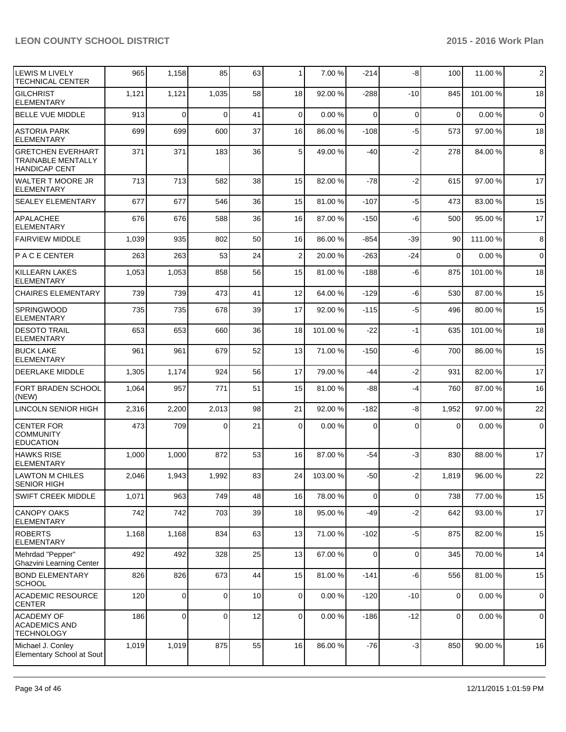| | | | | | | | | | | |
|---|---|---|---|---|---|---|---|---|---|---|
| LEWIS M LIVELY TECHNICAL CENTER | 965 | 1,158 | 85 | 63 | 1 | 7.00 % | -214 | -8 | 100 | 11.00 % | 2 |
| GILCHRIST ELEMENTARY | 1,121 | 1,121 | 1,035 | 58 | 18 | 92.00 % | -288 | -10 | 845 | 101.00 % | 18 |
| BELLE VUE MIDDLE | 913 | 0 | 0 | 41 | 0 | 0.00 % | 0 | 0 | 0 | 0.00 % | 0 |
| ASTORIA PARK ELEMENTARY | 699 | 699 | 600 | 37 | 16 | 86.00 % | -108 | -5 | 573 | 97.00 % | 18 |
| GRETCHEN EVERHART TRAINABLE MENTALLY HANDICAP CENT | 371 | 371 | 183 | 36 | 5 | 49.00 % | -40 | -2 | 278 | 84.00 % | 8 |
| WALTER T MOORE JR ELEMENTARY | 713 | 713 | 582 | 38 | 15 | 82.00 % | -78 | -2 | 615 | 97.00 % | 17 |
| SEALEY ELEMENTARY | 677 | 677 | 546 | 36 | 15 | 81.00 % | -107 | -5 | 473 | 83.00 % | 15 |
| APALACHEE ELEMENTARY | 676 | 676 | 588 | 36 | 16 | 87.00 % | -150 | -6 | 500 | 95.00 % | 17 |
| FAIRVIEW MIDDLE | 1,039 | 935 | 802 | 50 | 16 | 86.00 % | -854 | -39 | 90 | 111.00 % | 8 |
| P A C E CENTER | 263 | 263 | 53 | 24 | 2 | 20.00 % | -263 | -24 | 0 | 0.00 % | 0 |
| KILLEARN LAKES ELEMENTARY | 1,053 | 1,053 | 858 | 56 | 15 | 81.00 % | -188 | -6 | 875 | 101.00 % | 18 |
| CHAIRES ELEMENTARY | 739 | 739 | 473 | 41 | 12 | 64.00 % | -129 | -6 | 530 | 87.00 % | 15 |
| SPRINGWOOD ELEMENTARY | 735 | 735 | 678 | 39 | 17 | 92.00 % | -115 | -5 | 496 | 80.00 % | 15 |
| DESOTO TRAIL ELEMENTARY | 653 | 653 | 660 | 36 | 18 | 101.00 % | -22 | -1 | 635 | 101.00 % | 18 |
| BUCK LAKE ELEMENTARY | 961 | 961 | 679 | 52 | 13 | 71.00 % | -150 | -6 | 700 | 86.00 % | 15 |
| DEERLAKE MIDDLE | 1,305 | 1,174 | 924 | 56 | 17 | 79.00 % | -44 | -2 | 931 | 82.00 % | 17 |
| FORT BRADEN SCHOOL (NEW) | 1,064 | 957 | 771 | 51 | 15 | 81.00 % | -88 | -4 | 760 | 87.00 % | 16 |
| LINCOLN SENIOR HIGH | 2,316 | 2,200 | 2,013 | 98 | 21 | 92.00 % | -182 | -8 | 1,952 | 97.00 % | 22 |
| CENTER FOR COMMUNITY EDUCATION | 473 | 709 | 0 | 21 | 0 | 0.00 % | 0 | 0 | 0 | 0.00 % | 0 |
| HAWKS RISE ELEMENTARY | 1,000 | 1,000 | 872 | 53 | 16 | 87.00 % | -54 | -3 | 830 | 88.00 % | 17 |
| LAWTON M CHILES SENIOR HIGH | 2,046 | 1,943 | 1,992 | 83 | 24 | 103.00 % | -50 | -2 | 1,819 | 96.00 % | 22 |
| SWIFT CREEK MIDDLE | 1,071 | 963 | 749 | 48 | 16 | 78.00 % | 0 | 0 | 738 | 77.00 % | 15 |
| CANOPY OAKS ELEMENTARY | 742 | 742 | 703 | 39 | 18 | 95.00 % | -49 | -2 | 642 | 93.00 % | 17 |
| ROBERTS ELEMENTARY | 1,168 | 1,168 | 834 | 63 | 13 | 71.00 % | -102 | -5 | 875 | 82.00 % | 15 |
| Mehrdad "Pepper" Ghazvini Learning Center | 492 | 492 | 328 | 25 | 13 | 67.00 % | 0 | 0 | 345 | 70.00 % | 14 |
| BOND ELEMENTARY SCHOOL | 826 | 826 | 673 | 44 | 15 | 81.00 % | -141 | -6 | 556 | 81.00 % | 15 |
| ACADEMIC RESOURCE CENTER | 120 | 0 | 0 | 10 | 0 | 0.00 % | -120 | -10 | 0 | 0.00 % | 0 |
| ACADEMY OF ACADEMICS AND TECHNOLOGY | 186 | 0 | 0 | 12 | 0 | 0.00 % | -186 | -12 | 0 | 0.00 % | 0 |
| Michael J. Conley Elementary School at Sout | 1,019 | 1,019 | 875 | 55 | 16 | 86.00 % | -76 | -3 | 850 | 90.00 % | 16 |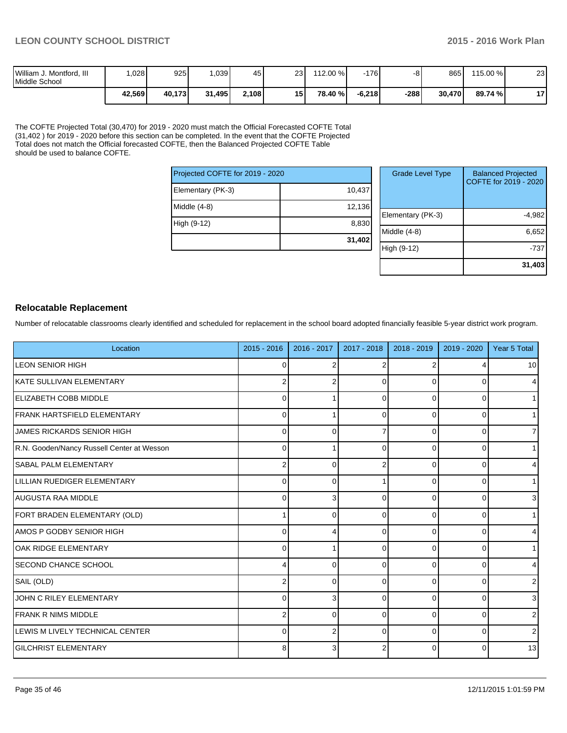| | | | | | | | | | | |
|---|---|---|---|---|---|---|---|---|---|---|
| William J. Montford, III Middle School | 1,028 | 925 | 1,039 | 45 | 23 | 112.00 % | -176 | -8 | 865 | 115.00 % | 23 |
| | **42,569** | **40,173** | **31,495** | **2,108** | **15** | **78.40 %** | **-6,218** | **-288** | **30,470** | **89.74 %** | **17** |

The COFTE Projected Total (30,470) for 2019 - 2020 must match the Official Forecasted COFTE Total (31,402 ) for 2019 - 2020 before this section can be completed. In the event that the COFTE Projected Total does not match the Official forecasted COFTE, then the Balanced Projected COFTE Table should be used to balance COFTE.

| Projected COFTE for 2019 - 2020 | |
|---|---|
| Elementary (PK-3) | 10,437 |
| Middle (4-8) | 12,136 |
| High (9-12) | 8,830 |
| | **31,402** |

| Grade Level Type | Balanced Projected COFTE for 2019 - 2020 |
|---|---|
| Elementary (PK-3) | -4,982 |
| Middle (4-8) | 6,652 |
| High (9-12) | -737 |
| | **31,403** |

## Relocatable Replacement

Number of relocatable classrooms clearly identified and scheduled for replacement in the school board adopted financially feasible 5-year district work program.

| Location | 2015 - 2016 | 2016 - 2017 | 2017 - 2018 | 2018 - 2019 | 2019 - 2020 | Year 5 Total |
|---|---|---|---|---|---|---|
| LEON SENIOR HIGH | 0 | 2 | 2 | 2 | 4 | 10 |
| KATE SULLIVAN ELEMENTARY | 2 | 2 | 0 | 0 | 0 | 4 |
| ELIZABETH COBB MIDDLE | 0 | 1 | 0 | 0 | 0 | 1 |
| FRANK HARTSFIELD ELEMENTARY | 0 | 1 | 0 | 0 | 0 | 1 |
| JAMES RICKARDS SENIOR HIGH | 0 | 0 | 7 | 0 | 0 | 7 |
| R.N. Gooden/Nancy Russell Center at Wesson | 0 | 1 | 0 | 0 | 0 | 1 |
| SABAL PALM ELEMENTARY | 2 | 0 | 2 | 0 | 0 | 4 |
| LILLIAN RUEDIGER ELEMENTARY | 0 | 0 | 1 | 0 | 0 | 1 |
| AUGUSTA RAA MIDDLE | 0 | 3 | 0 | 0 | 0 | 3 |
| FORT BRADEN ELEMENTARY (OLD) | 1 | 0 | 0 | 0 | 0 | 1 |
| AMOS P GODBY SENIOR HIGH | 0 | 4 | 0 | 0 | 0 | 4 |
| OAK RIDGE ELEMENTARY | 0 | 1 | 0 | 0 | 0 | 1 |
| SECOND CHANCE SCHOOL | 4 | 0 | 0 | 0 | 0 | 4 |
| SAIL (OLD) | 2 | 0 | 0 | 0 | 0 | 2 |
| JOHN C RILEY ELEMENTARY | 0 | 3 | 0 | 0 | 0 | 3 |
| FRANK R NIMS MIDDLE | 2 | 0 | 0 | 0 | 0 | 2 |
| LEWIS M LIVELY TECHNICAL CENTER | 0 | 2 | 0 | 0 | 0 | 2 |
| GILCHRIST ELEMENTARY | 8 | 3 | 2 | 0 | 0 | 13 |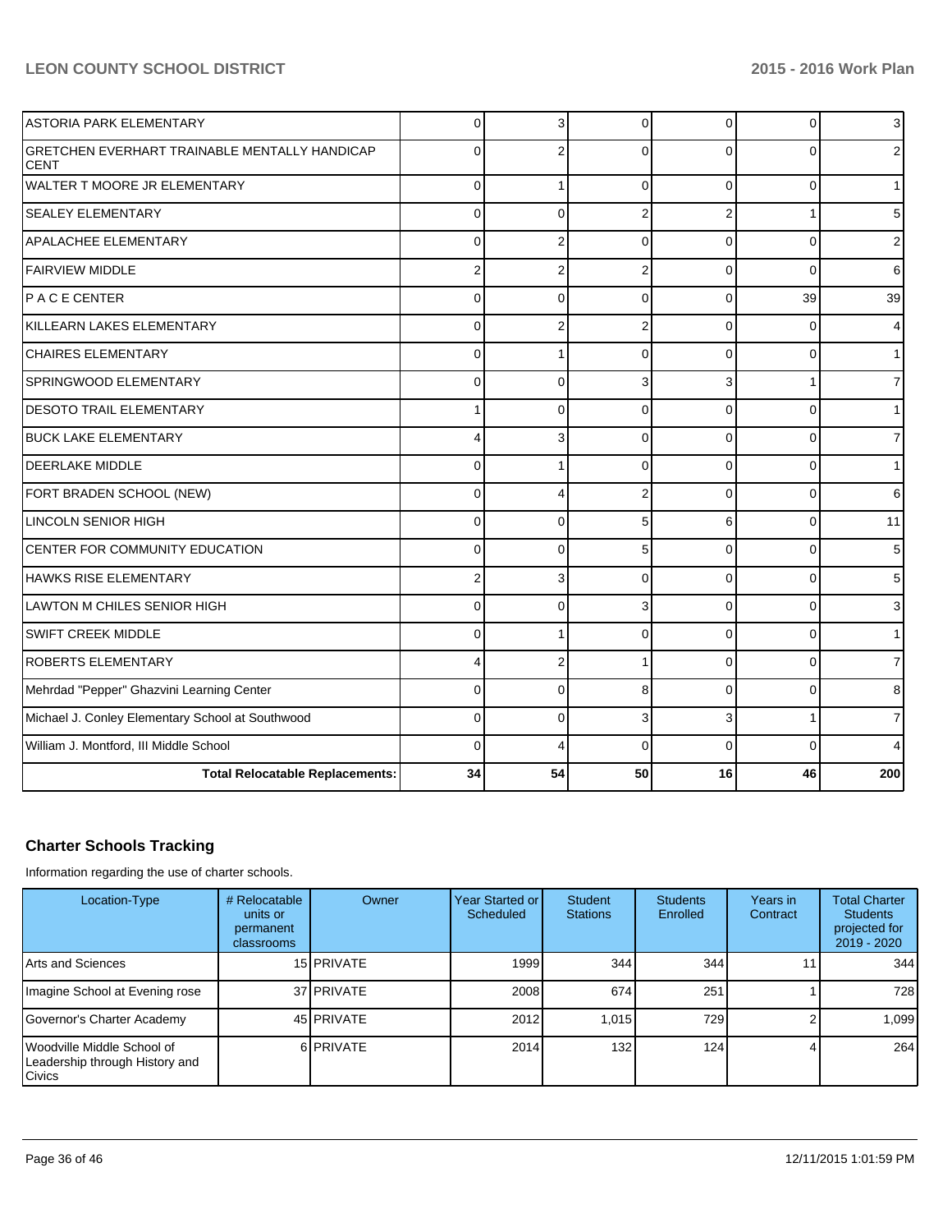| | | | | | | |
|---|---|---|---|---|---|---|
| ASTORIA PARK ELEMENTARY | 0 | 3 | 0 | 0 | 0 | 3 |
| GRETCHEN EVERHART TRAINABLE MENTALLY HANDICAP CENT | 0 | 2 | 0 | 0 | 0 | 2 |
| WALTER T MOORE JR ELEMENTARY | 0 | 1 | 0 | 0 | 0 | 1 |
| SEALEY ELEMENTARY | 0 | 0 | 2 | 2 | 1 | 5 |
| APALACHEE ELEMENTARY | 0 | 2 | 0 | 0 | 0 | 2 |
| FAIRVIEW MIDDLE | 2 | 2 | 2 | 0 | 0 | 6 |
| P A C E CENTER | 0 | 0 | 0 | 0 | 39 | 39 |
| KILLEARN LAKES ELEMENTARY | 0 | 2 | 2 | 0 | 0 | 4 |
| CHAIRES ELEMENTARY | 0 | 1 | 0 | 0 | 0 | 1 |
| SPRINGWOOD ELEMENTARY | 0 | 0 | 3 | 3 | 1 | 7 |
| DESOTO TRAIL ELEMENTARY | 1 | 0 | 0 | 0 | 0 | 1 |
| BUCK LAKE ELEMENTARY | 4 | 3 | 0 | 0 | 0 | 7 |
| DEERLAKE MIDDLE | 0 | 1 | 0 | 0 | 0 | 1 |
| FORT BRADEN SCHOOL (NEW) | 0 | 4 | 2 | 0 | 0 | 6 |
| LINCOLN SENIOR HIGH | 0 | 0 | 5 | 6 | 0 | 11 |
| CENTER FOR COMMUNITY EDUCATION | 0 | 0 | 5 | 0 | 0 | 5 |
| HAWKS RISE ELEMENTARY | 2 | 3 | 0 | 0 | 0 | 5 |
| LAWTON M CHILES SENIOR HIGH | 0 | 0 | 3 | 0 | 0 | 3 |
| SWIFT CREEK MIDDLE | 0 | 1 | 0 | 0 | 0 | 1 |
| ROBERTS ELEMENTARY | 4 | 2 | 1 | 0 | 0 | 7 |
| Mehrdad "Pepper" Ghazvini Learning Center | 0 | 0 | 8 | 0 | 0 | 8 |
| Michael J. Conley Elementary School at Southwood | 0 | 0 | 3 | 3 | 1 | 7 |
| William J. Montford, III Middle School | 0 | 4 | 0 | 0 | 0 | 4 |
| **Total Relocatable Replacements:** | **34** | **54** | **50** | **16** | **46** | **200** |

## Charter Schools Tracking

Information regarding the use of charter schools.

| Location-Type | # Relocatable units or permanent classrooms | Owner | Year Started or Scheduled | Student Stations | Students Enrolled | Years in Contract | Total Charter Students projected for 2019 - 2020 |
|---|---|---|---|---|---|---|---|
| Arts and Sciences | 15 | PRIVATE | 1999 | 344 | 344 | 11 | 344 |
| Imagine School at Evening rose | 37 | PRIVATE | 2008 | 674 | 251 | 1 | 728 |
| Governor's Charter Academy | 45 | PRIVATE | 2012 | 1,015 | 729 | 2 | 1,099 |
| Woodville Middle School of Leadership through History and Civics | 6 | PRIVATE | 2014 | 132 | 124 | 4 | 264 |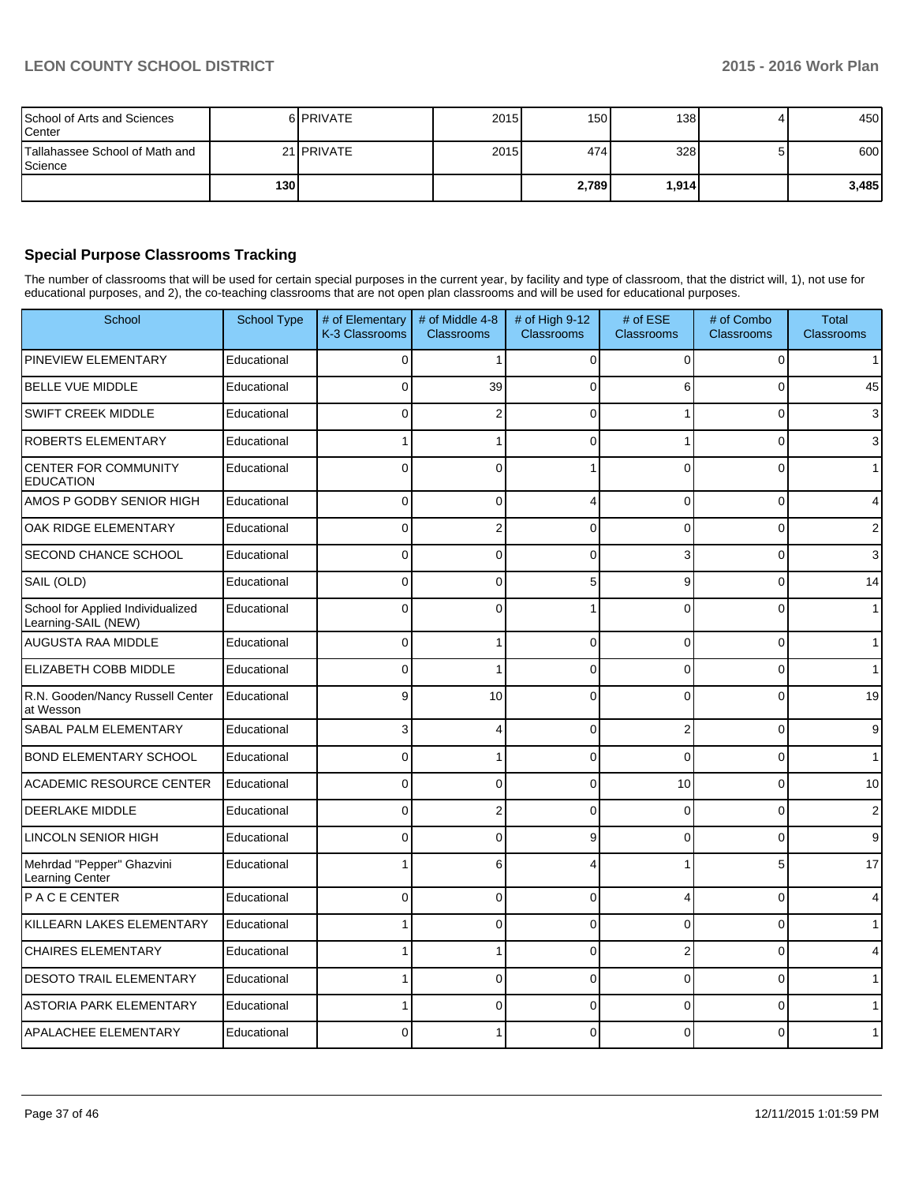| | | | | | | |
|---|---|---|---|---|---|---|
| School of Arts and Sciences Center | 6 | PRIVATE | 2015 | 150 | 138 | 4 | 450 |
| Tallahassee School of Math and Science | 21 | PRIVATE | 2015 | 474 | 328 | 5 | 600 |
| | 130 | | | 2,789 | 1,914 | | 3,485 |

## Special Purpose Classrooms Tracking

The number of classrooms that will be used for certain special purposes in the current year, by facility and type of classroom, that the district will, 1), not use for educational purposes, and 2), the co-teaching classrooms that are not open plan classrooms and will be used for educational purposes.

| School | School Type | # of Elementary K-3 Classrooms | # of Middle 4-8 Classrooms | # of High 9-12 Classrooms | # of ESE Classrooms | # of Combo Classrooms | Total Classrooms |
|---|---|---|---|---|---|---|---|
| PINEVIEW ELEMENTARY | Educational | 0 | 1 | 0 | 0 | 0 | 1 |
| BELLE VUE MIDDLE | Educational | 0 | 39 | 0 | 6 | 0 | 45 |
| SWIFT CREEK MIDDLE | Educational | 0 | 2 | 0 | 1 | 0 | 3 |
| ROBERTS ELEMENTARY | Educational | 1 | 1 | 0 | 1 | 0 | 3 |
| CENTER FOR COMMUNITY EDUCATION | Educational | 0 | 0 | 1 | 0 | 0 | 1 |
| AMOS P GODBY SENIOR HIGH | Educational | 0 | 0 | 4 | 0 | 0 | 4 |
| OAK RIDGE ELEMENTARY | Educational | 0 | 2 | 0 | 0 | 0 | 2 |
| SECOND CHANCE SCHOOL | Educational | 0 | 0 | 0 | 3 | 0 | 3 |
| SAIL (OLD) | Educational | 0 | 0 | 5 | 9 | 0 | 14 |
| School for Applied Individualized Learning-SAIL (NEW) | Educational | 0 | 0 | 1 | 0 | 0 | 1 |
| AUGUSTA RAA MIDDLE | Educational | 0 | 1 | 0 | 0 | 0 | 1 |
| ELIZABETH COBB MIDDLE | Educational | 0 | 1 | 0 | 0 | 0 | 1 |
| R.N. Gooden/Nancy Russell Center at Wesson | Educational | 9 | 10 | 0 | 0 | 0 | 19 |
| SABAL PALM ELEMENTARY | Educational | 3 | 4 | 0 | 2 | 0 | 9 |
| BOND ELEMENTARY SCHOOL | Educational | 0 | 1 | 0 | 0 | 0 | 1 |
| ACADEMIC RESOURCE CENTER | Educational | 0 | 0 | 0 | 10 | 0 | 10 |
| DEERLAKE MIDDLE | Educational | 0 | 2 | 0 | 0 | 0 | 2 |
| LINCOLN SENIOR HIGH | Educational | 0 | 0 | 9 | 0 | 0 | 9 |
| Mehrdad "Pepper" Ghazvini Learning Center | Educational | 1 | 6 | 4 | 1 | 5 | 17 |
| P A C E CENTER | Educational | 0 | 0 | 0 | 4 | 0 | 4 |
| KILLEARN LAKES ELEMENTARY | Educational | 1 | 0 | 0 | 0 | 0 | 1 |
| CHAIRES ELEMENTARY | Educational | 1 | 1 | 0 | 2 | 0 | 4 |
| DESOTO TRAIL ELEMENTARY | Educational | 1 | 0 | 0 | 0 | 0 | 1 |
| ASTORIA PARK ELEMENTARY | Educational | 1 | 0 | 0 | 0 | 0 | 1 |
| APALACHEE ELEMENTARY | Educational | 0 | 1 | 0 | 0 | 0 | 1 |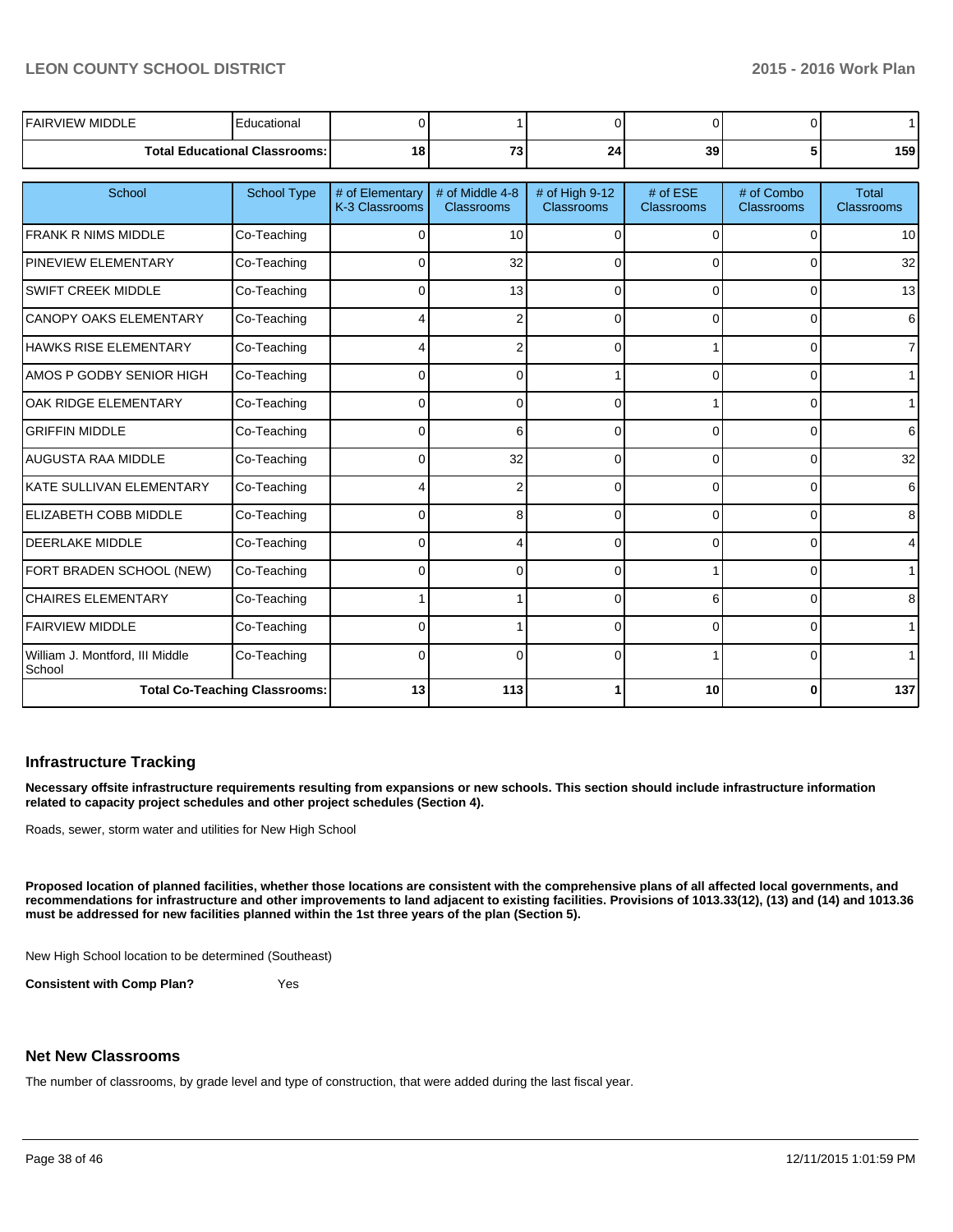| School | School Type | # of Elementary K-3 Classrooms | # of Middle 4-8 Classrooms | # of High 9-12 Classrooms | # of ESE Classrooms | # of Combo Classrooms | Total Classrooms |
|---|---|---|---|---|---|---|---|
| FAIRVIEW MIDDLE | Educational | 0 | 1 | 0 | 0 | 0 | 1 |
| Total Educational Classrooms: | | 18 | 73 | 24 | 39 | 5 | 159 |

| School | School Type | # of Elementary K-3 Classrooms | # of Middle 4-8 Classrooms | # of High 9-12 Classrooms | # of ESE Classrooms | # of Combo Classrooms | Total Classrooms |
|---|---|---|---|---|---|---|---|
| FRANK R NIMS MIDDLE | Co-Teaching | 0 | 10 | 0 | 0 | 0 | 10 |
| PINEVIEW ELEMENTARY | Co-Teaching | 0 | 32 | 0 | 0 | 0 | 32 |
| SWIFT CREEK MIDDLE | Co-Teaching | 0 | 13 | 0 | 0 | 0 | 13 |
| CANOPY OAKS ELEMENTARY | Co-Teaching | 4 | 2 | 0 | 0 | 0 | 6 |
| HAWKS RISE ELEMENTARY | Co-Teaching | 4 | 2 | 0 | 1 | 0 | 7 |
| AMOS P GODBY SENIOR HIGH | Co-Teaching | 0 | 0 | 1 | 0 | 0 | 1 |
| OAK RIDGE ELEMENTARY | Co-Teaching | 0 | 0 | 0 | 1 | 0 | 1 |
| GRIFFIN MIDDLE | Co-Teaching | 0 | 6 | 0 | 0 | 0 | 6 |
| AUGUSTA RAA MIDDLE | Co-Teaching | 0 | 32 | 0 | 0 | 0 | 32 |
| KATE SULLIVAN ELEMENTARY | Co-Teaching | 4 | 2 | 0 | 0 | 0 | 6 |
| ELIZABETH COBB MIDDLE | Co-Teaching | 0 | 8 | 0 | 0 | 0 | 8 |
| DEERLAKE MIDDLE | Co-Teaching | 0 | 4 | 0 | 0 | 0 | 4 |
| FORT BRADEN SCHOOL (NEW) | Co-Teaching | 0 | 0 | 0 | 1 | 0 | 1 |
| CHAIRES ELEMENTARY | Co-Teaching | 1 | 1 | 0 | 6 | 0 | 8 |
| FAIRVIEW MIDDLE | Co-Teaching | 0 | 1 | 0 | 0 | 0 | 1 |
| William J. Montford, III Middle School | Co-Teaching | 0 | 0 | 0 | 1 | 0 | 1 |
| Total Co-Teaching Classrooms: | | 13 | 113 | 1 | 10 | 0 | 137 |

## Infrastructure Tracking

**Necessary offsite infrastructure requirements resulting from expansions or new schools. This section should include infrastructure information related to capacity project schedules and other project schedules (Section 4).**

Roads, sewer, storm water and utilities for New High School

**Proposed location of planned facilities, whether those locations are consistent with the comprehensive plans of all affected local governments, and recommendations for infrastructure and other improvements to land adjacent to existing facilities. Provisions of 1013.33(12), (13) and (14) and 1013.36 must be addressed for new facilities planned within the 1st three years of the plan (Section 5).**

New High School location to be determined (Southeast)

**Consistent with Comp Plan?** Yes

## Net New Classrooms

The number of classrooms, by grade level and type of construction, that were added during the last fiscal year.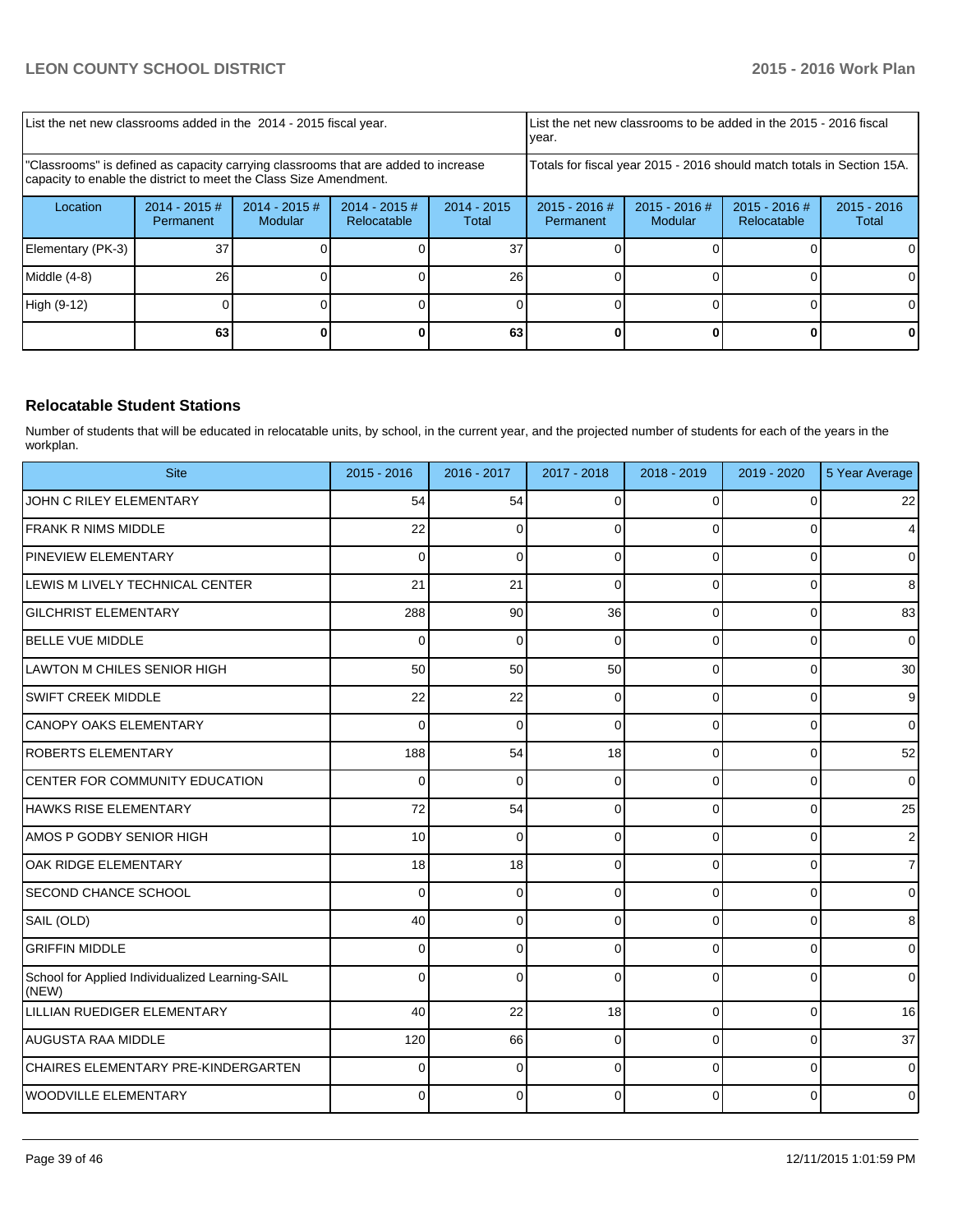| List the net new classrooms added in the 2014 - 2015 fiscal year. | | | | List the net new classrooms to be added in the 2015 - 2016 fiscal year. | | | |
|---|---|---|---|---|---|---|---|
| "Classrooms" is defined as capacity carrying classrooms that are added to increase capacity to enable the district to meet the Class Size Amendment. | | | | Totals for fiscal year 2015 - 2016 should match totals in Section 15A. | | | |
| Location | 2014 - 2015 # Permanent | 2014 - 2015 # Modular | 2014 - 2015 # Relocatable | 2014 - 2015 Total | 2015 - 2016 # Permanent | 2015 - 2016 # Modular | 2015 - 2016 # Relocatable | 2015 - 2016 Total |
| Elementary (PK-3) | 37 | 0 | 0 | 37 | 0 | 0 | 0 | 0 |
| Middle (4-8) | 26 | 0 | 0 | 26 | 0 | 0 | 0 | 0 |
| High (9-12) | 0 | 0 | 0 | 0 | 0 | 0 | 0 | 0 |
| | **63** | **0** | **0** | **63** | **0** | **0** | **0** | **0** |

## Relocatable Student Stations

Number of students that will be educated in relocatable units, by school, in the current year, and the projected number of students for each of the years in the workplan.

| Site | 2015 - 2016 | 2016 - 2017 | 2017 - 2018 | 2018 - 2019 | 2019 - 2020 | 5 Year Average |
|---|---|---|---|---|---|---|
| JOHN C RILEY ELEMENTARY | 54 | 54 | 0 | 0 | 0 | 22 |
| FRANK R NIMS MIDDLE | 22 | 0 | 0 | 0 | 0 | 4 |
| PINEVIEW ELEMENTARY | 0 | 0 | 0 | 0 | 0 | 0 |
| LEWIS M LIVELY TECHNICAL CENTER | 21 | 21 | 0 | 0 | 0 | 8 |
| GILCHRIST ELEMENTARY | 288 | 90 | 36 | 0 | 0 | 83 |
| BELLE VUE MIDDLE | 0 | 0 | 0 | 0 | 0 | 0 |
| LAWTON M CHILES SENIOR HIGH | 50 | 50 | 50 | 0 | 0 | 30 |
| SWIFT CREEK MIDDLE | 22 | 22 | 0 | 0 | 0 | 9 |
| CANOPY OAKS ELEMENTARY | 0 | 0 | 0 | 0 | 0 | 0 |
| ROBERTS ELEMENTARY | 188 | 54 | 18 | 0 | 0 | 52 |
| CENTER FOR COMMUNITY EDUCATION | 0 | 0 | 0 | 0 | 0 | 0 |
| HAWKS RISE ELEMENTARY | 72 | 54 | 0 | 0 | 0 | 25 |
| AMOS P GODBY SENIOR HIGH | 10 | 0 | 0 | 0 | 0 | 2 |
| OAK RIDGE ELEMENTARY | 18 | 18 | 0 | 0 | 0 | 7 |
| SECOND CHANCE SCHOOL | 0 | 0 | 0 | 0 | 0 | 0 |
| SAIL (OLD) | 40 | 0 | 0 | 0 | 0 | 8 |
| GRIFFIN MIDDLE | 0 | 0 | 0 | 0 | 0 | 0 |
| School for Applied Individualized Learning-SAIL (NEW) | 0 | 0 | 0 | 0 | 0 | 0 |
| LILLIAN RUEDIGER ELEMENTARY | 40 | 22 | 18 | 0 | 0 | 16 |
| AUGUSTA RAA MIDDLE | 120 | 66 | 0 | 0 | 0 | 37 |
| CHAIRES ELEMENTARY PRE-KINDERGARTEN | 0 | 0 | 0 | 0 | 0 | 0 |
| WOODVILLE ELEMENTARY | 0 | 0 | 0 | 0 | 0 | 0 |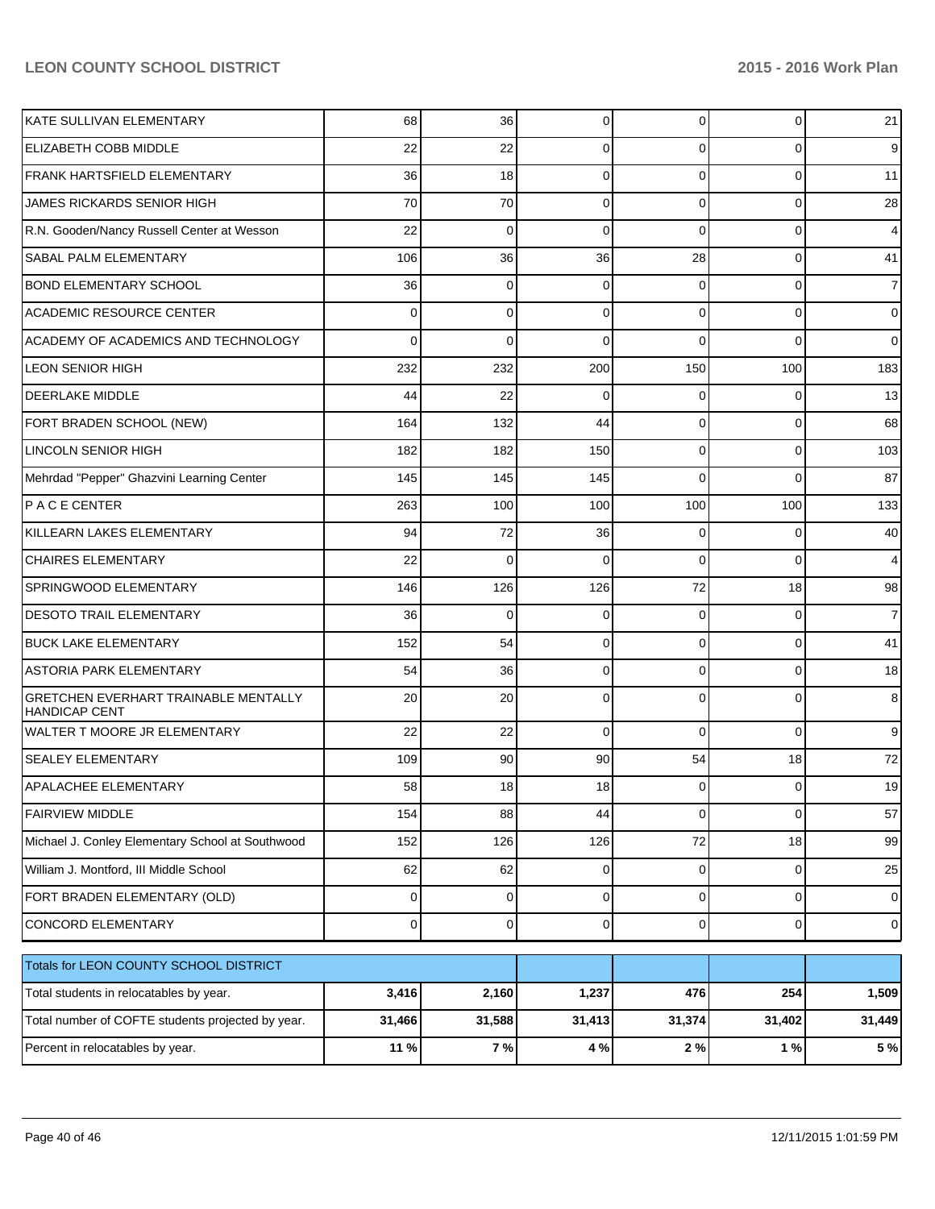| | | | | | | |
|---|---|---|---|---|---|---|
| KATE SULLIVAN ELEMENTARY | 68 | 36 | 0 | 0 | 0 | 21 |
| ELIZABETH COBB MIDDLE | 22 | 22 | 0 | 0 | 0 | 9 |
| FRANK HARTSFIELD ELEMENTARY | 36 | 18 | 0 | 0 | 0 | 11 |
| JAMES RICKARDS SENIOR HIGH | 70 | 70 | 0 | 0 | 0 | 28 |
| R.N. Gooden/Nancy Russell Center at Wesson | 22 | 0 | 0 | 0 | 0 | 4 |
| SABAL PALM ELEMENTARY | 106 | 36 | 36 | 28 | 0 | 41 |
| BOND ELEMENTARY SCHOOL | 36 | 0 | 0 | 0 | 0 | 7 |
| ACADEMIC RESOURCE CENTER | 0 | 0 | 0 | 0 | 0 | 0 |
| ACADEMY OF ACADEMICS AND TECHNOLOGY | 0 | 0 | 0 | 0 | 0 | 0 |
| LEON SENIOR HIGH | 232 | 232 | 200 | 150 | 100 | 183 |
| DEERLAKE MIDDLE | 44 | 22 | 0 | 0 | 0 | 13 |
| FORT BRADEN SCHOOL (NEW) | 164 | 132 | 44 | 0 | 0 | 68 |
| LINCOLN SENIOR HIGH | 182 | 182 | 150 | 0 | 0 | 103 |
| Mehrdad "Pepper" Ghazvini Learning Center | 145 | 145 | 145 | 0 | 0 | 87 |
| P A C E CENTER | 263 | 100 | 100 | 100 | 100 | 133 |
| KILLEARN LAKES ELEMENTARY | 94 | 72 | 36 | 0 | 0 | 40 |
| CHAIRES ELEMENTARY | 22 | 0 | 0 | 0 | 0 | 4 |
| SPRINGWOOD ELEMENTARY | 146 | 126 | 126 | 72 | 18 | 98 |
| DESOTO TRAIL ELEMENTARY | 36 | 0 | 0 | 0 | 0 | 7 |
| BUCK LAKE ELEMENTARY | 152 | 54 | 0 | 0 | 0 | 41 |
| ASTORIA PARK ELEMENTARY | 54 | 36 | 0 | 0 | 0 | 18 |
| GRETCHEN EVERHART TRAINABLE MENTALLY HANDICAP CENT | 20 | 20 | 0 | 0 | 0 | 8 |
| WALTER T MOORE JR ELEMENTARY | 22 | 22 | 0 | 0 | 0 | 9 |
| SEALEY ELEMENTARY | 109 | 90 | 90 | 54 | 18 | 72 |
| APALACHEE ELEMENTARY | 58 | 18 | 18 | 0 | 0 | 19 |
| FAIRVIEW MIDDLE | 154 | 88 | 44 | 0 | 0 | 57 |
| Michael J. Conley Elementary School at Southwood | 152 | 126 | 126 | 72 | 18 | 99 |
| William J. Montford, III Middle School | 62 | 62 | 0 | 0 | 0 | 25 |
| FORT BRADEN ELEMENTARY (OLD) | 0 | 0 | 0 | 0 | 0 | 0 |
| CONCORD ELEMENTARY | 0 | 0 | 0 | 0 | 0 | 0 |

| Totals for LEON COUNTY SCHOOL DISTRICT | | | | | | |
|---|---|---|---|---|---|---|
| Total students in relocatables by year. | **3,416** | **2,160** | **1,237** | **476** | **254** | **1,509** |
| Total number of COFTE students projected by year. | **31,466** | **31,588** | **31,413** | **31,374** | **31,402** | **31,449** |
| Percent in relocatables by year. | **11 %** | **7 %** | **4 %** | **2 %** | **1 %** | **5 %** |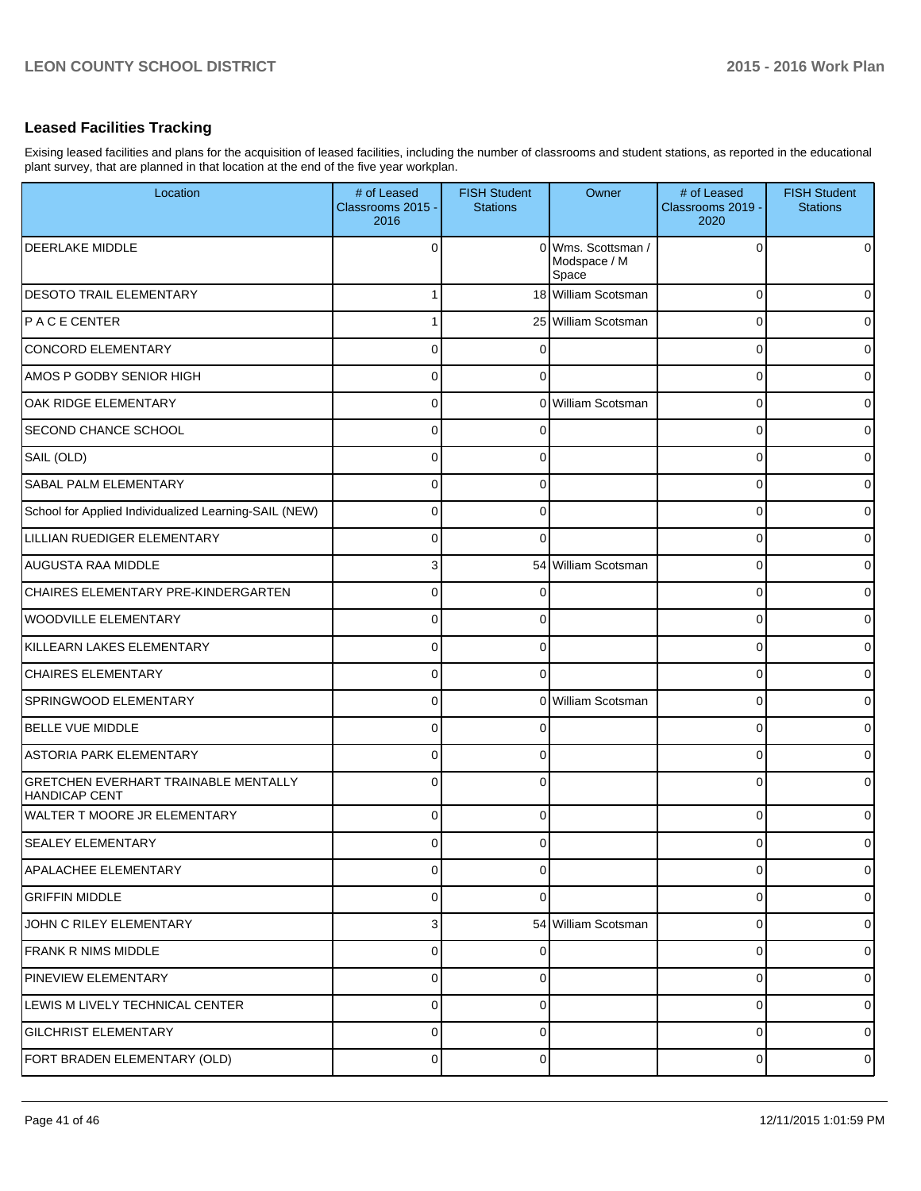## Leased Facilities Tracking

Exising leased facilities and plans for the acquisition of leased facilities, including the number of classrooms and student stations, as reported in the educational plant survey, that are planned in that location at the end of the five year workplan.

| Location | # of Leased Classrooms 2015 - 2016 | FISH Student Stations | Owner | # of Leased Classrooms 2019 - 2020 | FISH Student Stations |
|---|---|---|---|---|---|
| DEERLAKE MIDDLE | 0 | 0 | Wms. Scottsman / Modspace / M Space | 0 | 0 |
| DESOTO TRAIL ELEMENTARY | 1 | 18 | William Scotsman | 0 | 0 |
| P A C E CENTER | 1 | 25 | William Scotsman | 0 | 0 |
| CONCORD ELEMENTARY | 0 | 0 | | 0 | 0 |
| AMOS P GODBY SENIOR HIGH | 0 | 0 | | 0 | 0 |
| OAK RIDGE ELEMENTARY | 0 | 0 | William Scotsman | 0 | 0 |
| SECOND CHANCE SCHOOL | 0 | 0 | | 0 | 0 |
| SAIL (OLD) | 0 | 0 | | 0 | 0 |
| SABAL PALM ELEMENTARY | 0 | 0 | | 0 | 0 |
| School for Applied Individualized Learning-SAIL (NEW) | 0 | 0 | | 0 | 0 |
| LILLIAN RUEDIGER ELEMENTARY | 0 | 0 | | 0 | 0 |
| AUGUSTA RAA MIDDLE | 3 | 54 | William Scotsman | 0 | 0 |
| CHAIRES ELEMENTARY PRE-KINDERGARTEN | 0 | 0 | | 0 | 0 |
| WOODVILLE ELEMENTARY | 0 | 0 | | 0 | 0 |
| KILLEARN LAKES ELEMENTARY | 0 | 0 | | 0 | 0 |
| CHAIRES ELEMENTARY | 0 | 0 | | 0 | 0 |
| SPRINGWOOD ELEMENTARY | 0 | 0 | William Scotsman | 0 | 0 |
| BELLE VUE MIDDLE | 0 | 0 | | 0 | 0 |
| ASTORIA PARK ELEMENTARY | 0 | 0 | | 0 | 0 |
| GRETCHEN EVERHART TRAINABLE MENTALLY HANDICAP CENT | 0 | 0 | | 0 | 0 |
| WALTER T MOORE JR ELEMENTARY | 0 | 0 | | 0 | 0 |
| SEALEY ELEMENTARY | 0 | 0 | | 0 | 0 |
| APALACHEE ELEMENTARY | 0 | 0 | | 0 | 0 |
| GRIFFIN MIDDLE | 0 | 0 | | 0 | 0 |
| JOHN C RILEY ELEMENTARY | 3 | 54 | William Scotsman | 0 | 0 |
| FRANK R NIMS MIDDLE | 0 | 0 | | 0 | 0 |
| PINEVIEW ELEMENTARY | 0 | 0 | | 0 | 0 |
| LEWIS M LIVELY TECHNICAL CENTER | 0 | 0 | | 0 | 0 |
| GILCHRIST ELEMENTARY | 0 | 0 | | 0 | 0 |
| FORT BRADEN ELEMENTARY (OLD) | 0 | 0 | | 0 | 0 |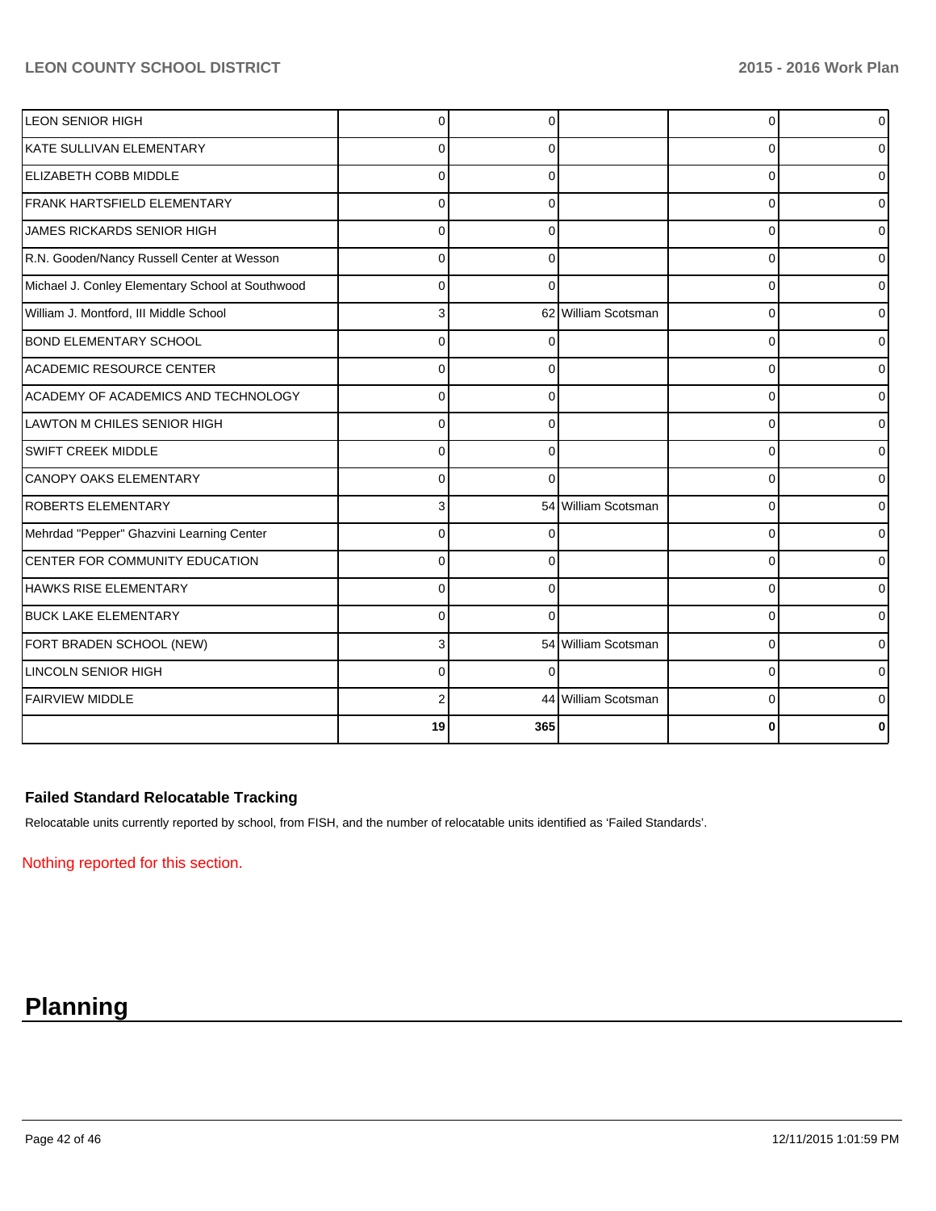| | | | | | |
|---|---|---|---|---|---|
| LEON SENIOR HIGH | 0 | 0 | | 0 | 0 |
| KATE SULLIVAN ELEMENTARY | 0 | 0 | | 0 | 0 |
| ELIZABETH COBB MIDDLE | 0 | 0 | | 0 | 0 |
| FRANK HARTSFIELD ELEMENTARY | 0 | 0 | | 0 | 0 |
| JAMES RICKARDS SENIOR HIGH | 0 | 0 | | 0 | 0 |
| R.N. Gooden/Nancy Russell Center at Wesson | 0 | 0 | | 0 | 0 |
| Michael J. Conley Elementary School at Southwood | 0 | 0 | | 0 | 0 |
| William J. Montford, III Middle School | 3 | 62 | William Scotsman | 0 | 0 |
| BOND ELEMENTARY SCHOOL | 0 | 0 | | 0 | 0 |
| ACADEMIC RESOURCE CENTER | 0 | 0 | | 0 | 0 |
| ACADEMY OF ACADEMICS AND TECHNOLOGY | 0 | 0 | | 0 | 0 |
| LAWTON M CHILES SENIOR HIGH | 0 | 0 | | 0 | 0 |
| SWIFT CREEK MIDDLE | 0 | 0 | | 0 | 0 |
| CANOPY OAKS ELEMENTARY | 0 | 0 | | 0 | 0 |
| ROBERTS ELEMENTARY | 3 | 54 | William Scotsman | 0 | 0 |
| Mehrdad "Pepper" Ghazvini Learning Center | 0 | 0 | | 0 | 0 |
| CENTER FOR COMMUNITY EDUCATION | 0 | 0 | | 0 | 0 |
| HAWKS RISE ELEMENTARY | 0 | 0 | | 0 | 0 |
| BUCK LAKE ELEMENTARY | 0 | 0 | | 0 | 0 |
| FORT BRADEN SCHOOL (NEW) | 3 | 54 | William Scotsman | 0 | 0 |
| LINCOLN SENIOR HIGH | 0 | 0 | | 0 | 0 |
| FAIRVIEW MIDDLE | 2 | 44 | William Scotsman | 0 | 0 |
| | **19** | **365** | | **0** | **0** |

### Failed Standard Relocatable Tracking

Relocatable units currently reported by school, from FISH, and the number of relocatable units identified as 'Failed Standards'.

Nothing reported for this section.

# Planning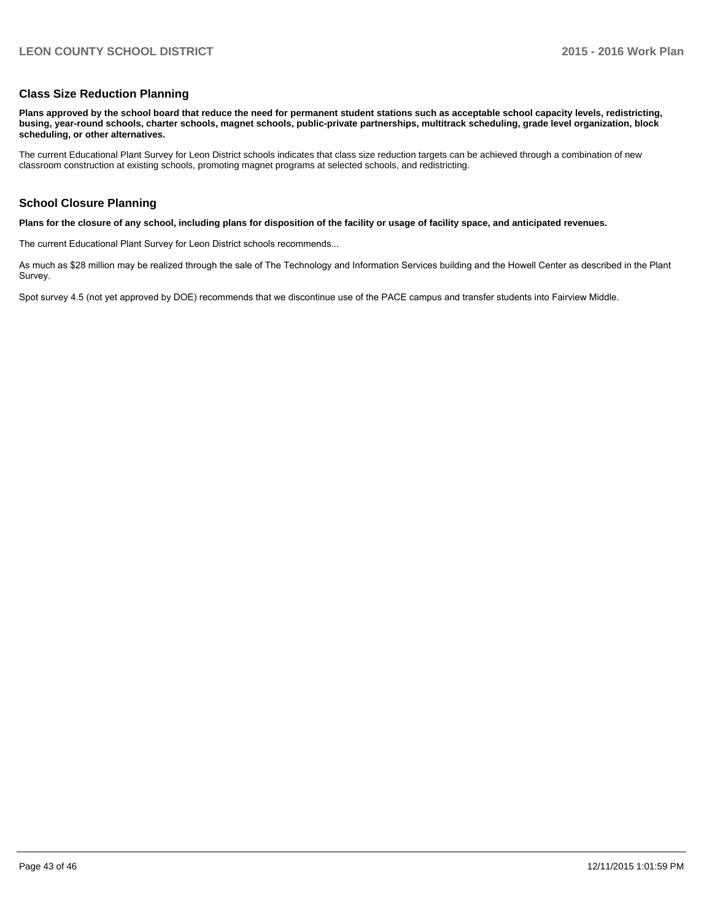## Class Size Reduction Planning

**Plans approved by the school board that reduce the need for permanent student stations such as acceptable school capacity levels, redistricting, busing, year-round schools, charter schools, magnet schools, public-private partnerships, multitrack scheduling, grade level organization, block scheduling, or other alternatives.**

The current Educational Plant Survey for Leon District schools indicates that class size reduction targets can be achieved through a combination of new classroom construction at existing schools, promoting magnet programs at selected schools, and redistricting.

## School Closure Planning

**Plans for the closure of any school, including plans for disposition of the facility or usage of facility space, and anticipated revenues.**

The current Educational Plant Survey for Leon District schools recommends...

As much as $28 million may be realized through the sale of The Technology and Information Services building and the Howell Center as described in the Plant Survey.

Spot survey 4.5 (not yet approved by DOE) recommends that we discontinue use of the PACE campus and transfer students into Fairview Middle.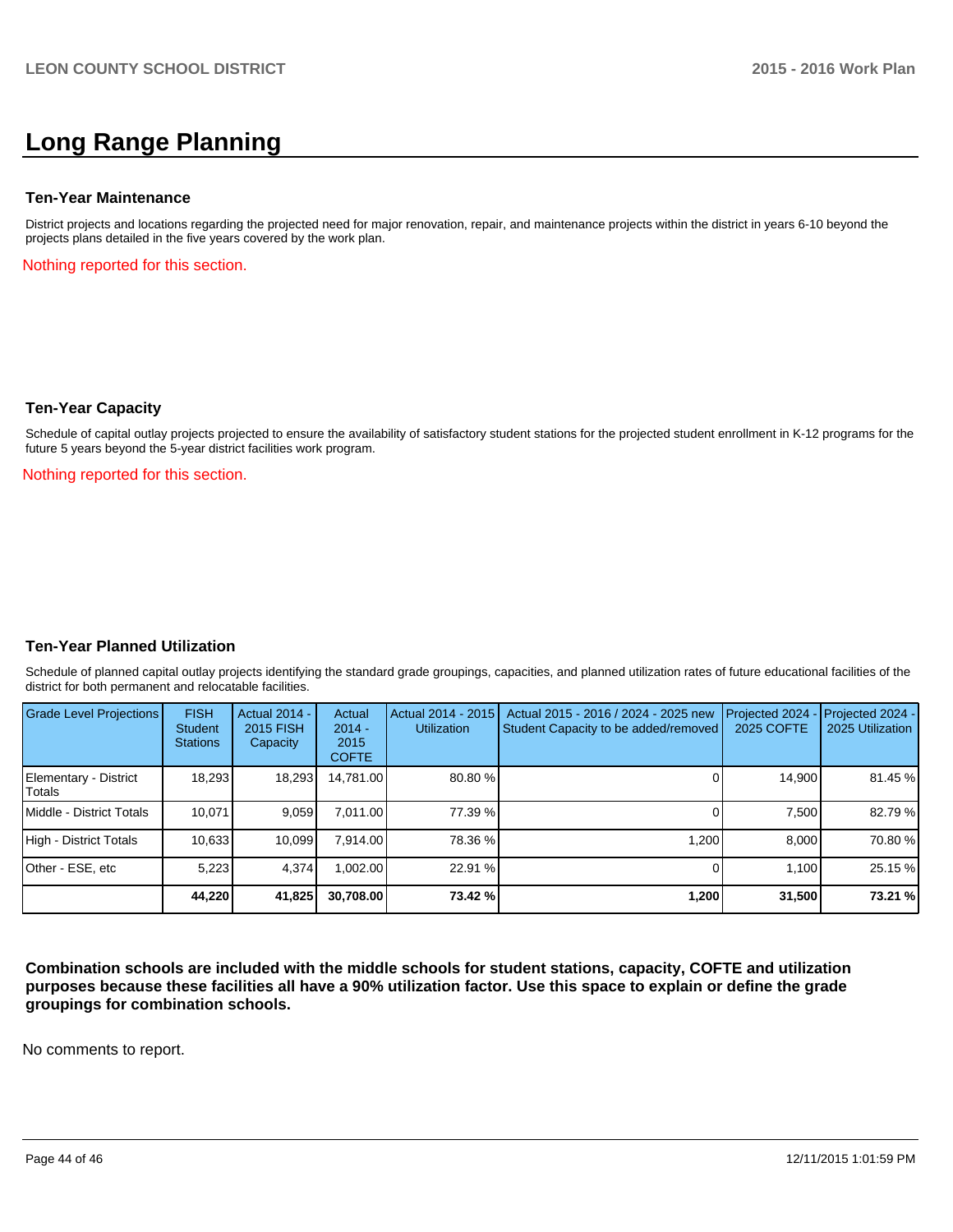# Long Range Planning

### Ten-Year Maintenance

District projects and locations regarding the projected need for major renovation, repair, and maintenance projects within the district in years 6-10 beyond the projects plans detailed in the five years covered by the work plan.

Nothing reported for this section.

### Ten-Year Capacity

Schedule of capital outlay projects projected to ensure the availability of satisfactory student stations for the projected student enrollment in K-12 programs for the future 5 years beyond the 5-year district facilities work program.

Nothing reported for this section.

### Ten-Year Planned Utilization

Schedule of planned capital outlay projects identifying the standard grade groupings, capacities, and planned utilization rates of future educational facilities of the district for both permanent and relocatable facilities.

| Grade Level Projections | FISH Student Stations | Actual 2014 - 2015 FISH Capacity | Actual 2014 - 2015 COFTE | Actual 2014 - 2015 Utilization | Actual 2015 - 2016 / 2024 - 2025 new Student Capacity to be added/removed | Projected 2024 - 2025 COFTE | Projected 2024 - 2025 Utilization |
|---|---|---|---|---|---|---|---|
| Elementary - District Totals | 18,293 | 18,293 | 14,781.00 | 80.80 % | 0 | 14,900 | 81.45 % |
| Middle - District Totals | 10,071 | 9,059 | 7,011.00 | 77.39 % | 0 | 7,500 | 82.79 % |
| High - District Totals | 10,633 | 10,099 | 7,914.00 | 78.36 % | 1,200 | 8,000 | 70.80 % |
| Other - ESE, etc | 5,223 | 4,374 | 1,002.00 | 22.91 % | 0 | 1,100 | 25.15 % |
| | **44,220** | **41,825** | **30,708.00** | **73.42 %** | **1,200** | **31,500** | **73.21 %** |

**Combination schools are included with the middle schools for student stations, capacity, COFTE and utilization purposes because these facilities all have a 90% utilization factor. Use this space to explain or define the grade groupings for combination schools.**

No comments to report.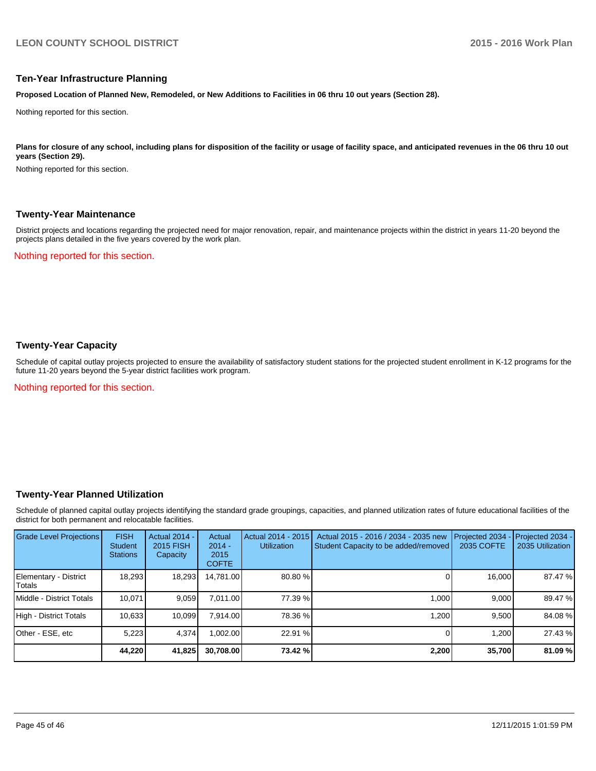## Ten-Year Infrastructure Planning

**Proposed Location of Planned New, Remodeled, or New Additions to Facilities in 06 thru 10 out years (Section 28).**

Nothing reported for this section.

**Plans for closure of any school, including plans for disposition of the facility or usage of facility space, and anticipated revenues in the 06 thru 10 out years (Section 29).**

Nothing reported for this section.

## Twenty-Year Maintenance

District projects and locations regarding the projected need for major renovation, repair, and maintenance projects within the district in years 11-20 beyond the projects plans detailed in the five years covered by the work plan.

Nothing reported for this section.

## Twenty-Year Capacity

Schedule of capital outlay projects projected to ensure the availability of satisfactory student stations for the projected student enrollment in K-12 programs for the future 11-20 years beyond the 5-year district facilities work program.

Nothing reported for this section.

## Twenty-Year Planned Utilization

Schedule of planned capital outlay projects identifying the standard grade groupings, capacities, and planned utilization rates of future educational facilities of the district for both permanent and relocatable facilities.

| Grade Level Projections | FISH Student Stations | Actual 2014 - 2015 FISH Capacity | Actual 2014 - 2015 COFTE | Actual 2014 - 2015 Utilization | Actual 2015 - 2016 / 2034 - 2035 new Student Capacity to be added/removed | Projected 2034 - 2035 COFTE | Projected 2034 - 2035 Utilization |
|---|---|---|---|---|---|---|---|
| Elementary - District Totals | 18,293 | 18,293 | 14,781.00 | 80.80 % | 0 | 16,000 | 87.47 % |
| Middle - District Totals | 10,071 | 9,059 | 7,011.00 | 77.39 % | 1,000 | 9,000 | 89.47 % |
| High - District Totals | 10,633 | 10,099 | 7,914.00 | 78.36 % | 1,200 | 9,500 | 84.08 % |
| Other - ESE, etc | 5,223 | 4,374 | 1,002.00 | 22.91 % | 0 | 1,200 | 27.43 % |
| | **44,220** | **41,825** | **30,708.00** | **73.42 %** | **2,200** | **35,700** | **81.09 %** |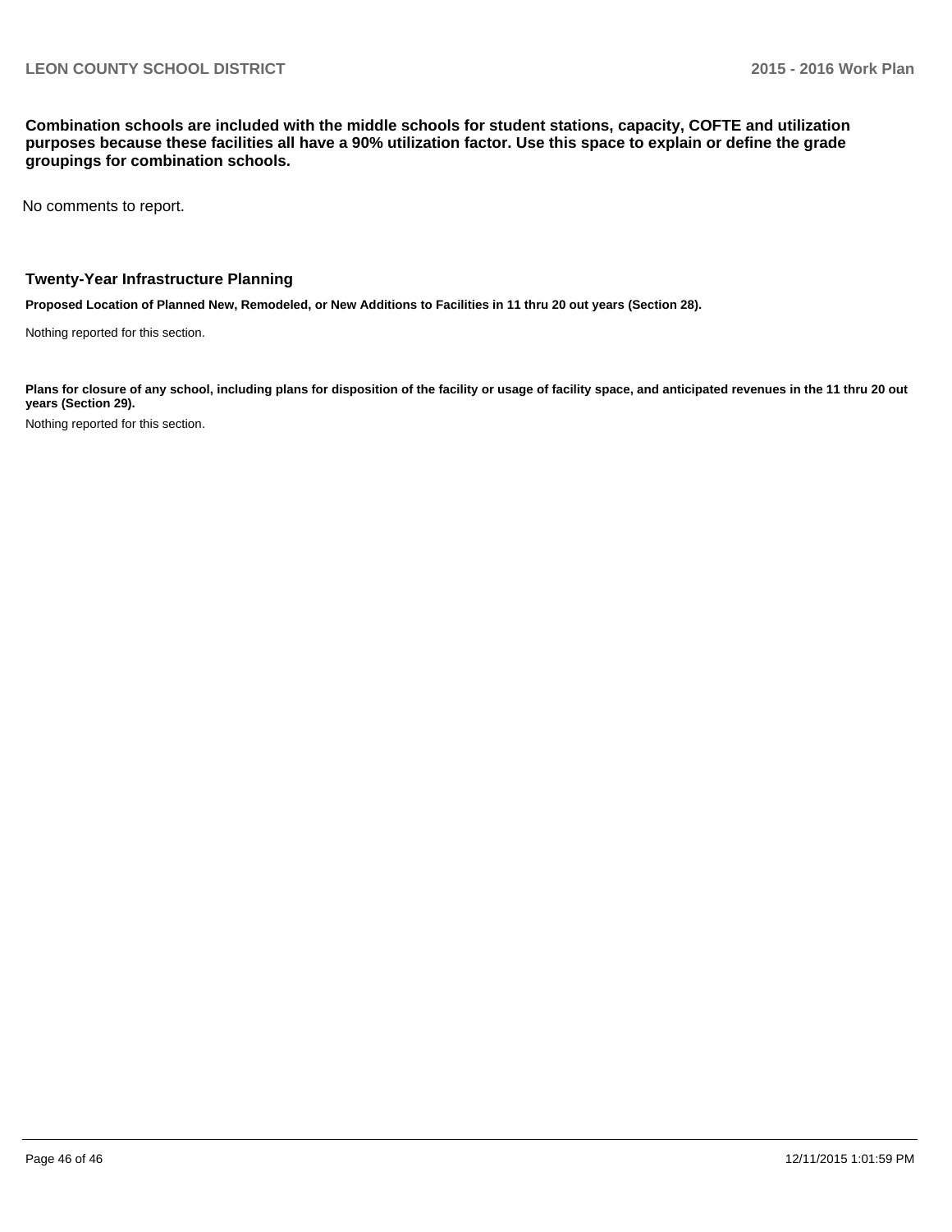**Combination schools are included with the middle schools for student stations, capacity, COFTE and utilization purposes because these facilities all have a 90% utilization factor. Use this space to explain or define the grade groupings for combination schools.**

No comments to report.

## Twenty-Year Infrastructure Planning

**Proposed Location of Planned New, Remodeled, or New Additions to Facilities in 11 thru 20 out years (Section 28).**

Nothing reported for this section.

**Plans for closure of any school, including plans for disposition of the facility or usage of facility space, and anticipated revenues in the 11 thru 20 out years (Section 29).**

Nothing reported for this section.